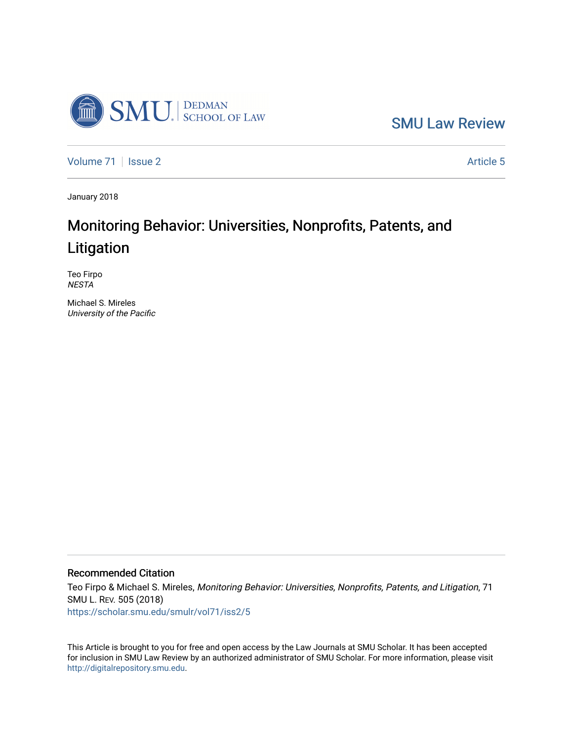SMU Law Review

Volume 71 | Issue 2 | Article 5

January 2018

# Monitoring Behavior: Universities, Nonprofits, Patents, and Litigation

Teo Firpo
*NESTA*

Michael S. Mireles
*University of the Pacific*

## Recommended Citation

Teo Firpo & Michael S. Mireles, *Monitoring Behavior: Universities, Nonprofits, Patents, and Litigation*, 71 SMU L. REV. 505 (2018)
https://scholar.smu.edu/smulr/vol71/iss2/5

This Article is brought to you for free and open access by the Law Journals at SMU Scholar. It has been accepted for inclusion in SMU Law Review by an authorized administrator of SMU Scholar. For more information, please visit http://digitalrepository.smu.edu.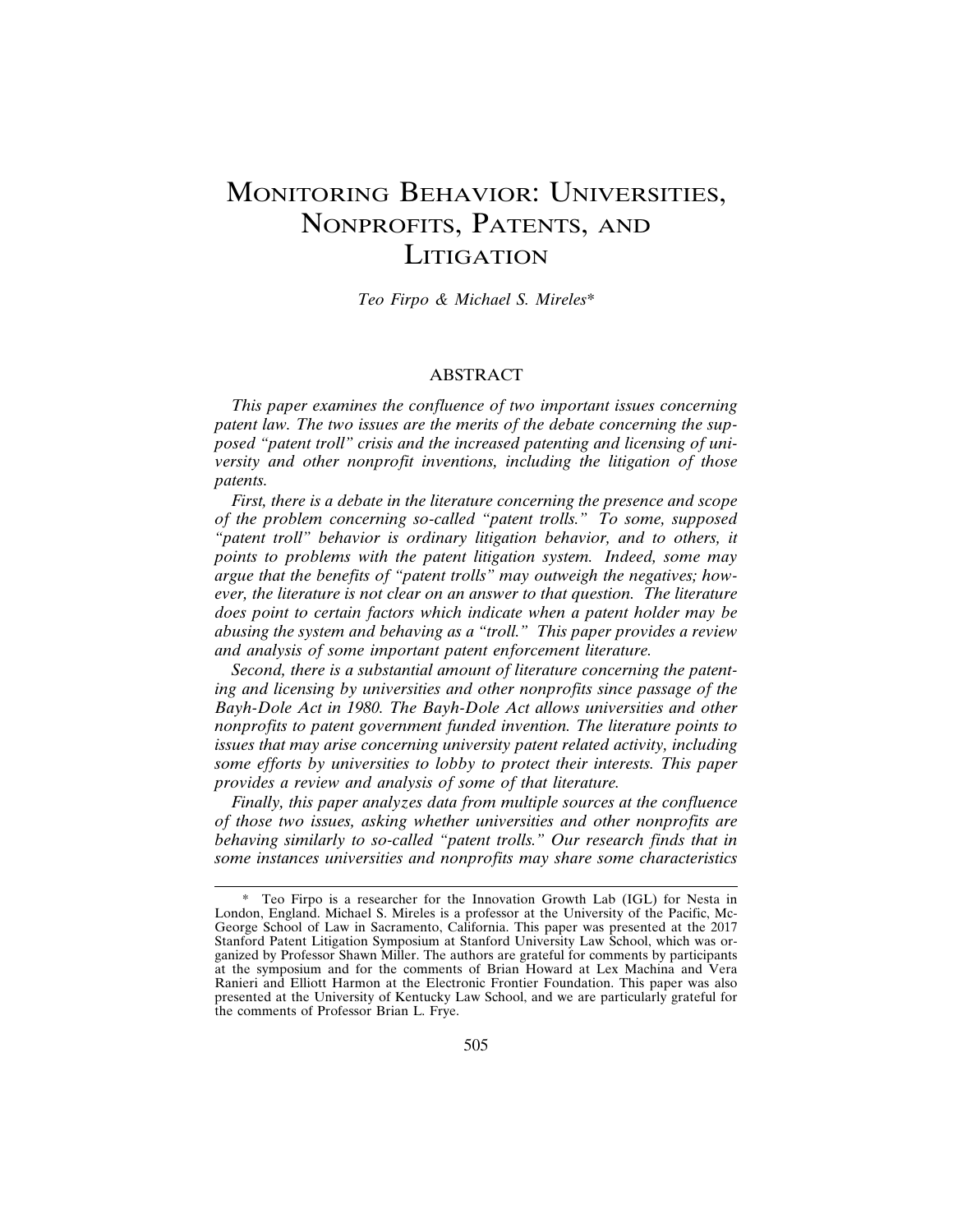# Monitoring Behavior: Universities, Nonprofits, Patents, and Litigation

*Teo Firpo & Michael S. Mireles\**

## ABSTRACT

*This paper examines the confluence of two important issues concerning patent law. The two issues are the merits of the debate concerning the supposed "patent troll" crisis and the increased patenting and licensing of university and other nonprofit inventions, including the litigation of those patents.*

*First, there is a debate in the literature concerning the presence and scope of the problem concerning so-called "patent trolls." To some, supposed "patent troll" behavior is ordinary litigation behavior, and to others, it points to problems with the patent litigation system. Indeed, some may argue that the benefits of "patent trolls" may outweigh the negatives; however, the literature is not clear on an answer to that question. The literature does point to certain factors which indicate when a patent holder may be abusing the system and behaving as a "troll." This paper provides a review and analysis of some important patent enforcement literature.*

*Second, there is a substantial amount of literature concerning the patenting and licensing by universities and other nonprofits since passage of the Bayh-Dole Act in 1980. The Bayh-Dole Act allows universities and other nonprofits to patent government funded invention. The literature points to issues that may arise concerning university patent related activity, including some efforts by universities to lobby to protect their interests. This paper provides a review and analysis of some of that literature.*

*Finally, this paper analyzes data from multiple sources at the confluence of those two issues, asking whether universities and other nonprofits are behaving similarly to so-called "patent trolls." Our research finds that in some instances universities and nonprofits may share some characteristics*

---

\* Teo Firpo is a researcher for the Innovation Growth Lab (IGL) for Nesta in London, England. Michael S. Mireles is a professor at the University of the Pacific, McGeorge School of Law in Sacramento, California. This paper was presented at the 2017 Stanford Patent Litigation Symposium at Stanford University Law School, which was organized by Professor Shawn Miller. The authors are grateful for comments by participants at the symposium and for the comments of Brian Howard at Lex Machina and Vera Ranieri and Elliott Harmon at the Electronic Frontier Foundation. This paper was also presented at the University of Kentucky Law School, and we are particularly grateful for the comments of Professor Brian L. Frye.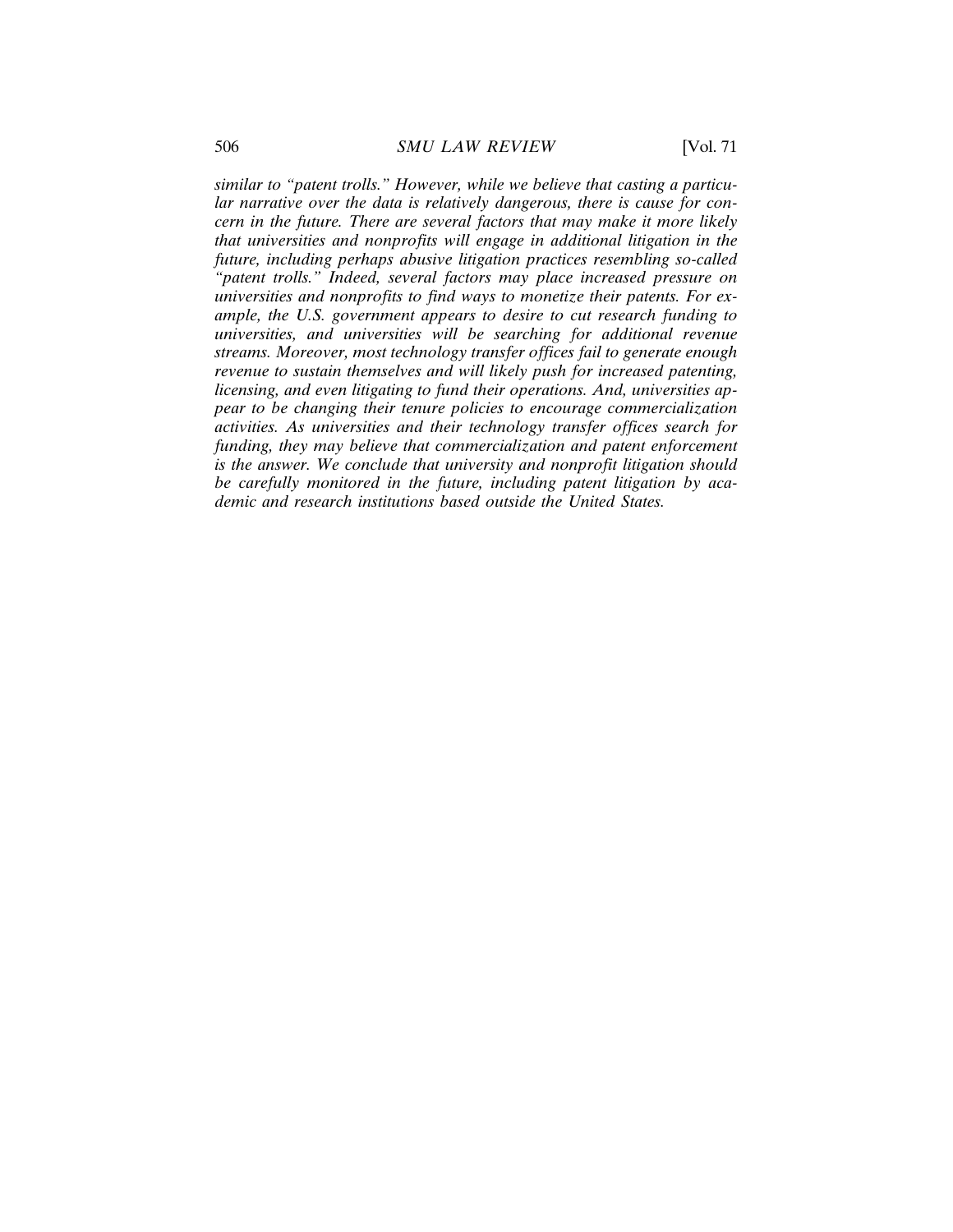*similar to "patent trolls." However, while we believe that casting a particular narrative over the data is relatively dangerous, there is cause for concern in the future. There are several factors that may make it more likely that universities and nonprofits will engage in additional litigation in the future, including perhaps abusive litigation practices resembling so-called "patent trolls." Indeed, several factors may place increased pressure on universities and nonprofits to find ways to monetize their patents. For example, the U.S. government appears to desire to cut research funding to universities, and universities will be searching for additional revenue streams. Moreover, most technology transfer offices fail to generate enough revenue to sustain themselves and will likely push for increased patenting, licensing, and even litigating to fund their operations. And, universities appear to be changing their tenure policies to encourage commercialization activities. As universities and their technology transfer offices search for funding, they may believe that commercialization and patent enforcement is the answer. We conclude that university and nonprofit litigation should be carefully monitored in the future, including patent litigation by academic and research institutions based outside the United States.*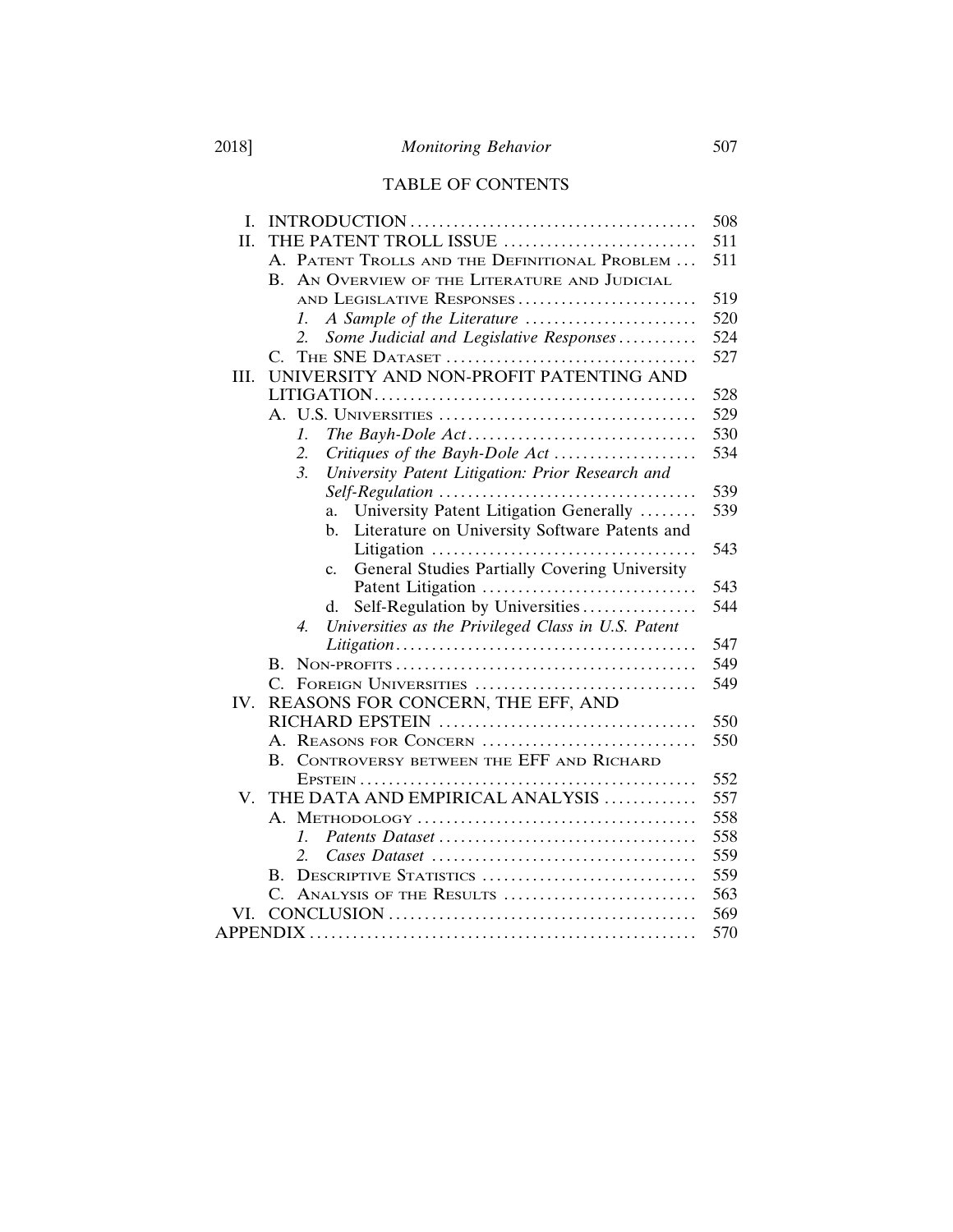## TABLE OF CONTENTS

| | | |
|---|---|---|
| I. | INTRODUCTION | 508 |
| II. | THE PATENT TROLL ISSUE | 511 |
| | A. Patent Trolls and the Definitional Problem | 511 |
| | B. An Overview of the Literature and Judicial and Legislative Responses | 519 |
| | 1. *A Sample of the Literature* | 520 |
| | 2. *Some Judicial and Legislative Responses* | 524 |
| | C. The SNE Dataset | 527 |
| III. | UNIVERSITY AND NON-PROFIT PATENTING AND LITIGATION | 528 |
| | A. U.S. Universities | 529 |
| | 1. *The Bayh-Dole Act* | 530 |
| | 2. *Critiques of the Bayh-Dole Act* | 534 |
| | 3. *University Patent Litigation: Prior Research and Self-Regulation* | 539 |
| | a. University Patent Litigation Generally | 539 |
| | b. Literature on University Software Patents and Litigation | 543 |
| | c. General Studies Partially Covering University Patent Litigation | 543 |
| | d. Self-Regulation by Universities | 544 |
| | 4. *Universities as the Privileged Class in U.S. Patent Litigation* | 547 |
| | B. Non-profits | 549 |
| | C. Foreign Universities | 549 |
| IV. | REASONS FOR CONCERN, THE EFF, AND RICHARD EPSTEIN | 550 |
| | A. Reasons for Concern | 550 |
| | B. Controversy between the EFF and Richard Epstein | 552 |
| V. | THE DATA AND EMPIRICAL ANALYSIS | 557 |
| | A. Methodology | 558 |
| | 1. *Patents Dataset* | 558 |
| | 2. *Cases Dataset* | 559 |
| | B. Descriptive Statistics | 559 |
| | C. Analysis of the Results | 563 |
| VI. | CONCLUSION | 569 |
| APPENDIX | | 570 |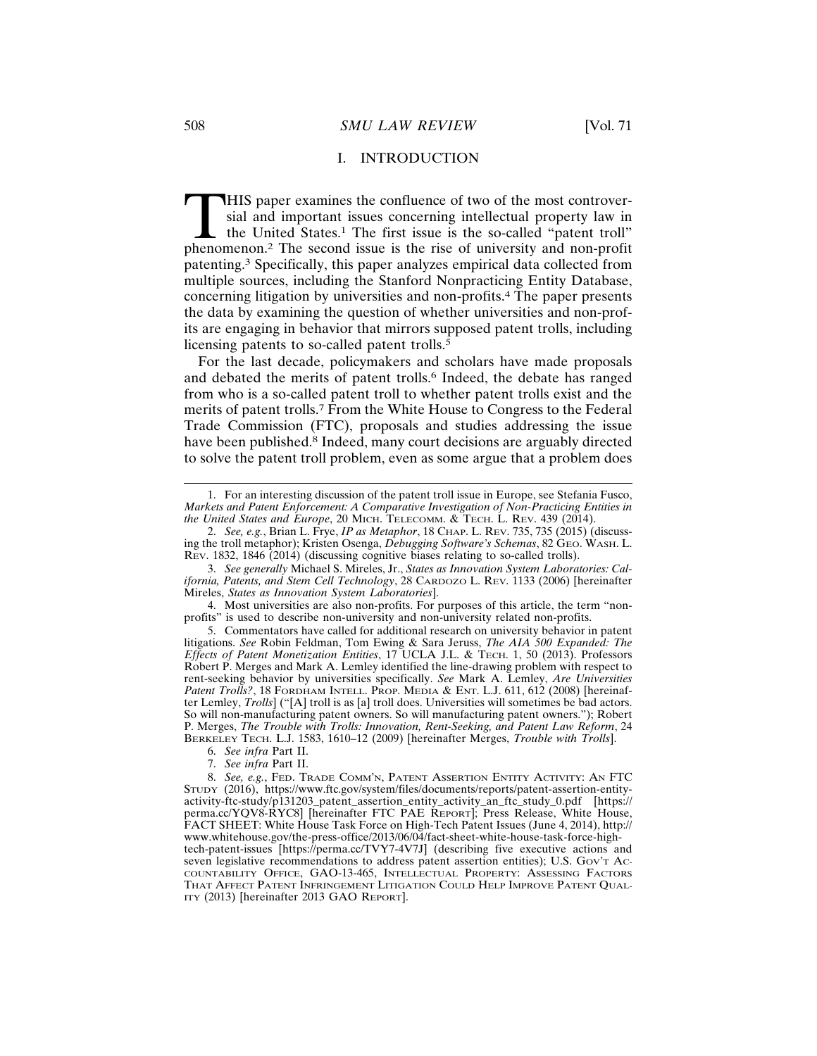## I. INTRODUCTION

THIS paper examines the confluence of two of the most controversial and important issues concerning intellectual property law in the United States.[1] The first issue is the so-called "patent troll" phenomenon.[2] The second issue is the rise of university and non-profit patenting.[3] Specifically, this paper analyzes empirical data collected from multiple sources, including the Stanford Nonpracticing Entity Database, concerning litigation by universities and non-profits.[4] The paper presents the data by examining the question of whether universities and non-profits are engaging in behavior that mirrors supposed patent trolls, including licensing patents to so-called patent trolls.[5]

For the last decade, policymakers and scholars have made proposals and debated the merits of patent trolls.[6] Indeed, the debate has ranged from who is a so-called patent troll to whether patent trolls exist and the merits of patent trolls.[7] From the White House to Congress to the Federal Trade Commission (FTC), proposals and studies addressing the issue have been published.[8] Indeed, many court decisions are arguably directed to solve the patent troll problem, even as some argue that a problem does

---

1. For an interesting discussion of the patent troll issue in Europe, see Stefania Fusco, *Markets and Patent Enforcement: A Comparative Investigation of Non-Practicing Entities in the United States and Europe*, 20 MICH. TELECOMM. & TECH. L. REV. 439 (2014).

2. *See, e.g.*, Brian L. Frye, *IP as Metaphor*, 18 CHAP. L. REV. 735, 735 (2015) (discussing the troll metaphor); Kristen Osenga, *Debugging Software's Schemas*, 82 GEO. WASH. L. REV. 1832, 1846 (2014) (discussing cognitive biases relating to so-called trolls).

3. *See generally* Michael S. Mireles, Jr., *States as Innovation System Laboratories: California, Patents, and Stem Cell Technology*, 28 CARDOZO L. REV. 1133 (2006) [hereinafter Mireles, *States as Innovation System Laboratories*].

4. Most universities are also non-profits. For purposes of this article, the term "non-profits" is used to describe non-university and non-university related non-profits.

5. Commentators have called for additional research on university behavior in patent litigations. *See* Robin Feldman, Tom Ewing & Sara Jeruss, *The AIA 500 Expanded: The Effects of Patent Monetization Entities*, 17 UCLA J.L. & TECH. 1, 50 (2013). Professors Robert P. Merges and Mark A. Lemley identified the line-drawing problem with respect to rent-seeking behavior by universities specifically. *See* Mark A. Lemley, *Are Universities Patent Trolls?*, 18 FORDHAM INTELL. PROP. MEDIA & ENT. L.J. 611, 612 (2008) [hereinafter Lemley, *Trolls*] ("[A] troll is as [a] troll does. Universities will sometimes be bad actors. So will non-manufacturing patent owners. So will manufacturing patent owners."); Robert P. Merges, *The Trouble with Trolls: Innovation, Rent-Seeking, and Patent Law Reform*, 24 BERKELEY TECH. L.J. 1583, 1610–12 (2009) [hereinafter Merges, *Trouble with Trolls*].

6. *See infra* Part II.

7. *See infra* Part II.

8. *See, e.g.*, FED. TRADE COMM'N, PATENT ASSERTION ENTITY ACTIVITY: AN FTC STUDY (2016), https://www.ftc.gov/system/files/documents/reports/patent-assertion-entity-activity-ftc-study/p131203_patent_assertion_entity_activity_an_ftc_study_0.pdf [https://perma.cc/YQV8-RYC8] [hereinafter FTC PAE REPORT]; Press Release, White House, FACT SHEET: White House Task Force on High-Tech Patent Issues (June 4, 2014), http://www.whitehouse.gov/the-press-office/2013/06/04/fact-sheet-white-house-task-force-high-tech-patent-issues [https://perma.cc/TVY7-4V7J] (describing five executive actions and seven legislative recommendations to address patent assertion entities); U.S. GOV'T ACCOUNTABILITY OFFICE, GAO-13-465, INTELLECTUAL PROPERTY: ASSESSING FACTORS THAT AFFECT PATENT INFRINGEMENT LITIGATION COULD HELP IMPROVE PATENT QUALITY (2013) [hereinafter 2013 GAO REPORT].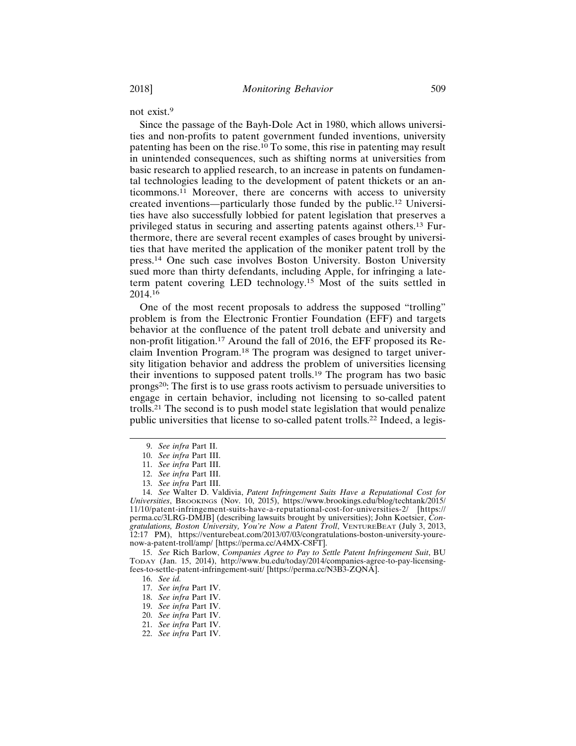not exist.[9]

Since the passage of the Bayh-Dole Act in 1980, which allows universities and non-profits to patent government funded inventions, university patenting has been on the rise.[10] To some, this rise in patenting may result in unintended consequences, such as shifting norms at universities from basic research to applied research, to an increase in patents on fundamental technologies leading to the development of patent thickets or an anticommons.[11] Moreover, there are concerns with access to university created inventions—particularly those funded by the public.[12] Universities have also successfully lobbied for patent legislation that preserves a privileged status in securing and asserting patents against others.[13] Furthermore, there are several recent examples of cases brought by universities that have merited the application of the moniker patent troll by the press.[14] One such case involves Boston University. Boston University sued more than thirty defendants, including Apple, for infringing a late-term patent covering LED technology.[15] Most of the suits settled in 2014.[16]

One of the most recent proposals to address the supposed "trolling" problem is from the Electronic Frontier Foundation (EFF) and targets behavior at the confluence of the patent troll debate and university and non-profit litigation.[17] Around the fall of 2016, the EFF proposed its Reclaim Invention Program.[18] The program was designed to target university litigation behavior and address the problem of universities licensing their inventions to supposed patent trolls.[19] The program has two basic prongs[20]: The first is to use grass roots activism to persuade universities to engage in certain behavior, including not licensing to so-called patent trolls.[21] The second is to push model state legislation that would penalize public universities that license to so-called patent trolls.[22] Indeed, a legis-

---

9. *See infra* Part II.
10. *See infra* Part III.
11. *See infra* Part III.
12. *See infra* Part III.
13. *See infra* Part III.
14. *See* Walter D. Valdivia, *Patent Infringement Suits Have a Reputational Cost for Universities*, BROOKINGS (Nov. 10, 2015), https://www.brookings.edu/blog/techtank/2015/11/10/patent-infringement-suits-have-a-reputational-cost-for-universities-2/ [https://perma.cc/3LRG-DMJB] (describing lawsuits brought by universities); John Koetsier, *Congratulations, Boston University, You're Now a Patent Troll*, VENTUREBEAT (July 3, 2013, 12:17 PM), https://venturebeat.com/2013/07/03/congratulations-boston-university-youre-now-a-patent-troll/amp/ [https://perma.cc/A4MX-C8FT].
15. *See* Rich Barlow, *Companies Agree to Pay to Settle Patent Infringement Suit*, BU TODAY (Jan. 15, 2014), http://www.bu.edu/today/2014/companies-agree-to-pay-licensing-fees-to-settle-patent-infringement-suit/ [https://perma.cc/N3B3-ZQNA].
16. *See id.*
17. *See infra* Part IV.
18. *See infra* Part IV.
19. *See infra* Part IV.
20. *See infra* Part IV.
21. *See infra* Part IV.
22. *See infra* Part IV.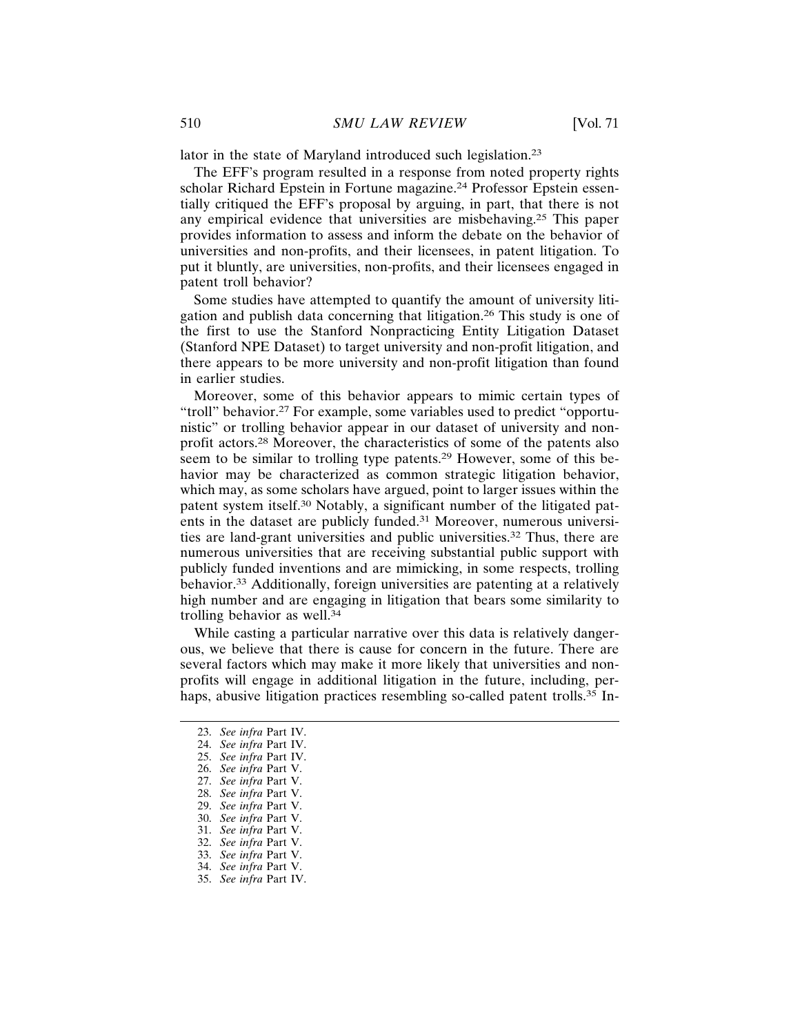lator in the state of Maryland introduced such legislation.[23]

The EFF's program resulted in a response from noted property rights scholar Richard Epstein in Fortune magazine.[24] Professor Epstein essentially critiqued the EFF's proposal by arguing, in part, that there is not any empirical evidence that universities are misbehaving.[25] This paper provides information to assess and inform the debate on the behavior of universities and non-profits, and their licensees, in patent litigation. To put it bluntly, are universities, non-profits, and their licensees engaged in patent troll behavior?

Some studies have attempted to quantify the amount of university litigation and publish data concerning that litigation.[26] This study is one of the first to use the Stanford Nonpracticing Entity Litigation Dataset (Stanford NPE Dataset) to target university and non-profit litigation, and there appears to be more university and non-profit litigation than found in earlier studies.

Moreover, some of this behavior appears to mimic certain types of "troll" behavior.[27] For example, some variables used to predict "opportunistic" or trolling behavior appear in our dataset of university and non-profit actors.[28] Moreover, the characteristics of some of the patents also seem to be similar to trolling type patents.[29] However, some of this behavior may be characterized as common strategic litigation behavior, which may, as some scholars have argued, point to larger issues within the patent system itself.[30] Notably, a significant number of the litigated patents in the dataset are publicly funded.[31] Moreover, numerous universities are land-grant universities and public universities.[32] Thus, there are numerous universities that are receiving substantial public support with publicly funded inventions and are mimicking, in some respects, trolling behavior.[33] Additionally, foreign universities are patenting at a relatively high number and are engaging in litigation that bears some similarity to trolling behavior as well.[34]

While casting a particular narrative over this data is relatively dangerous, we believe that there is cause for concern in the future. There are several factors which may make it more likely that universities and non-profits will engage in additional litigation in the future, including, perhaps, abusive litigation practices resembling so-called patent trolls.[35] In-

---

23. *See infra* Part IV.
24. *See infra* Part IV.
25. *See infra* Part IV.
26. *See infra* Part V.
27. *See infra* Part V.
28. *See infra* Part V.
29. *See infra* Part V.
30. *See infra* Part V.
31. *See infra* Part V.
32. *See infra* Part V.
33. *See infra* Part V.
34. *See infra* Part V.
35. *See infra* Part IV.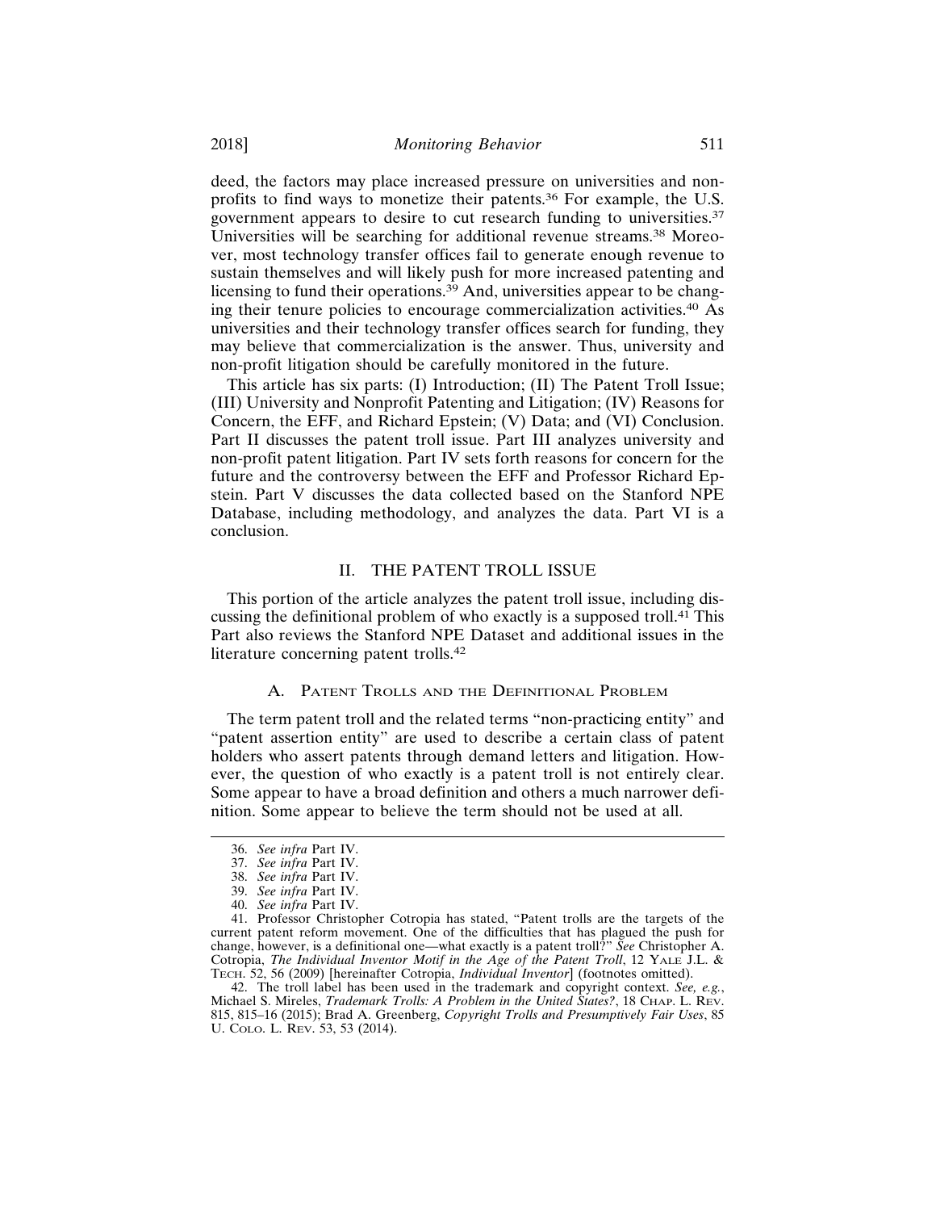deed, the factors may place increased pressure on universities and non-profits to find ways to monetize their patents.[36] For example, the U.S. government appears to desire to cut research funding to universities.[37] Universities will be searching for additional revenue streams.[38] Moreover, most technology transfer offices fail to generate enough revenue to sustain themselves and will likely push for more increased patenting and licensing to fund their operations.[39] And, universities appear to be changing their tenure policies to encourage commercialization activities.[40] As universities and their technology transfer offices search for funding, they may believe that commercialization is the answer. Thus, university and non-profit litigation should be carefully monitored in the future.

This article has six parts: (I) Introduction; (II) The Patent Troll Issue; (III) University and Nonprofit Patenting and Litigation; (IV) Reasons for Concern, the EFF, and Richard Epstein; (V) Data; and (VI) Conclusion. Part II discusses the patent troll issue. Part III analyzes university and non-profit patent litigation. Part IV sets forth reasons for concern for the future and the controversy between the EFF and Professor Richard Epstein. Part V discusses the data collected based on the Stanford NPE Database, including methodology, and analyzes the data. Part VI is a conclusion.

## II. The Patent Troll Issue

This portion of the article analyzes the patent troll issue, including discussing the definitional problem of who exactly is a supposed troll.[41] This Part also reviews the Stanford NPE Dataset and additional issues in the literature concerning patent trolls.[42]

### A. Patent Trolls and the Definitional Problem

The term patent troll and the related terms "non-practicing entity" and "patent assertion entity" are used to describe a certain class of patent holders who assert patents through demand letters and litigation. However, the question of who exactly is a patent troll is not entirely clear. Some appear to have a broad definition and others a much narrower definition. Some appear to believe the term should not be used at all.

---

36. *See infra* Part IV.

37. *See infra* Part IV.

38. *See infra* Part IV.

39. *See infra* Part IV.

40. *See infra* Part IV.

41. Professor Christopher Cotropia has stated, "Patent trolls are the targets of the current patent reform movement. One of the difficulties that has plagued the push for change, however, is a definitional one—what exactly is a patent troll?" *See* Christopher A. Cotropia, *The Individual Inventor Motif in the Age of the Patent Troll*, 12 Yale J.L. & Tech. 52, 56 (2009) [hereinafter Cotropia, *Individual Inventor*] (footnotes omitted).

42. The troll label has been used in the trademark and copyright context. *See, e.g.*, Michael S. Mireles, *Trademark Trolls: A Problem in the United States?*, 18 Chap. L. Rev. 815, 815–16 (2015); Brad A. Greenberg, *Copyright Trolls and Presumptively Fair Uses*, 85 U. Colo. L. Rev. 53, 53 (2014).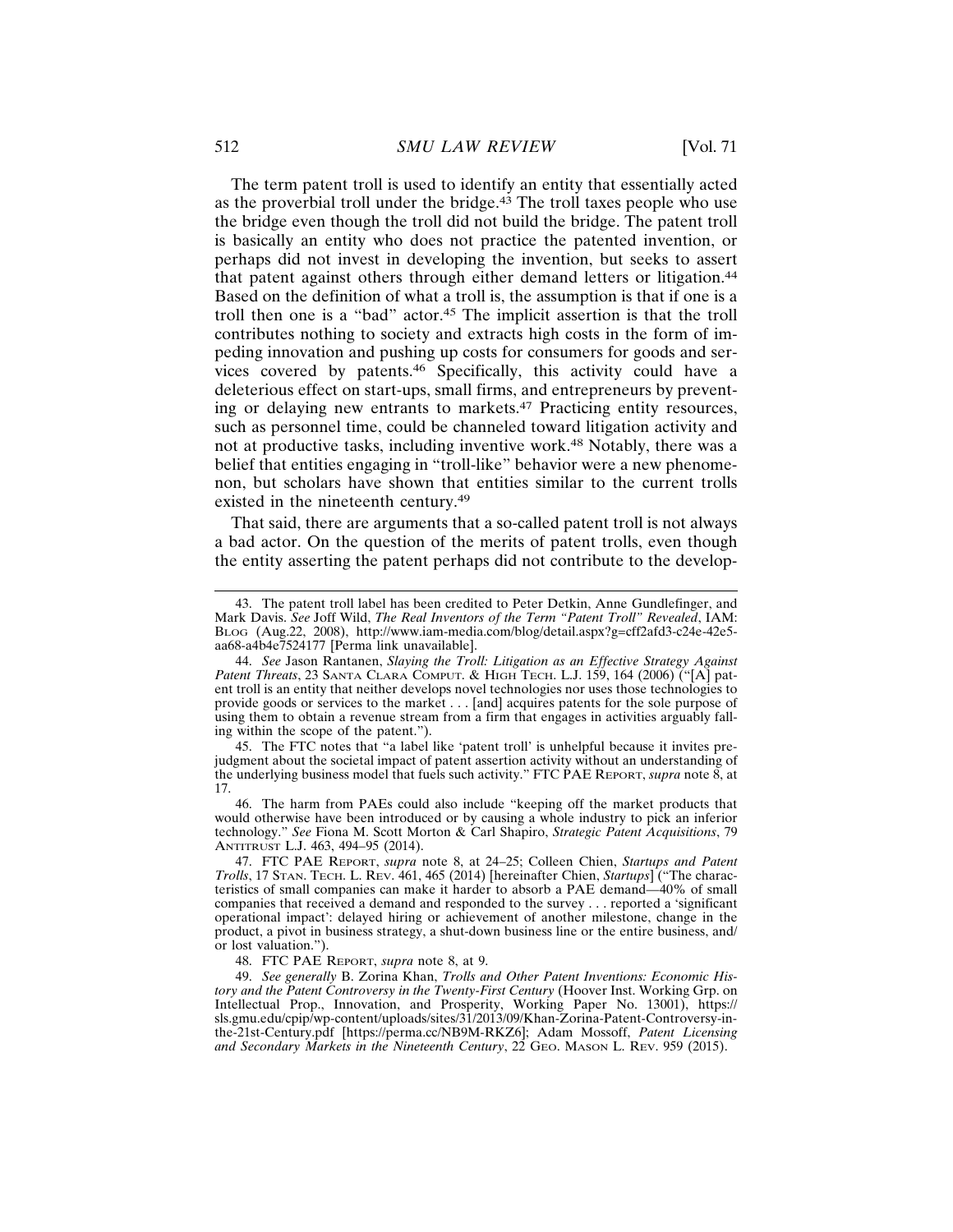The term patent troll is used to identify an entity that essentially acted as the proverbial troll under the bridge.[43] The troll taxes people who use the bridge even though the troll did not build the bridge. The patent troll is basically an entity who does not practice the patented invention, or perhaps did not invest in developing the invention, but seeks to assert that patent against others through either demand letters or litigation.[44] Based on the definition of what a troll is, the assumption is that if one is a troll then one is a "bad" actor.[45] The implicit assertion is that the troll contributes nothing to society and extracts high costs in the form of impeding innovation and pushing up costs for consumers for goods and services covered by patents.[46] Specifically, this activity could have a deleterious effect on start-ups, small firms, and entrepreneurs by preventing or delaying new entrants to markets.[47] Practicing entity resources, such as personnel time, could be channeled toward litigation activity and not at productive tasks, including inventive work.[48] Notably, there was a belief that entities engaging in "troll-like" behavior were a new phenomenon, but scholars have shown that entities similar to the current trolls existed in the nineteenth century.[49]

That said, there are arguments that a so-called patent troll is not always a bad actor. On the question of the merits of patent trolls, even though the entity asserting the patent perhaps did not contribute to the develop-

---

43. The patent troll label has been credited to Peter Detkin, Anne Gundlefinger, and Mark Davis. *See* Joff Wild, *The Real Inventors of the Term "Patent Troll" Revealed*, IAM: Blog (Aug.22, 2008), http://www.iam-media.com/blog/detail.aspx?g=cff2afd3-c24e-42e5-aa68-a4b4e7524177 [Perma link unavailable].

44. *See* Jason Rantanen, *Slaying the Troll: Litigation as an Effective Strategy Against Patent Threats*, 23 Santa Clara Comput. & High Tech. L.J. 159, 164 (2006) ("[A] patent troll is an entity that neither develops novel technologies nor uses those technologies to provide goods or services to the market . . . [and] acquires patents for the sole purpose of using them to obtain a revenue stream from a firm that engages in activities arguably falling within the scope of the patent.").

45. The FTC notes that "a label like 'patent troll' is unhelpful because it invites prejudgment about the societal impact of patent assertion activity without an understanding of the underlying business model that fuels such activity." FTC PAE Report, *supra* note 8, at 17.

46. The harm from PAEs could also include "keeping off the market products that would otherwise have been introduced or by causing a whole industry to pick an inferior technology." *See* Fiona M. Scott Morton & Carl Shapiro, *Strategic Patent Acquisitions*, 79 Antitrust L.J. 463, 494–95 (2014).

47. FTC PAE Report, *supra* note 8, at 24–25; Colleen Chien, *Startups and Patent Trolls*, 17 Stan. Tech. L. Rev. 461, 465 (2014) [hereinafter Chien, *Startups*] ("The characteristics of small companies can make it harder to absorb a PAE demand—40% of small companies that received a demand and responded to the survey . . . reported a 'significant operational impact': delayed hiring or achievement of another milestone, change in the product, a pivot in business strategy, a shut-down business line or the entire business, and/or lost valuation.").

48. FTC PAE Report, *supra* note 8, at 9.

49. *See generally* B. Zorina Khan, *Trolls and Other Patent Inventions: Economic History and the Patent Controversy in the Twenty-First Century* (Hoover Inst. Working Grp. on Intellectual Prop., Innovation, and Prosperity, Working Paper No. 13001), https://sls.gmu.edu/cpip/wp-content/uploads/sites/31/2013/09/Khan-Zorina-Patent-Controversy-in-the-21st-Century.pdf [https://perma.cc/NB9M-RKZ6]; Adam Mossoff, *Patent Licensing and Secondary Markets in the Nineteenth Century*, 22 Geo. Mason L. Rev. 959 (2015).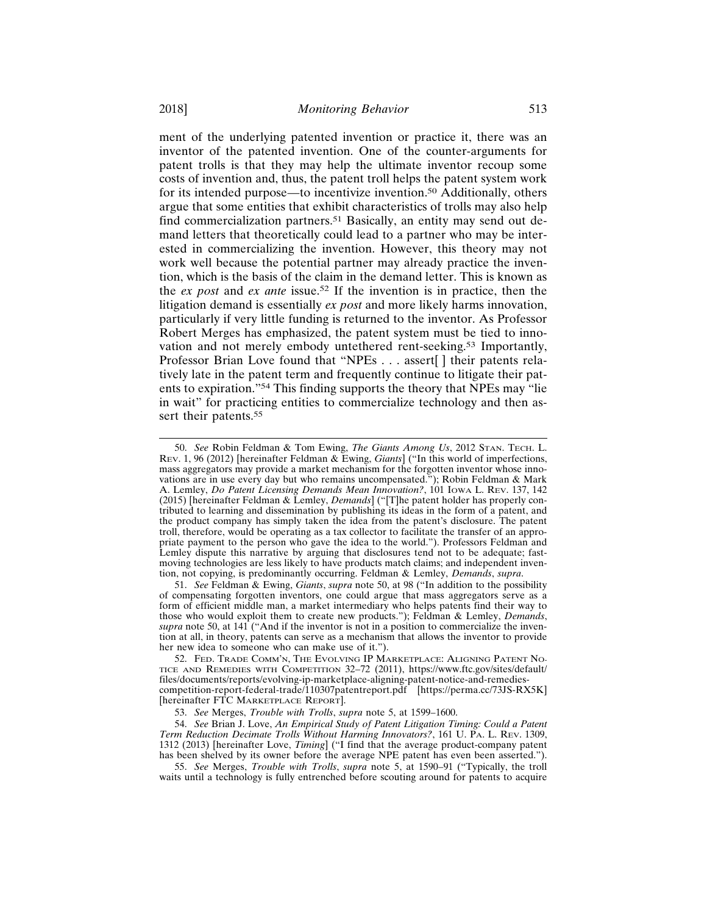ment of the underlying patented invention or practice it, there was an inventor of the patented invention. One of the counter-arguments for patent trolls is that they may help the ultimate inventor recoup some costs of invention and, thus, the patent troll helps the patent system work for its intended purpose—to incentivize invention.[50] Additionally, others argue that some entities that exhibit characteristics of trolls may also help find commercialization partners.[51] Basically, an entity may send out demand letters that theoretically could lead to a partner who may be interested in commercializing the invention. However, this theory may not work well because the potential partner may already practice the invention, which is the basis of the claim in the demand letter. This is known as the *ex post* and *ex ante* issue.[52] If the invention is in practice, then the litigation demand is essentially *ex post* and more likely harms innovation, particularly if very little funding is returned to the inventor. As Professor Robert Merges has emphasized, the patent system must be tied to innovation and not merely embody untethered rent-seeking.[53] Importantly, Professor Brian Love found that "NPEs . . . assert[ ] their patents relatively late in the patent term and frequently continue to litigate their patents to expiration."[54] This finding supports the theory that NPEs may "lie in wait" for practicing entities to commercialize technology and then assert their patents.[55]

---

50. *See* Robin Feldman & Tom Ewing, *The Giants Among Us*, 2012 STAN. TECH. L. REV. 1, 96 (2012) [hereinafter Feldman & Ewing, *Giants*] ("In this world of imperfections, mass aggregators may provide a market mechanism for the forgotten inventor whose innovations are in use every day but who remains uncompensated."); Robin Feldman & Mark A. Lemley, *Do Patent Licensing Demands Mean Innovation?*, 101 IOWA L. REV. 137, 142 (2015) [hereinafter Feldman & Lemley, *Demands*] ("[T]he patent holder has properly contributed to learning and dissemination by publishing its ideas in the form of a patent, and the product company has simply taken the idea from the patent's disclosure. The patent troll, therefore, would be operating as a tax collector to facilitate the transfer of an appropriate payment to the person who gave the idea to the world."). Professors Feldman and Lemley dispute this narrative by arguing that disclosures tend not to be adequate; fast-moving technologies are less likely to have products match claims; and independent invention, not copying, is predominantly occurring. Feldman & Lemley, *Demands*, *supra*.

51. *See* Feldman & Ewing, *Giants*, *supra* note 50, at 98 ("In addition to the possibility of compensating forgotten inventors, one could argue that mass aggregators serve as a form of efficient middle man, a market intermediary who helps patents find their way to those who would exploit them to create new products."); Feldman & Lemley, *Demands*, *supra* note 50, at 141 ("And if the inventor is not in a position to commercialize the invention at all, in theory, patents can serve as a mechanism that allows the inventor to provide her new idea to someone who can make use of it.").

52. FED. TRADE COMM'N, THE EVOLVING IP MARKETPLACE: ALIGNING PATENT NOTICE AND REMEDIES WITH COMPETITION 32–72 (2011), https://www.ftc.gov/sites/default/files/documents/reports/evolving-ip-marketplace-aligning-patent-notice-and-remedies-competition-report-federal-trade/110307patentreport.pdf [https://perma.cc/73JS-RX5K] [hereinafter FTC MARKETPLACE REPORT].

53. *See* Merges, *Trouble with Trolls*, *supra* note 5, at 1599–1600.

54. *See* Brian J. Love, *An Empirical Study of Patent Litigation Timing: Could a Patent Term Reduction Decimate Trolls Without Harming Innovators?*, 161 U. PA. L. REV. 1309, 1312 (2013) [hereinafter Love, *Timing*] ("I find that the average product-company patent has been shelved by its owner before the average NPE patent has even been asserted.").

55. *See* Merges, *Trouble with Trolls*, *supra* note 5, at 1590–91 ("Typically, the troll waits until a technology is fully entrenched before scouting around for patents to acquire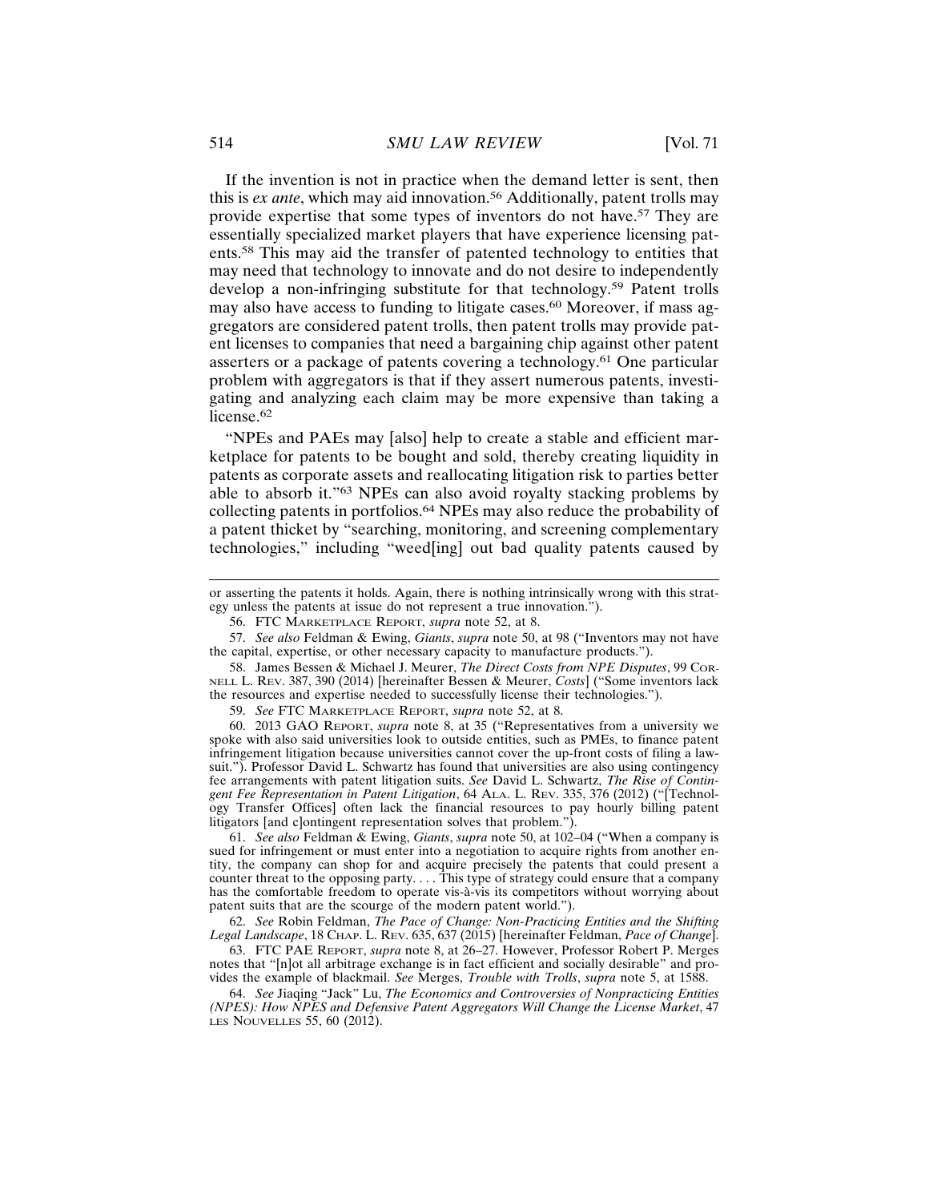If the invention is not in practice when the demand letter is sent, then this is *ex ante*, which may aid innovation.[56] Additionally, patent trolls may provide expertise that some types of inventors do not have.[57] They are essentially specialized market players that have experience licensing patents.[58] This may aid the transfer of patented technology to entities that may need that technology to innovate and do not desire to independently develop a non-infringing substitute for that technology.[59] Patent trolls may also have access to funding to litigate cases.[60] Moreover, if mass aggregators are considered patent trolls, then patent trolls may provide patent licenses to companies that need a bargaining chip against other patent asserters or a package of patents covering a technology.[61] One particular problem with aggregators is that if they assert numerous patents, investigating and analyzing each claim may be more expensive than taking a license.[62]

"NPEs and PAEs may [also] help to create a stable and efficient marketplace for patents to be bought and sold, thereby creating liquidity in patents as corporate assets and reallocating litigation risk to parties better able to absorb it."[63] NPEs can also avoid royalty stacking problems by collecting patents in portfolios.[64] NPEs may also reduce the probability of a patent thicket by "searching, monitoring, and screening complementary technologies," including "weed[ing] out bad quality patents caused by

---

or asserting the patents it holds. Again, there is nothing intrinsically wrong with this strategy unless the patents at issue do not represent a true innovation.").

56. FTC MARKETPLACE REPORT, *supra* note 52, at 8.

57. *See also* Feldman & Ewing, *Giants*, *supra* note 50, at 98 ("Inventors may not have the capital, expertise, or other necessary capacity to manufacture products.").

58. James Bessen & Michael J. Meurer, *The Direct Costs from NPE Disputes*, 99 CORNELL L. REV. 387, 390 (2014) [hereinafter Bessen & Meurer, *Costs*] ("Some inventors lack the resources and expertise needed to successfully license their technologies.").

59. *See* FTC MARKETPLACE REPORT, *supra* note 52, at 8.

60. 2013 GAO REPORT, *supra* note 8, at 35 ("Representatives from a university we spoke with also said universities look to outside entities, such as PMEs, to finance patent infringement litigation because universities cannot cover the up-front costs of filing a lawsuit."). Professor David L. Schwartz has found that universities are also using contingency fee arrangements with patent litigation suits. *See* David L. Schwartz, *The Rise of Contingent Fee Representation in Patent Litigation*, 64 ALA. L. REV. 335, 376 (2012) ("[Technology Transfer Offices] often lack the financial resources to pay hourly billing patent litigators [and c]ontingent representation solves that problem.").

61. *See also* Feldman & Ewing, *Giants*, *supra* note 50, at 102–04 ("When a company is sued for infringement or must enter into a negotiation to acquire rights from another entity, the company can shop for and acquire precisely the patents that could present a counter threat to the opposing party. . . . This type of strategy could ensure that a company has the comfortable freedom to operate vis-à-vis its competitors without worrying about patent suits that are the scourge of the modern patent world.").

62. *See* Robin Feldman, *The Pace of Change: Non-Practicing Entities and the Shifting Legal Landscape*, 18 CHAP. L. REV. 635, 637 (2015) [hereinafter Feldman, *Pace of Change*].

63. FTC PAE REPORT, *supra* note 8, at 26–27. However, Professor Robert P. Merges notes that "[n]ot all arbitrage exchange is in fact efficient and socially desirable" and provides the example of blackmail. *See* Merges, *Trouble with Trolls*, *supra* note 5, at 1588.

64. *See* Jiaqing "Jack" Lu, *The Economics and Controversies of Nonpracticing Entities (NPES): How NPES and Defensive Patent Aggregators Will Change the License Market*, 47 LES NOUVELLES 55, 60 (2012).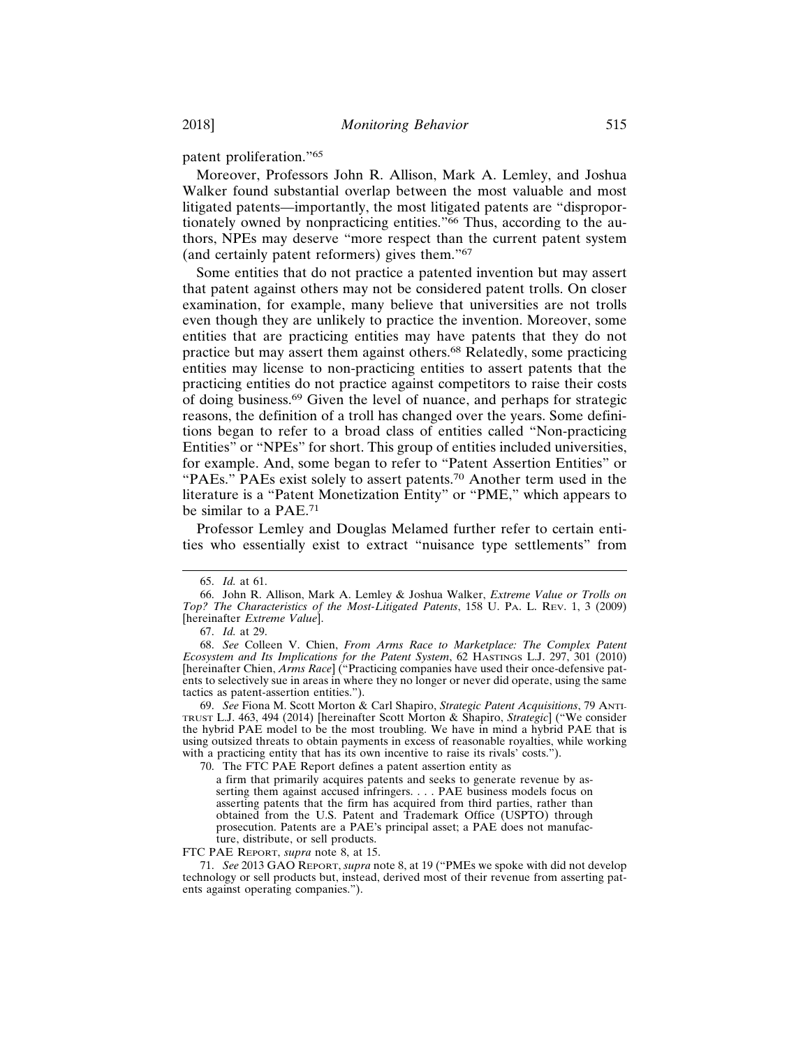patent proliferation."[65]

Moreover, Professors John R. Allison, Mark A. Lemley, and Joshua Walker found substantial overlap between the most valuable and most litigated patents—importantly, the most litigated patents are "disproportionately owned by nonpracticing entities."[66] Thus, according to the authors, NPEs may deserve "more respect than the current patent system (and certainly patent reformers) gives them."[67]

Some entities that do not practice a patented invention but may assert that patent against others may not be considered patent trolls. On closer examination, for example, many believe that universities are not trolls even though they are unlikely to practice the invention. Moreover, some entities that are practicing entities may have patents that they do not practice but may assert them against others.[68] Relatedly, some practicing entities may license to non-practicing entities to assert patents that the practicing entities do not practice against competitors to raise their costs of doing business.[69] Given the level of nuance, and perhaps for strategic reasons, the definition of a troll has changed over the years. Some definitions began to refer to a broad class of entities called "Non-practicing Entities" or "NPEs" for short. This group of entities included universities, for example. And, some began to refer to "Patent Assertion Entities" or "PAEs." PAEs exist solely to assert patents.[70] Another term used in the literature is a "Patent Monetization Entity" or "PME," which appears to be similar to a PAE.[71]

Professor Lemley and Douglas Melamed further refer to certain entities who essentially exist to extract "nuisance type settlements" from

---

65. *Id.* at 61.

66. John R. Allison, Mark A. Lemley & Joshua Walker, *Extreme Value or Trolls on Top? The Characteristics of the Most-Litigated Patents*, 158 U. PA. L. REV. 1, 3 (2009) [hereinafter *Extreme Value*].

67. *Id.* at 29.

68. *See* Colleen V. Chien, *From Arms Race to Marketplace: The Complex Patent Ecosystem and Its Implications for the Patent System*, 62 HASTINGS L.J. 297, 301 (2010) [hereinafter Chien, *Arms Race*] ("Practicing companies have used their once-defensive patents to selectively sue in areas in where they no longer or never did operate, using the same tactics as patent-assertion entities.").

69. *See* Fiona M. Scott Morton & Carl Shapiro, *Strategic Patent Acquisitions*, 79 ANTITRUST L.J. 463, 494 (2014) [hereinafter Scott Morton & Shapiro, *Strategic*] ("We consider the hybrid PAE model to be the most troubling. We have in mind a hybrid PAE that is using outsized threats to obtain payments in excess of reasonable royalties, while working with a practicing entity that has its own incentive to raise its rivals' costs.").

70. The FTC PAE Report defines a patent assertion entity as

> a firm that primarily acquires patents and seeks to generate revenue by asserting them against accused infringers. . . . PAE business models focus on asserting patents that the firm has acquired from third parties, rather than obtained from the U.S. Patent and Trademark Office (USPTO) through prosecution. Patents are a PAE's principal asset; a PAE does not manufacture, distribute, or sell products.

FTC PAE REPORT, *supra* note 8, at 15.

71. *See* 2013 GAO REPORT, *supra* note 8, at 19 ("PMEs we spoke with did not develop technology or sell products but, instead, derived most of their revenue from asserting patents against operating companies.").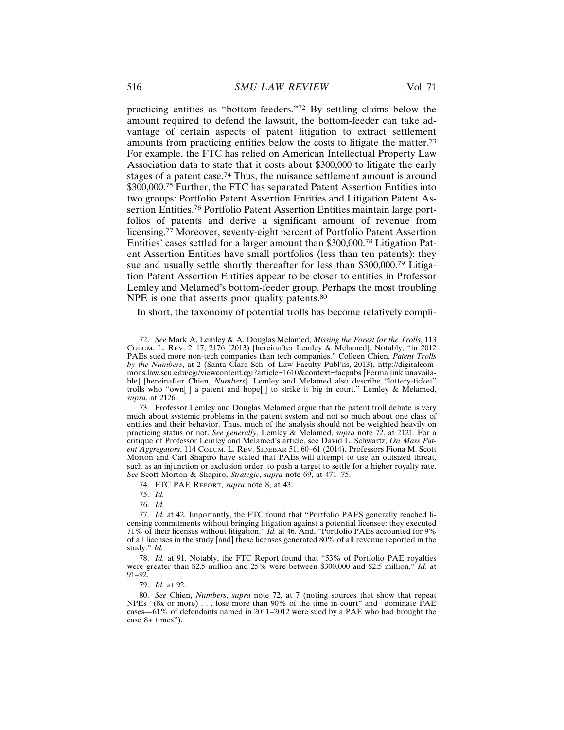practicing entities as "bottom-feeders."[72] By settling claims below the amount required to defend the lawsuit, the bottom-feeder can take advantage of certain aspects of patent litigation to extract settlement amounts from practicing entities below the costs to litigate the matter.[73] For example, the FTC has relied on American Intellectual Property Law Association data to state that it costs about $300,000 to litigate the early stages of a patent case.[74] Thus, the nuisance settlement amount is around $300,000.[75] Further, the FTC has separated Patent Assertion Entities into two groups: Portfolio Patent Assertion Entities and Litigation Patent Assertion Entities.[76] Portfolio Patent Assertion Entities maintain large portfolios of patents and derive a significant amount of revenue from licensing.[77] Moreover, seventy-eight percent of Portfolio Patent Assertion Entities' cases settled for a larger amount than $300,000.[78] Litigation Patent Assertion Entities have small portfolios (less than ten patents); they sue and usually settle shortly thereafter for less than $300,000.[79] Litigation Patent Assertion Entities appear to be closer to entities in Professor Lemley and Melamed's bottom-feeder group. Perhaps the most troubling NPE is one that asserts poor quality patents.[80]

In short, the taxonomy of potential trolls has become relatively compli-

---

72. *See* Mark A. Lemley & A. Douglas Melamed, *Missing the Forest for the Trolls*, 113 COLUM. L. REV. 2117, 2176 (2013) [hereinafter Lemley & Melamed]. Notably, "in 2012 PAEs sued more non-tech companies than tech companies." Colleen Chien, *Patent Trolls by the Numbers*, at 2 (Santa Clara Sch. of Law Faculty Publ'ns, 2013), http://digitalcommons.law.scu.edu/cgi/viewcontent.cgi?article=1610&context=facpubs [Perma link unavailable] [hereinafter Chien, *Numbers*]. Lemley and Melamed also describe "lottery-ticket" trolls who "own[ ] a patent and hope[ ] to strike it big in court." Lemley & Melamed, *supra*, at 2126.

73. Professor Lemley and Douglas Melamed argue that the patent troll debate is very much about systemic problems in the patent system and not so much about one class of entities and their behavior. Thus, much of the analysis should not be weighted heavily on practicing status or not. *See generally*, Lemley & Melamed, *supra* note 72, at 2121. For a critique of Professor Lemley and Melamed's article, see David L. Schwartz, *On Mass Patent Aggregators*, 114 COLUM. L. REV. SIDEBAR 51, 60–61 (2014). Professors Fiona M. Scott Morton and Carl Shapiro have stated that PAEs will attempt to use an outsized threat, such as an injunction or exclusion order, to push a target to settle for a higher royalty rate. *See* Scott Morton & Shapiro, *Strategic*, *supra* note 69, at 471–75.

74. FTC PAE REPORT, *supra* note 8, at 43.

75. *Id.*

76. *Id.*

77. *Id.* at 42. Importantly, the FTC found that "Portfolio PAES generally reached licensing commitments without bringing litigation against a potential licensee: they executed 71% of their licenses without litigation." *Id.* at 46. And, "Portfolio PAEs accounted for 9% of all licenses in the study [and] these licenses generated 80% of all revenue reported in the study." *Id.*

78. *Id.* at 91. Notably, the FTC Report found that "53% of Portfolio PAE royalties were greater than $2.5 million and 25% were between $300,000 and $2.5 million." *Id*. at 91–92.

79. *Id.* at 92.

80. *See* Chien, *Numbers*, *supra* note 72, at 7 (noting sources that show that repeat NPEs "(8x or more) . . . lose more than 90% of the time in court" and "dominate PAE cases—61% of defendants named in 2011–2012 were sued by a PAE who had brought the case 8+ times").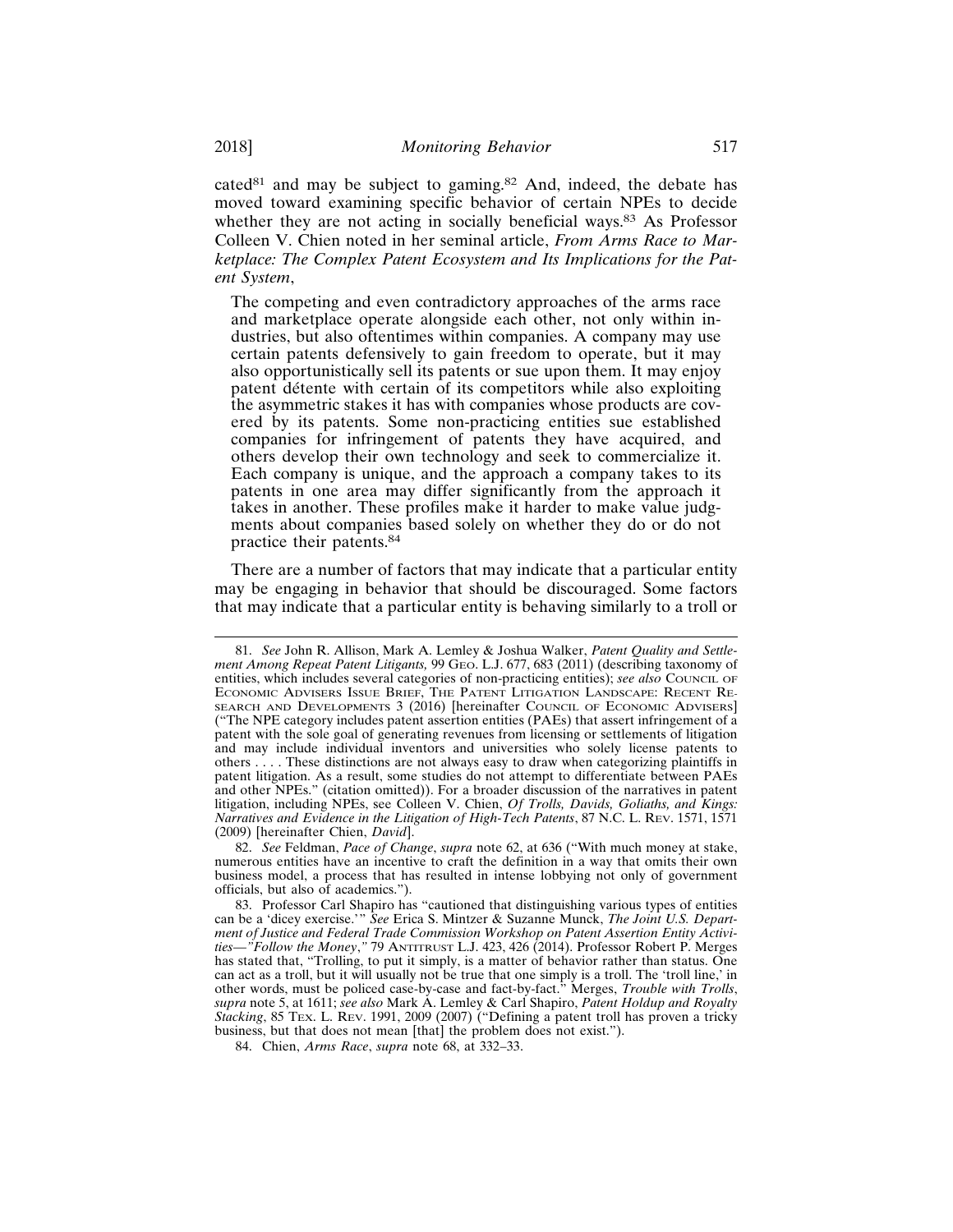cated[81] and may be subject to gaming.[82] And, indeed, the debate has moved toward examining specific behavior of certain NPEs to decide whether they are not acting in socially beneficial ways.[83] As Professor Colleen V. Chien noted in her seminal article, *From Arms Race to Marketplace: The Complex Patent Ecosystem and Its Implications for the Patent System*,

> The competing and even contradictory approaches of the arms race and marketplace operate alongside each other, not only within industries, but also oftentimes within companies. A company may use certain patents defensively to gain freedom to operate, but it may also opportunistically sell its patents or sue upon them. It may enjoy patent détente with certain of its competitors while also exploiting the asymmetric stakes it has with companies whose products are covered by its patents. Some non-practicing entities sue established companies for infringement of patents they have acquired, and others develop their own technology and seek to commercialize it. Each company is unique, and the approach a company takes to its patents in one area may differ significantly from the approach it takes in another. These profiles make it harder to make value judgments about companies based solely on whether they do or do not practice their patents.[84]

There are a number of factors that may indicate that a particular entity may be engaging in behavior that should be discouraged. Some factors that may indicate that a particular entity is behaving similarly to a troll or

---

81. *See* John R. Allison, Mark A. Lemley & Joshua Walker, *Patent Quality and Settlement Among Repeat Patent Litigants,* 99 GEO. L.J. 677, 683 (2011) (describing taxonomy of entities, which includes several categories of non-practicing entities); *see also* COUNCIL OF ECONOMIC ADVISERS ISSUE BRIEF, THE PATENT LITIGATION LANDSCAPE: RECENT RESEARCH AND DEVELOPMENTS 3 (2016) [hereinafter COUNCIL OF ECONOMIC ADVISERS] ("The NPE category includes patent assertion entities (PAEs) that assert infringement of a patent with the sole goal of generating revenues from licensing or settlements of litigation and may include individual inventors and universities who solely license patents to others . . . . These distinctions are not always easy to draw when categorizing plaintiffs in patent litigation. As a result, some studies do not attempt to differentiate between PAEs and other NPEs." (citation omitted)). For a broader discussion of the narratives in patent litigation, including NPEs, see Colleen V. Chien, *Of Trolls, Davids, Goliaths, and Kings: Narratives and Evidence in the Litigation of High-Tech Patents*, 87 N.C. L. REV. 1571, 1571 (2009) [hereinafter Chien, *David*].

82. *See* Feldman, *Pace of Change*, *supra* note 62, at 636 ("With much money at stake, numerous entities have an incentive to craft the definition in a way that omits their own business model, a process that has resulted in intense lobbying not only of government officials, but also of academics.").

83. Professor Carl Shapiro has "cautioned that distinguishing various types of entities can be a 'dicey exercise.'" *See* Erica S. Mintzer & Suzanne Munck, *The Joint U.S. Department of Justice and Federal Trade Commission Workshop on Patent Assertion Entity Activities—"Follow the Money*,*"* 79 ANTITRUST L.J. 423, 426 (2014). Professor Robert P. Merges has stated that, "Trolling, to put it simply, is a matter of behavior rather than status. One can act as a troll, but it will usually not be true that one simply is a troll. The 'troll line,' in other words, must be policed case-by-case and fact-by-fact." Merges, *Trouble with Trolls*, *supra* note 5, at 1611; *see also* Mark A. Lemley & Carl Shapiro, *Patent Holdup and Royalty Stacking*, 85 TEX. L. REV. 1991, 2009 (2007) ("Defining a patent troll has proven a tricky business, but that does not mean [that] the problem does not exist.").

84. Chien, *Arms Race*, *supra* note 68, at 332–33.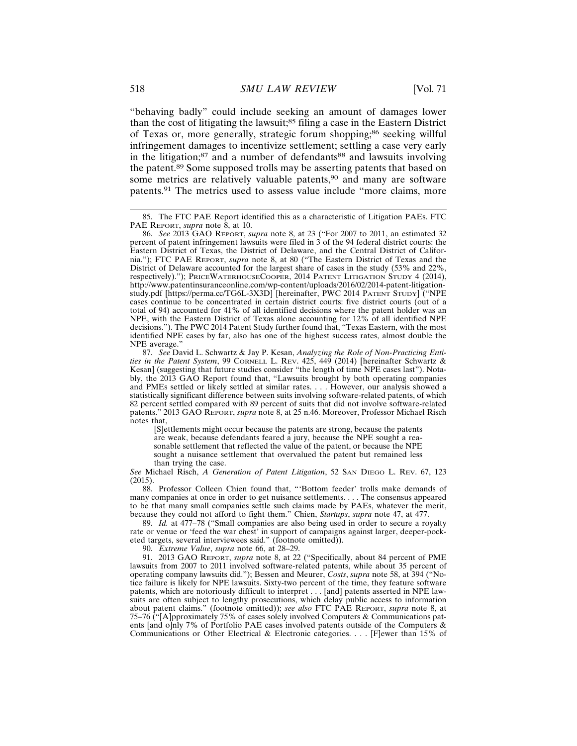"behaving badly" could include seeking an amount of damages lower than the cost of litigating the lawsuit;[85] filing a case in the Eastern District of Texas or, more generally, strategic forum shopping;[86] seeking willful infringement damages to incentivize settlement; settling a case very early in the litigation;[87] and a number of defendants[88] and lawsuits involving the patent.[89] Some supposed trolls may be asserting patents that based on some metrics are relatively valuable patents,[90] and many are software patents.[91] The metrics used to assess value include "more claims, more

---

85. The FTC PAE Report identified this as a characteristic of Litigation PAEs. FTC PAE REPORT, *supra* note 8, at 10.

86. *See* 2013 GAO REPORT, *supra* note 8, at 23 ("For 2007 to 2011, an estimated 32 percent of patent infringement lawsuits were filed in 3 of the 94 federal district courts: the Eastern District of Texas, the District of Delaware, and the Central District of California."); FTC PAE REPORT, *supra* note 8, at 80 ("The Eastern District of Texas and the District of Delaware accounted for the largest share of cases in the study (53% and 22%, respectively)."); PRICEWATERHOUSECOOPER, 2014 PATENT LITIGATION STUDY 4 (2014), http://www.patentinsuranceonline.com/wp-content/uploads/2016/02/2014-patent-litigation-study.pdf [https://perma.cc/TG6L-3X3D] [hereinafter, PWC 2014 PATENT STUDY] ("NPE cases continue to be concentrated in certain district courts: five district courts (out of a total of 94) accounted for 41% of all identified decisions where the patent holder was an NPE, with the Eastern District of Texas alone accounting for 12% of all identified NPE decisions."). The PWC 2014 Patent Study further found that, "Texas Eastern, with the most identified NPE cases by far, also has one of the highest success rates, almost double the NPE average."

87. *See* David L. Schwartz & Jay P. Kesan, *Analyzing the Role of Non-Practicing Entities in the Patent System*, 99 CORNELL L. REV. 425, 449 (2014) [hereinafter Schwartz & Kesan] (suggesting that future studies consider "the length of time NPE cases last"). Notably, the 2013 GAO Report found that, "Lawsuits brought by both operating companies and PMEs settled or likely settled at similar rates. . . . However, our analysis showed a statistically significant difference between suits involving software-related patents, of which 82 percent settled compared with 89 percent of suits that did not involve software-related patents." 2013 GAO REPORT, *supra* note 8, at 25 n.46. Moreover, Professor Michael Risch notes that,

> [S]ettlements might occur because the patents are strong, because the patents are weak, because defendants feared a jury, because the NPE sought a reasonable settlement that reflected the value of the patent, or because the NPE sought a nuisance settlement that overvalued the patent but remained less than trying the case.

*See* Michael Risch, *A Generation of Patent Litigation*, 52 SAN DIEGO L. REV. 67, 123 (2015).

88. Professor Colleen Chien found that, "'Bottom feeder' trolls make demands of many companies at once in order to get nuisance settlements. . . . The consensus appeared to be that many small companies settle such claims made by PAEs, whatever the merit, because they could not afford to fight them." Chien, *Startups*, *supra* note 47, at 477.

89. *Id.* at 477–78 ("Small companies are also being used in order to secure a royalty rate or venue or 'feed the war chest' in support of campaigns against larger, deeper-pocketed targets, several interviewees said." (footnote omitted)).

90. *Extreme Value*, *supra* note 66, at 28–29.

91. 2013 GAO REPORT, *supra* note 8, at 22 ("Specifically, about 84 percent of PME lawsuits from 2007 to 2011 involved software-related patents, while about 35 percent of operating company lawsuits did."); Bessen and Meurer, *Costs*, *supra* note 58, at 394 ("Notice failure is likely for NPE lawsuits. Sixty-two percent of the time, they feature software patents, which are notoriously difficult to interpret . . . [and] patents asserted in NPE lawsuits are often subject to lengthy prosecutions, which delay public access to information about patent claims." (footnote omitted)); *see also* FTC PAE REPORT, *supra* note 8, at 75–76 ("[A]pproximately 75% of cases solely involved Computers & Communications patents [and o]nly 7% of Portfolio PAE cases involved patents outside of the Computers & Communications or Other Electrical & Electronic categories. . . . [F]ewer than 15% of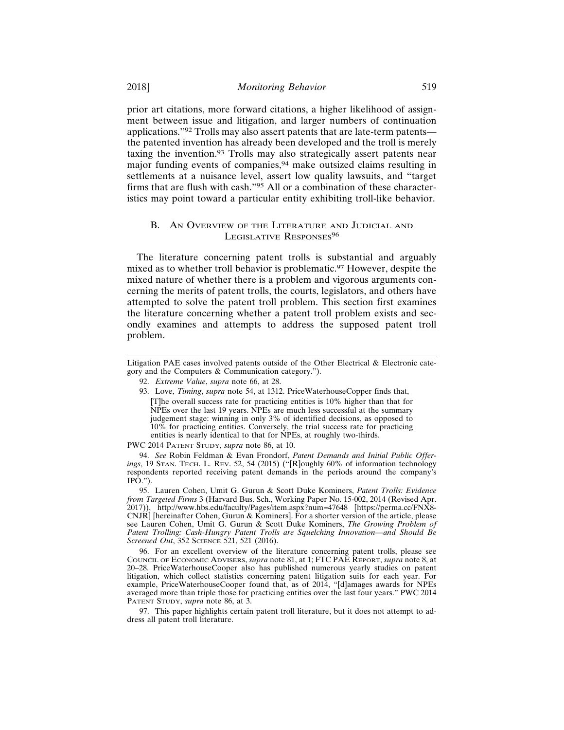prior art citations, more forward citations, a higher likelihood of assignment between issue and litigation, and larger numbers of continuation applications."[92] Trolls may also assert patents that are late-term patents—the patented invention has already been developed and the troll is merely taxing the invention.[93] Trolls may also strategically assert patents near major funding events of companies,[94] make outsized claims resulting in settlements at a nuisance level, assert low quality lawsuits, and "target firms that are flush with cash."[95] All or a combination of these characteristics may point toward a particular entity exhibiting troll-like behavior.

### B. An Overview of the Literature and Judicial and Legislative Responses[96]

The literature concerning patent trolls is substantial and arguably mixed as to whether troll behavior is problematic.[97] However, despite the mixed nature of whether there is a problem and vigorous arguments concerning the merits of patent trolls, the courts, legislators, and others have attempted to solve the patent troll problem. This section first examines the literature concerning whether a patent troll problem exists and secondly examines and attempts to address the supposed patent troll problem.

---

Litigation PAE cases involved patents outside of the Other Electrical & Electronic category and the Computers & Communication category.").

92. *Extreme Value*, *supra* note 66, at 28.

93. Love, *Timing*, *supra* note 54, at 1312. PriceWaterhouseCopper finds that,

> [T]he overall success rate for practicing entities is 10% higher than that for NPEs over the last 19 years. NPEs are much less successful at the summary judgement stage: winning in only 3% of identified decisions, as opposed to 10% for practicing entities. Conversely, the trial success rate for practicing entities is nearly identical to that for NPEs, at roughly two-thirds.

PWC 2014 Patent Study, *supra* note 86, at 10.

94. *See* Robin Feldman & Evan Frondorf, *Patent Demands and Initial Public Offerings*, 19 Stan. Tech. L. Rev. 52, 54 (2015) ("[R]oughly 60% of information technology respondents reported receiving patent demands in the periods around the company's IPO.").

95. Lauren Cohen, Umit G. Gurun & Scott Duke Kominers, *Patent Trolls: Evidence from Targeted Firms* 3 (Harvard Bus. Sch., Working Paper No. 15-002, 2014 (Revised Apr. 2017)), http://www.hbs.edu/faculty/Pages/item.aspx?num=47648 [https://perma.cc/FNX8-CNJR] [hereinafter Cohen, Gurun & Kominers]. For a shorter version of the article, please see Lauren Cohen, Umit G. Gurun & Scott Duke Kominers, *The Growing Problem of Patent Trolling: Cash-Hungry Patent Trolls are Squelching Innovation—and Should Be Screened Out*, 352 Science 521, 521 (2016).

96. For an excellent overview of the literature concerning patent trolls, please see Council of Economic Advisers, *supra* note 81, at 1; FTC PAE Report, *supra* note 8, at 20–28. PriceWaterhouseCooper also has published numerous yearly studies on patent litigation, which collect statistics concerning patent litigation suits for each year. For example, PriceWaterhouseCooper found that, as of 2014, "[d]amages awards for NPEs averaged more than triple those for practicing entities over the last four years." PWC 2014 Patent Study, *supra* note 86, at 3.

97. This paper highlights certain patent troll literature, but it does not attempt to address all patent troll literature.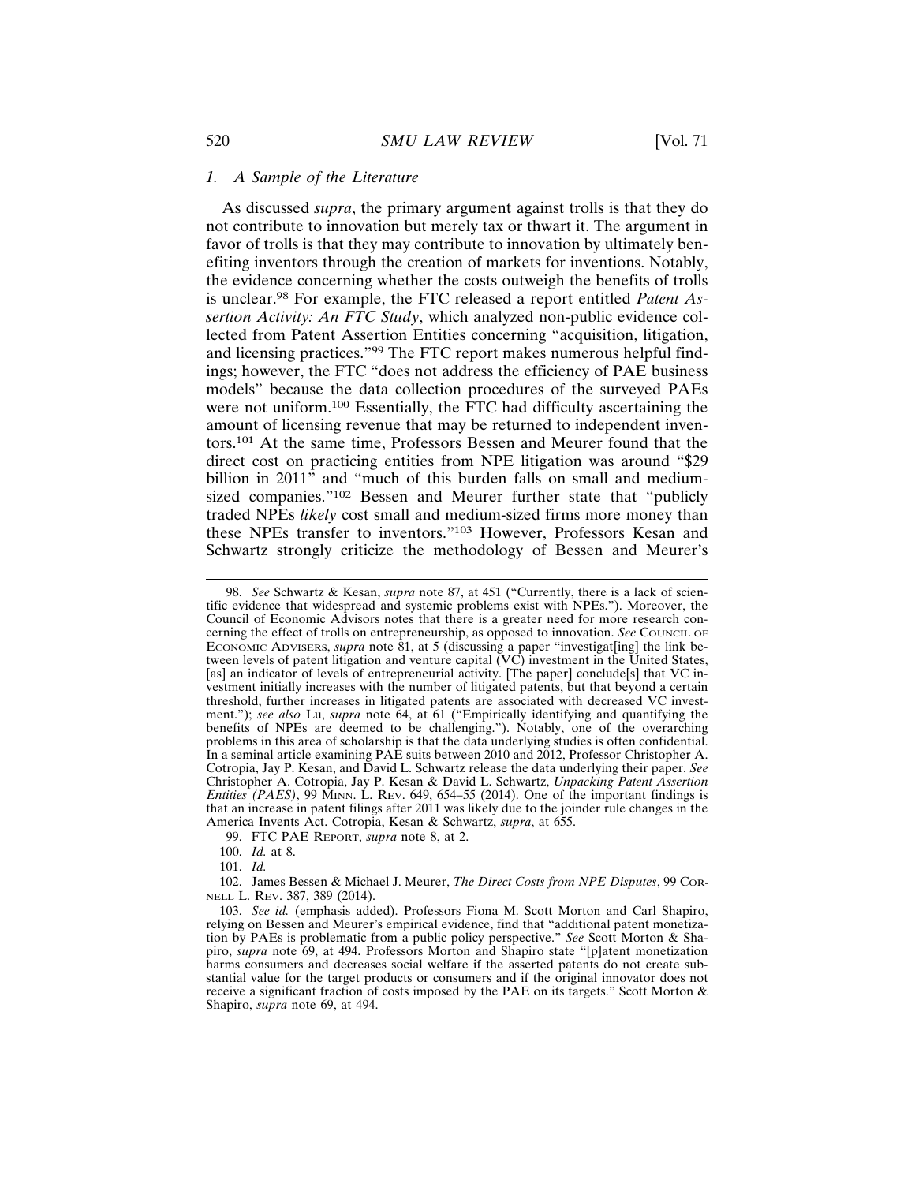### *1. A Sample of the Literature*

As discussed *supra*, the primary argument against trolls is that they do not contribute to innovation but merely tax or thwart it. The argument in favor of trolls is that they may contribute to innovation by ultimately benefiting inventors through the creation of markets for inventions. Notably, the evidence concerning whether the costs outweigh the benefits of trolls is unclear.[98] For example, the FTC released a report entitled *Patent Assertion Activity: An FTC Study*, which analyzed non-public evidence collected from Patent Assertion Entities concerning "acquisition, litigation, and licensing practices."[99] The FTC report makes numerous helpful findings; however, the FTC "does not address the efficiency of PAE business models" because the data collection procedures of the surveyed PAEs were not uniform.[100] Essentially, the FTC had difficulty ascertaining the amount of licensing revenue that may be returned to independent inventors.[101] At the same time, Professors Bessen and Meurer found that the direct cost on practicing entities from NPE litigation was around "$29 billion in 2011" and "much of this burden falls on small and medium-sized companies."[102] Bessen and Meurer further state that "publicly traded NPEs *likely* cost small and medium-sized firms more money than these NPEs transfer to inventors."[103] However, Professors Kesan and Schwartz strongly criticize the methodology of Bessen and Meurer's

---

98. *See* Schwartz & Kesan, *supra* note 87, at 451 ("Currently, there is a lack of scientific evidence that widespread and systemic problems exist with NPEs."). Moreover, the Council of Economic Advisors notes that there is a greater need for more research concerning the effect of trolls on entrepreneurship, as opposed to innovation. *See* Council of Economic Advisers, *supra* note 81, at 5 (discussing a paper "investigat[ing] the link between levels of patent litigation and venture capital (VC) investment in the United States, [as] an indicator of levels of entrepreneurial activity. [The paper] conclude[s] that VC investment initially increases with the number of litigated patents, but that beyond a certain threshold, further increases in litigated patents are associated with decreased VC investment."); *see also* Lu, *supra* note 64, at 61 ("Empirically identifying and quantifying the benefits of NPEs are deemed to be challenging."). Notably, one of the overarching problems in this area of scholarship is that the data underlying studies is often confidential. In a seminal article examining PAE suits between 2010 and 2012, Professor Christopher A. Cotropia, Jay P. Kesan, and David L. Schwartz release the data underlying their paper. *See* Christopher A. Cotropia, Jay P. Kesan & David L. Schwartz, *Unpacking Patent Assertion Entities (PAES)*, 99 Minn. L. Rev. 649, 654–55 (2014). One of the important findings is that an increase in patent filings after 2011 was likely due to the joinder rule changes in the America Invents Act. Cotropia, Kesan & Schwartz, *supra*, at 655.

99. FTC PAE Report, *supra* note 8, at 2.

100. *Id.* at 8.

101. *Id.*

102. James Bessen & Michael J. Meurer, *The Direct Costs from NPE Disputes*, 99 Cornell L. Rev. 387, 389 (2014).

103. *See id.* (emphasis added). Professors Fiona M. Scott Morton and Carl Shapiro, relying on Bessen and Meurer's empirical evidence, find that "additional patent monetization by PAEs is problematic from a public policy perspective." *See* Scott Morton & Shapiro, *supra* note 69, at 494. Professors Morton and Shapiro state "[p]atent monetization harms consumers and decreases social welfare if the asserted patents do not create substantial value for the target products or consumers and if the original innovator does not receive a significant fraction of costs imposed by the PAE on its targets." Scott Morton & Shapiro, *supra* note 69, at 494.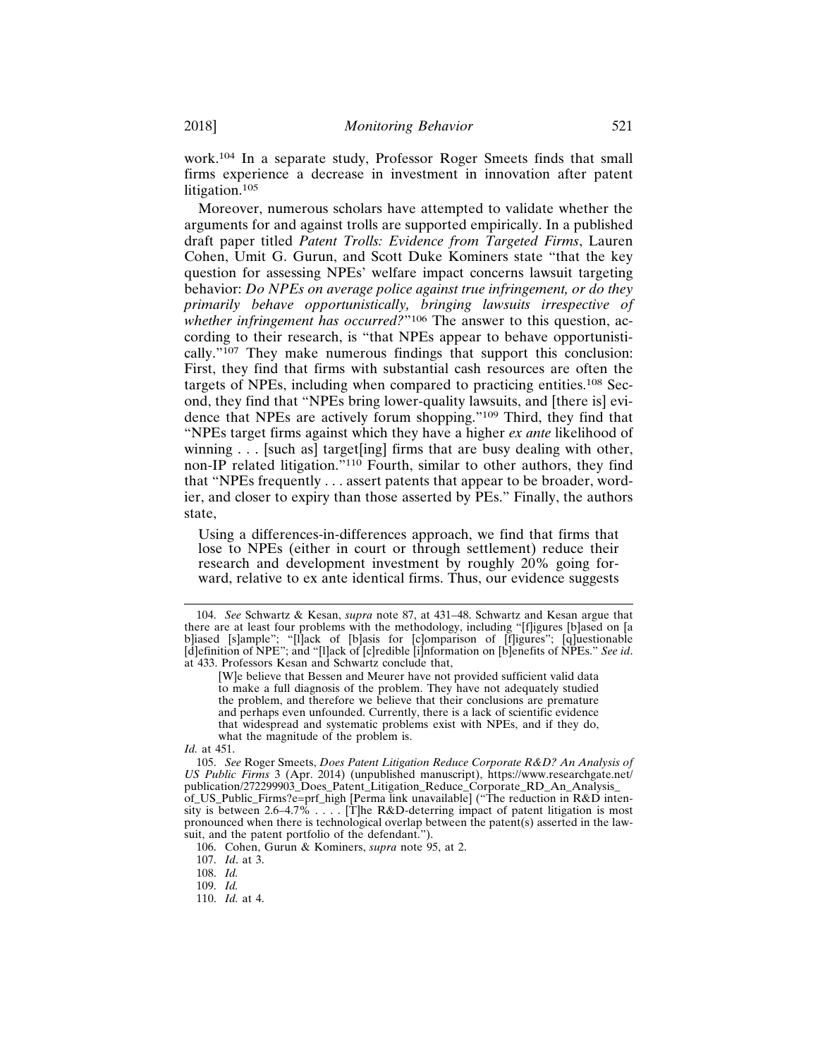work.[104] In a separate study, Professor Roger Smeets finds that small firms experience a decrease in investment in innovation after patent litigation.[105]

Moreover, numerous scholars have attempted to validate whether the arguments for and against trolls are supported empirically. In a published draft paper titled *Patent Trolls: Evidence from Targeted Firms*, Lauren Cohen, Umit G. Gurun, and Scott Duke Kominers state "that the key question for assessing NPEs' welfare impact concerns lawsuit targeting behavior: *Do NPEs on average police against true infringement, or do they primarily behave opportunistically, bringing lawsuits irrespective of whether infringement has occurred?*"[106] The answer to this question, according to their research, is "that NPEs appear to behave opportunistically."[107] They make numerous findings that support this conclusion: First, they find that firms with substantial cash resources are often the targets of NPEs, including when compared to practicing entities.[108] Second, they find that "NPEs bring lower-quality lawsuits, and [there is] evidence that NPEs are actively forum shopping."[109] Third, they find that "NPEs target firms against which they have a higher *ex ante* likelihood of winning . . . [such as] target[ing] firms that are busy dealing with other, non-IP related litigation."[110] Fourth, similar to other authors, they find that "NPEs frequently . . . assert patents that appear to be broader, wordier, and closer to expiry than those asserted by PEs." Finally, the authors state,

> Using a differences-in-differences approach, we find that firms that lose to NPEs (either in court or through settlement) reduce their research and development investment by roughly 20% going forward, relative to ex ante identical firms. Thus, our evidence suggests

---

104. *See* Schwartz & Kesan, *supra* note 87, at 431–48. Schwartz and Kesan argue that there are at least four problems with the methodology, including "[f]igures [b]ased on [a b]iased [s]ample"; "[l]ack of [b]asis for [c]omparison of [f]igures"; [q]uestionable [d]efinition of NPE"; and "[l]ack of [c]redible [i]nformation on [b]enefits of NPEs." *See id*. at 433. Professors Kesan and Schwartz conclude that,

> [W]e believe that Bessen and Meurer have not provided sufficient valid data to make a full diagnosis of the problem. They have not adequately studied the problem, and therefore we believe that their conclusions are premature and perhaps even unfounded. Currently, there is a lack of scientific evidence that widespread and systematic problems exist with NPEs, and if they do, what the magnitude of the problem is.

*Id.* at 451.

105. *See* Roger Smeets, *Does Patent Litigation Reduce Corporate R&D? An Analysis of US Public Firms* 3 (Apr. 2014) (unpublished manuscript), https://www.researchgate.net/publication/272299903_Does_Patent_Litigation_Reduce_Corporate_RD_An_Analysis_of_US_Public_Firms?e=prf_high [Perma link unavailable] ("The reduction in R&D intensity is between 2.6–4.7% . . . . [T]he R&D-deterring impact of patent litigation is most pronounced when there is technological overlap between the patent(s) asserted in the lawsuit, and the patent portfolio of the defendant.").

106. Cohen, Gurun & Kominers, *supra* note 95, at 2.

107. *Id*. at 3.

108. *Id.*

109. *Id.*

110. *Id.* at 4.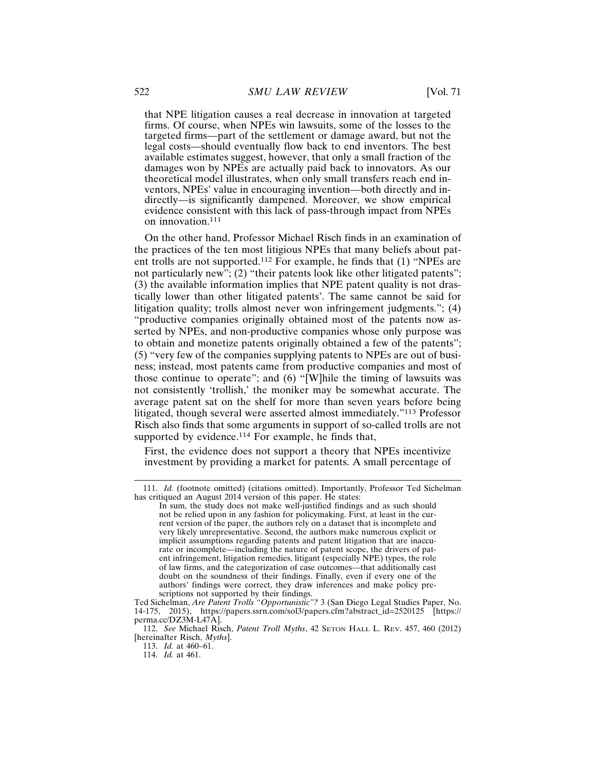that NPE litigation causes a real decrease in innovation at targeted firms. Of course, when NPEs win lawsuits, some of the losses to the targeted firms—part of the settlement or damage award, but not the legal costs—should eventually flow back to end inventors. The best available estimates suggest, however, that only a small fraction of the damages won by NPEs are actually paid back to innovators. As our theoretical model illustrates, when only small transfers reach end inventors, NPEs' value in encouraging invention—both directly and indirectly—is significantly dampened. Moreover, we show empirical evidence consistent with this lack of pass-through impact from NPEs on innovation.[111]

On the other hand, Professor Michael Risch finds in an examination of the practices of the ten most litigious NPEs that many beliefs about patent trolls are not supported.[112] For example, he finds that (1) "NPEs are not particularly new"; (2) "their patents look like other litigated patents"; (3) the available information implies that NPE patent quality is not drastically lower than other litigated patents'. The same cannot be said for litigation quality; trolls almost never won infringement judgments."; (4) "productive companies originally obtained most of the patents now asserted by NPEs, and non-productive companies whose only purpose was to obtain and monetize patents originally obtained a few of the patents"; (5) "very few of the companies supplying patents to NPEs are out of business; instead, most patents came from productive companies and most of those continue to operate"; and (6) "[W]hile the timing of lawsuits was not consistently 'trollish,' the moniker may be somewhat accurate. The average patent sat on the shelf for more than seven years before being litigated, though several were asserted almost immediately."[113] Professor Risch also finds that some arguments in support of so-called trolls are not supported by evidence.[114] For example, he finds that,

First, the evidence does not support a theory that NPEs incentivize investment by providing a market for patents. A small percentage of

---

111. *Id.* (footnote omitted) (citations omitted). Importantly, Professor Ted Sichelman has critiqued an August 2014 version of this paper. He states:

> In sum, the study does not make well-justified findings and as such should not be relied upon in any fashion for policymaking. First, at least in the current version of the paper, the authors rely on a dataset that is incomplete and very likely unrepresentative. Second, the authors make numerous explicit or implicit assumptions regarding patents and patent litigation that are inaccurate or incomplete—including the nature of patent scope, the drivers of patent infringement, litigation remedies, litigant (especially NPE) types, the role of law firms, and the categorization of case outcomes—that additionally cast doubt on the soundness of their findings. Finally, even if every one of the authors' findings were correct, they draw inferences and make policy prescriptions not supported by their findings.

Ted Sichelman, *Are Patent Trolls "Opportunistic"?* 3 (San Diego Legal Studies Paper, No. 14-175, 2015), https://papers.ssrn.com/sol3/papers.cfm?abstract_id=2520125 [https://perma.cc/DZ3M-L47A].

112. *See* Michael Risch, *Patent Troll Myths*, 42 SETON HALL L. REV. 457, 460 (2012) [hereinafter Risch, *Myths*].

113. *Id.* at 460–61.

114. *Id.* at 461.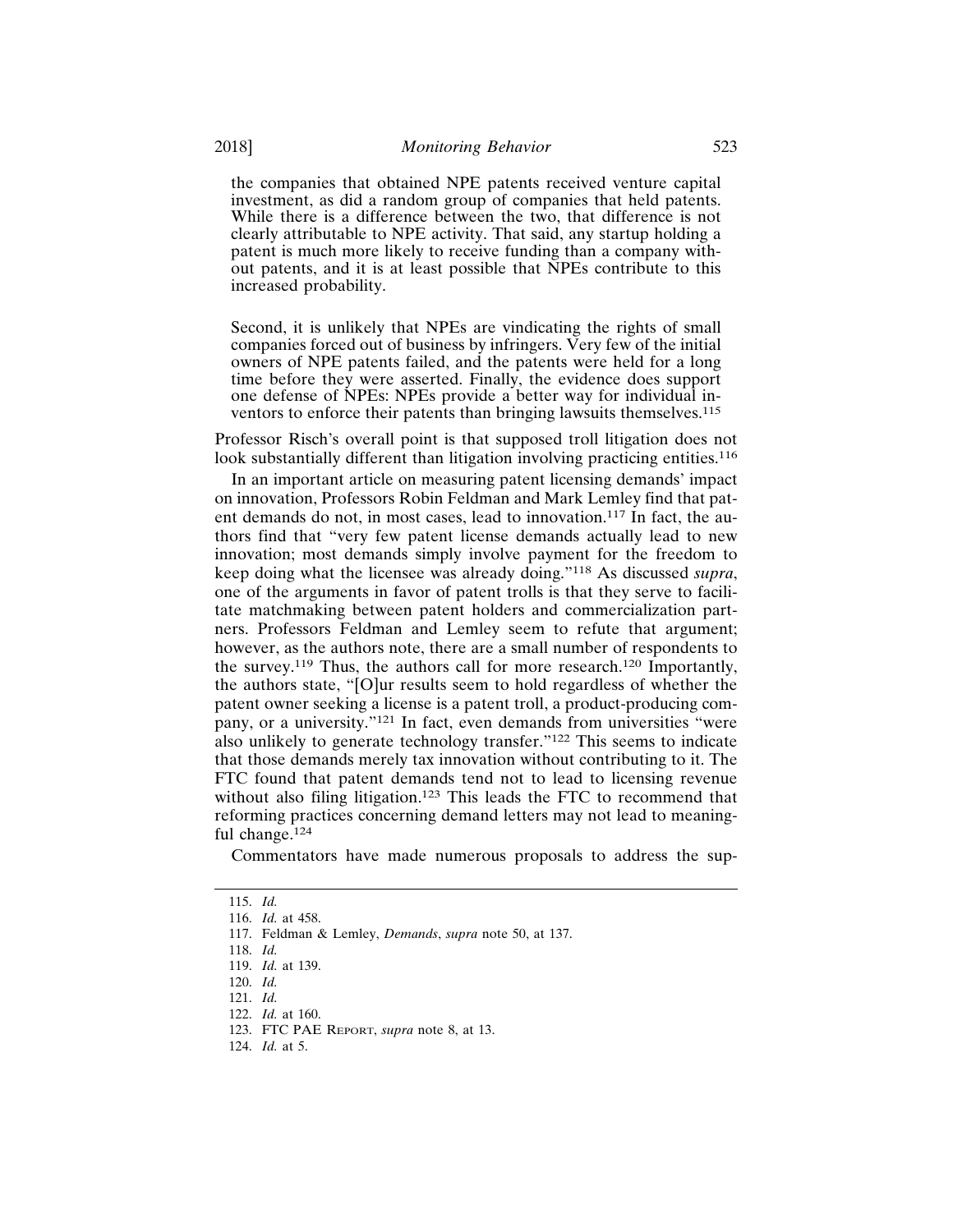> the companies that obtained NPE patents received venture capital investment, as did a random group of companies that held patents. While there is a difference between the two, that difference is not clearly attributable to NPE activity. That said, any startup holding a patent is much more likely to receive funding than a company without patents, and it is at least possible that NPEs contribute to this increased probability.
>
> Second, it is unlikely that NPEs are vindicating the rights of small companies forced out of business by infringers. Very few of the initial owners of NPE patents failed, and the patents were held for a long time before they were asserted. Finally, the evidence does support one defense of NPEs: NPEs provide a better way for individual inventors to enforce their patents than bringing lawsuits themselves.[115]

Professor Risch's overall point is that supposed troll litigation does not look substantially different than litigation involving practicing entities.[116]

In an important article on measuring patent licensing demands' impact on innovation, Professors Robin Feldman and Mark Lemley find that patent demands do not, in most cases, lead to innovation.[117] In fact, the authors find that "very few patent license demands actually lead to new innovation; most demands simply involve payment for the freedom to keep doing what the licensee was already doing."[118] As discussed *supra*, one of the arguments in favor of patent trolls is that they serve to facilitate matchmaking between patent holders and commercialization partners. Professors Feldman and Lemley seem to refute that argument; however, as the authors note, there are a small number of respondents to the survey.[119] Thus, the authors call for more research.[120] Importantly, the authors state, "[O]ur results seem to hold regardless of whether the patent owner seeking a license is a patent troll, a product-producing company, or a university."[121] In fact, even demands from universities "were also unlikely to generate technology transfer."[122] This seems to indicate that those demands merely tax innovation without contributing to it. The FTC found that patent demands tend not to lead to licensing revenue without also filing litigation.[123] This leads the FTC to recommend that reforming practices concerning demand letters may not lead to meaningful change.[124]

Commentators have made numerous proposals to address the sup-

---

115. *Id.*
116. *Id.* at 458.
117. Feldman & Lemley, *Demands*, *supra* note 50, at 137.
118. *Id.*
119. *Id.* at 139.
120. *Id.*
121. *Id.*
122. *Id.* at 160.
123. FTC PAE Report, *supra* note 8, at 13.
124. *Id.* at 5.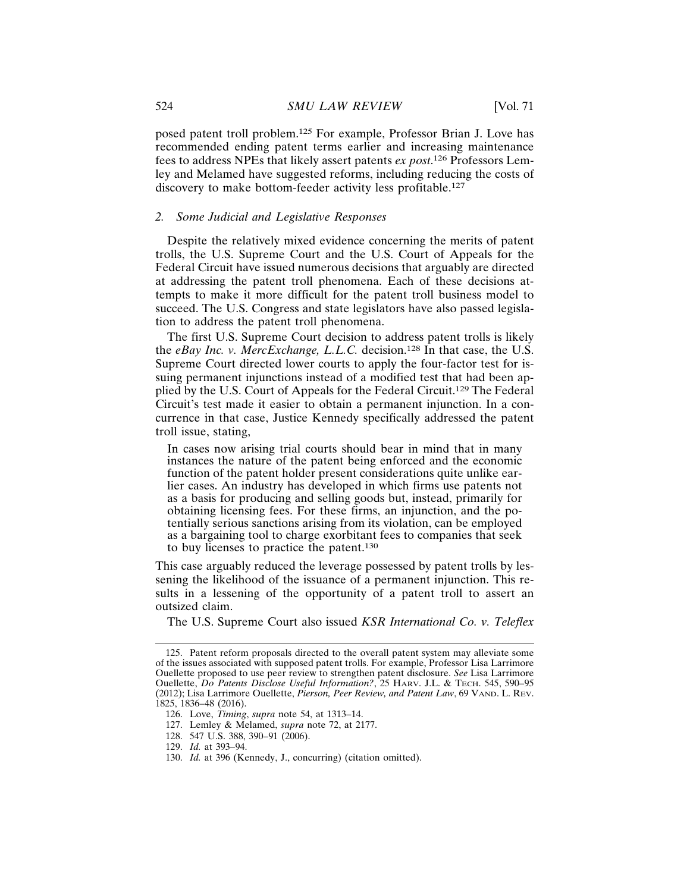posed patent troll problem.[125] For example, Professor Brian J. Love has recommended ending patent terms earlier and increasing maintenance fees to address NPEs that likely assert patents *ex post*.[126] Professors Lemley and Melamed have suggested reforms, including reducing the costs of discovery to make bottom-feeder activity less profitable.[127]

### 2. *Some Judicial and Legislative Responses*

Despite the relatively mixed evidence concerning the merits of patent trolls, the U.S. Supreme Court and the U.S. Court of Appeals for the Federal Circuit have issued numerous decisions that arguably are directed at addressing the patent troll phenomena. Each of these decisions attempts to make it more difficult for the patent troll business model to succeed. The U.S. Congress and state legislators have also passed legislation to address the patent troll phenomena.

The first U.S. Supreme Court decision to address patent trolls is likely the *eBay Inc. v. MercExchange, L.L.C.* decision.[128] In that case, the U.S. Supreme Court directed lower courts to apply the four-factor test for issuing permanent injunctions instead of a modified test that had been applied by the U.S. Court of Appeals for the Federal Circuit.[129] The Federal Circuit's test made it easier to obtain a permanent injunction. In a concurrence in that case, Justice Kennedy specifically addressed the patent troll issue, stating,

> In cases now arising trial courts should bear in mind that in many instances the nature of the patent being enforced and the economic function of the patent holder present considerations quite unlike earlier cases. An industry has developed in which firms use patents not as a basis for producing and selling goods but, instead, primarily for obtaining licensing fees. For these firms, an injunction, and the potentially serious sanctions arising from its violation, can be employed as a bargaining tool to charge exorbitant fees to companies that seek to buy licenses to practice the patent.[130]

This case arguably reduced the leverage possessed by patent trolls by lessening the likelihood of the issuance of a permanent injunction. This results in a lessening of the opportunity of a patent troll to assert an outsized claim.

The U.S. Supreme Court also issued *KSR International Co. v. Teleflex*

---

125. Patent reform proposals directed to the overall patent system may alleviate some of the issues associated with supposed patent trolls. For example, Professor Lisa Larrimore Ouellette proposed to use peer review to strengthen patent disclosure. *See* Lisa Larrimore Ouellette, *Do Patents Disclose Useful Information?*, 25 HARV. J.L. & TECH. 545, 590–95 (2012); Lisa Larrimore Ouellette, *Pierson, Peer Review, and Patent Law*, 69 VAND. L. REV. 1825, 1836–48 (2016).

126. Love, *Timing*, *supra* note 54, at 1313–14.

127. Lemley & Melamed, *supra* note 72, at 2177.

128. 547 U.S. 388, 390–91 (2006).

129. *Id.* at 393–94.

130. *Id.* at 396 (Kennedy, J., concurring) (citation omitted).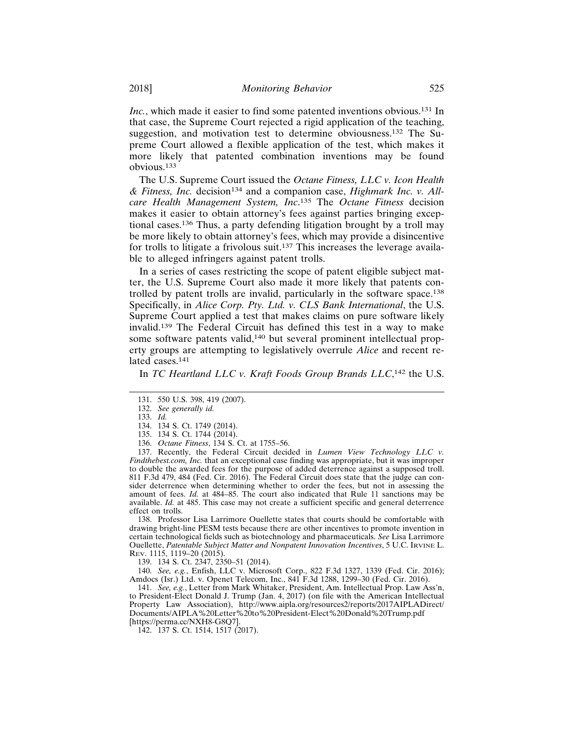*Inc.*, which made it easier to find some patented inventions obvious.[131] In that case, the Supreme Court rejected a rigid application of the teaching, suggestion, and motivation test to determine obviousness.[132] The Supreme Court allowed a flexible application of the test, which makes it more likely that patented combination inventions may be found obvious.[133]

The U.S. Supreme Court issued the *Octane Fitness, LLC v. Icon Health & Fitness, Inc.* decision[134] and a companion case, *Highmark Inc. v. Allcare Health Management System, Inc*.[135] The *Octane Fitness* decision makes it easier to obtain attorney's fees against parties bringing exceptional cases.[136] Thus, a party defending litigation brought by a troll may be more likely to obtain attorney's fees, which may provide a disincentive for trolls to litigate a frivolous suit.[137] This increases the leverage available to alleged infringers against patent trolls.

In a series of cases restricting the scope of patent eligible subject matter, the U.S. Supreme Court also made it more likely that patents controlled by patent trolls are invalid, particularly in the software space.[138] Specifically, in *Alice Corp. Pty. Ltd. v. CLS Bank International*, the U.S. Supreme Court applied a test that makes claims on pure software likely invalid.[139] The Federal Circuit has defined this test in a way to make some software patents valid,[140] but several prominent intellectual property groups are attempting to legislatively overrule *Alice* and recent related cases.[141]

In *TC Heartland LLC v. Kraft Foods Group Brands LLC*,[142] the U.S.

---

131. 550 U.S. 398, 419 (2007).

132. *See generally id.*

133. *Id.*

134. 134 S. Ct. 1749 (2014).

135. 134 S. Ct. 1744 (2014).

136. *Octane Fitness*, 134 S. Ct. at 1755–56.

137. Recently, the Federal Circuit decided in *Lumen View Technology LLC v. Findthebest.com, Inc.* that an exceptional case finding was appropriate, but it was improper to double the awarded fees for the purpose of added deterrence against a supposed troll. 811 F.3d 479, 484 (Fed. Cir. 2016). The Federal Circuit does state that the judge can consider deterrence when determining whether to order the fees, but not in assessing the amount of fees. *Id.* at 484–85. The court also indicated that Rule 11 sanctions may be available. *Id.* at 485. This case may not create a sufficient specific and general deterrence effect on trolls.

138. Professor Lisa Larrimore Ouellette states that courts should be comfortable with drawing bright-line PESM tests because there are other incentives to promote invention in certain technological fields such as biotechnology and pharmaceuticals. *See* Lisa Larrimore Ouellette, *Patentable Subject Matter and Nonpatent Innovation Incentives*, 5 U.C. IRVINE L. REV. 1115, 1119–20 (2015).

139. 134 S. Ct. 2347, 2350–51 (2014).

140. *See, e.g.*, Enfish, LLC v. Microsoft Corp., 822 F.3d 1327, 1339 (Fed. Cir. 2016); Amdocs (Isr.) Ltd. v. Openet Telecom, Inc., 841 F.3d 1288, 1299–30 (Fed. Cir. 2016).

141. *See, e.g.*, Letter from Mark Whitaker, President, Am. Intellectual Prop. Law Ass'n, to President-Elect Donald J. Trump (Jan. 4, 2017) (on file with the American Intellectual Property Law Association), http://www.aipla.org/resources2/reports/2017AIPLADirect/Documents/AIPLA%20Letter%20to%20President-Elect%20Donald%20Trump.pdf [https://perma.cc/NXH8-G8Q7].

142. 137 S. Ct. 1514, 1517 (2017).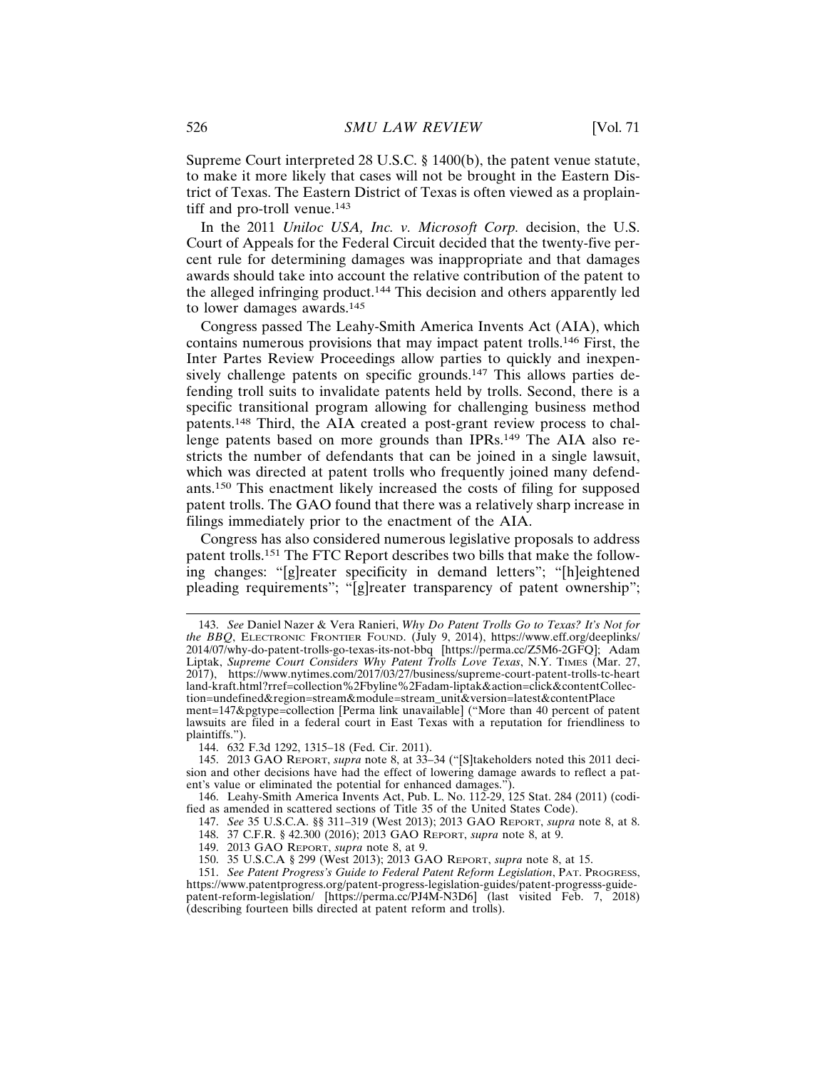Supreme Court interpreted 28 U.S.C. § 1400(b), the patent venue statute, to make it more likely that cases will not be brought in the Eastern District of Texas. The Eastern District of Texas is often viewed as a proplaintiff and pro-troll venue.[143]

In the 2011 *Uniloc USA, Inc. v. Microsoft Corp.* decision, the U.S. Court of Appeals for the Federal Circuit decided that the twenty-five percent rule for determining damages was inappropriate and that damages awards should take into account the relative contribution of the patent to the alleged infringing product.[144] This decision and others apparently led to lower damages awards.[145]

Congress passed The Leahy-Smith America Invents Act (AIA), which contains numerous provisions that may impact patent trolls.[146] First, the Inter Partes Review Proceedings allow parties to quickly and inexpensively challenge patents on specific grounds.[147] This allows parties defending troll suits to invalidate patents held by trolls. Second, there is a specific transitional program allowing for challenging business method patents.[148] Third, the AIA created a post-grant review process to challenge patents based on more grounds than IPRs.[149] The AIA also restricts the number of defendants that can be joined in a single lawsuit, which was directed at patent trolls who frequently joined many defendants.[150] This enactment likely increased the costs of filing for supposed patent trolls. The GAO found that there was a relatively sharp increase in filings immediately prior to the enactment of the AIA.

Congress has also considered numerous legislative proposals to address patent trolls.[151] The FTC Report describes two bills that make the following changes: "[g]reater specificity in demand letters"; "[h]eightened pleading requirements"; "[g]reater transparency of patent ownership";

---

143. *See* Daniel Nazer & Vera Ranieri, *Why Do Patent Trolls Go to Texas? It's Not for the BBQ*, ELECTRONIC FRONTIER FOUND. (July 9, 2014), https://www.eff.org/deeplinks/2014/07/why-do-patent-trolls-go-texas-its-not-bbq [https://perma.cc/Z5M6-2GFQ]; Adam Liptak, *Supreme Court Considers Why Patent Trolls Love Texas*, N.Y. TIMES (Mar. 27, 2017), https://www.nytimes.com/2017/03/27/business/supreme-court-patent-trolls-tc-heartland-kraft.html?rref=collection%2Fbyline%2Fadam-liptak&action=click&contentCollection=undefined&region=stream&module=stream_unit&version=latest&contentPlacement=147&pgtype=collection [Perma link unavailable] ("More than 40 percent of patent lawsuits are filed in a federal court in East Texas with a reputation for friendliness to plaintiffs.").

144. 632 F.3d 1292, 1315–18 (Fed. Cir. 2011).

145. 2013 GAO REPORT, *supra* note 8, at 33–34 ("[S]takeholders noted this 2011 decision and other decisions have had the effect of lowering damage awards to reflect a patent's value or eliminated the potential for enhanced damages.").

146. Leahy-Smith America Invents Act, Pub. L. No. 112-29, 125 Stat. 284 (2011) (codified as amended in scattered sections of Title 35 of the United States Code).

147. *See* 35 U.S.C.A. §§ 311–319 (West 2013); 2013 GAO REPORT, *supra* note 8, at 8.

148. 37 C.F.R. § 42.300 (2016); 2013 GAO REPORT, *supra* note 8, at 9.

149. 2013 GAO REPORT, *supra* note 8, at 9.

150. 35 U.S.C.A § 299 (West 2013); 2013 GAO REPORT, *supra* note 8, at 15.

151. *See Patent Progress's Guide to Federal Patent Reform Legislation*, PAT. PROGRESS, https://www.patentprogress.org/patent-progress-legislation-guides/patent-progresss-guide-patent-reform-legislation/ [https://perma.cc/PJ4M-N3D6] (last visited Feb. 7, 2018) (describing fourteen bills directed at patent reform and trolls).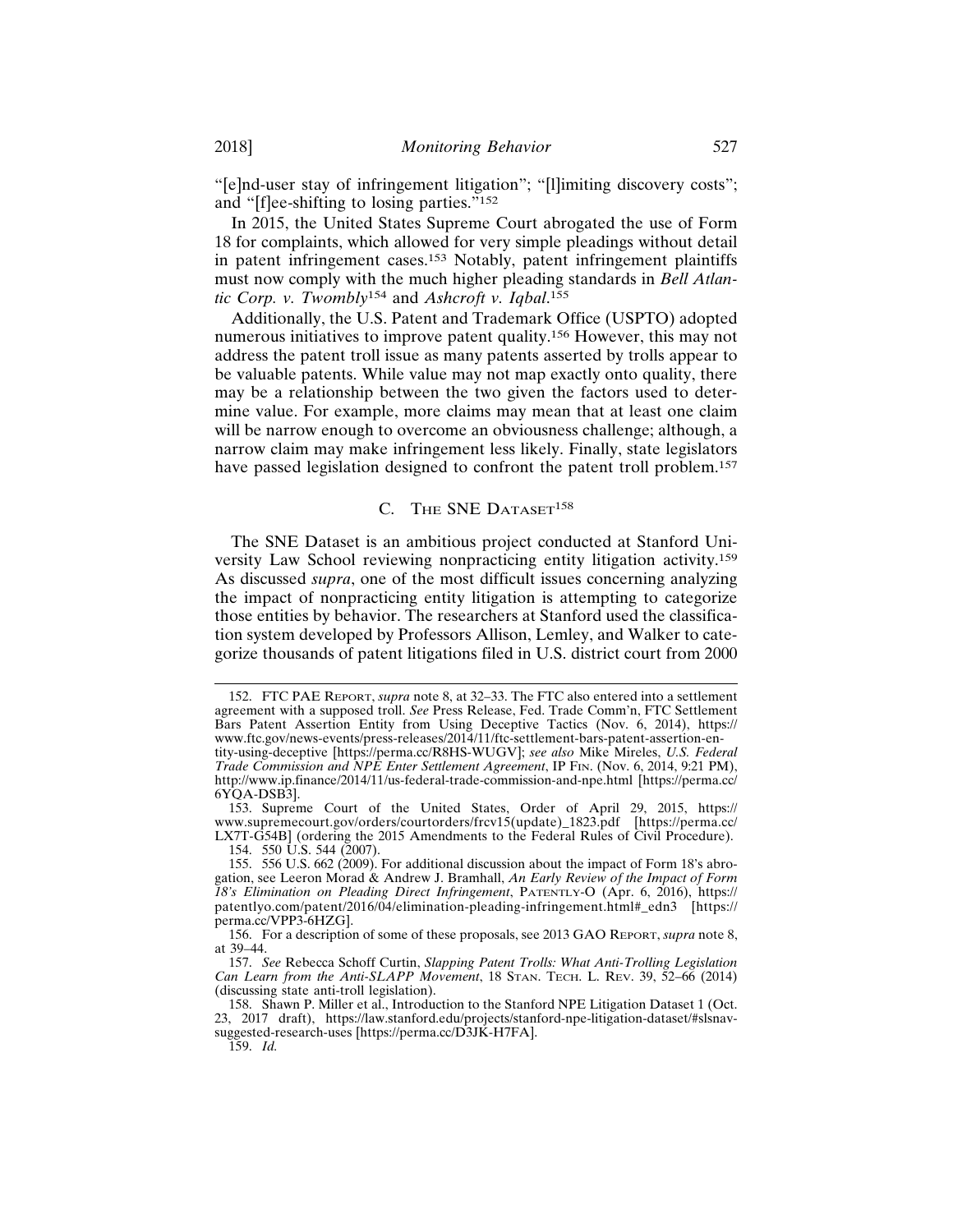"[e]nd-user stay of infringement litigation"; "[l]imiting discovery costs"; and "[f]ee-shifting to losing parties."[152]

In 2015, the United States Supreme Court abrogated the use of Form 18 for complaints, which allowed for very simple pleadings without detail in patent infringement cases.[153] Notably, patent infringement plaintiffs must now comply with the much higher pleading standards in *Bell Atlantic Corp. v. Twombly*[154] and *Ashcroft v. Iqbal*.[155]

Additionally, the U.S. Patent and Trademark Office (USPTO) adopted numerous initiatives to improve patent quality.[156] However, this may not address the patent troll issue as many patents asserted by trolls appear to be valuable patents. While value may not map exactly onto quality, there may be a relationship between the two given the factors used to determine value. For example, more claims may mean that at least one claim will be narrow enough to overcome an obviousness challenge; although, a narrow claim may make infringement less likely. Finally, state legislators have passed legislation designed to confront the patent troll problem.[157]

### C. The SNE Dataset[158]

The SNE Dataset is an ambitious project conducted at Stanford University Law School reviewing nonpracticing entity litigation activity.[159] As discussed *supra*, one of the most difficult issues concerning analyzing the impact of nonpracticing entity litigation is attempting to categorize those entities by behavior. The researchers at Stanford used the classification system developed by Professors Allison, Lemley, and Walker to categorize thousands of patent litigations filed in U.S. district court from 2000

---

152. FTC PAE Report, *supra* note 8, at 32–33. The FTC also entered into a settlement agreement with a supposed troll. *See* Press Release, Fed. Trade Comm'n, FTC Settlement Bars Patent Assertion Entity from Using Deceptive Tactics (Nov. 6, 2014), https://www.ftc.gov/news-events/press-releases/2014/11/ftc-settlement-bars-patent-assertion-entity-using-deceptive [https://perma.cc/R8HS-WUGV]; *see also* Mike Mireles, *U.S. Federal Trade Commission and NPE Enter Settlement Agreement*, IP Fin. (Nov. 6, 2014, 9:21 PM), http://www.ip.finance/2014/11/us-federal-trade-commission-and-npe.html [https://perma.cc/6YQA-DSB3].

153. Supreme Court of the United States, Order of April 29, 2015, https://www.supremecourt.gov/orders/courtorders/frcv15(update)_1823.pdf [https://perma.cc/LX7T-G54B] (ordering the 2015 Amendments to the Federal Rules of Civil Procedure).

154. 550 U.S. 544 (2007).

155. 556 U.S. 662 (2009). For additional discussion about the impact of Form 18's abrogation, see Leeron Morad & Andrew J. Bramhall, *An Early Review of the Impact of Form 18's Elimination on Pleading Direct Infringement*, Patently-O (Apr. 6, 2016), https://patentlyo.com/patent/2016/04/elimination-pleading-infringement.html#_edn3 [https://perma.cc/VPP3-6HZG].

156. For a description of some of these proposals, see 2013 GAO Report, *supra* note 8, at 39–44.

157. *See* Rebecca Schoff Curtin, *Slapping Patent Trolls: What Anti-Trolling Legislation Can Learn from the Anti-SLAPP Movement*, 18 Stan. Tech. L. Rev. 39, 52–66 (2014) (discussing state anti-troll legislation).

158. Shawn P. Miller et al., Introduction to the Stanford NPE Litigation Dataset 1 (Oct. 23, 2017 draft), https://law.stanford.edu/projects/stanford-npe-litigation-dataset/#slsnav-suggested-research-uses [https://perma.cc/D3JK-H7FA].

159. *Id.*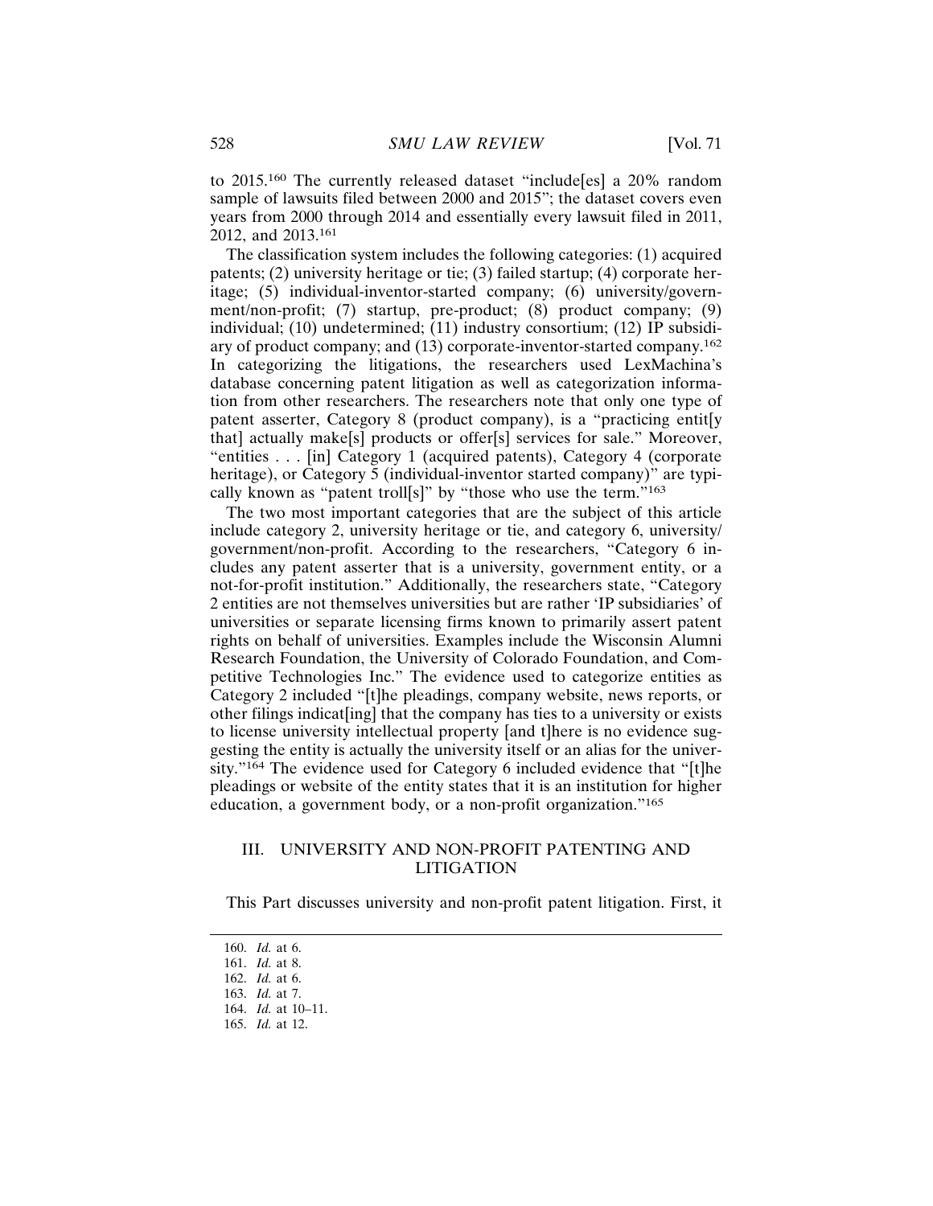to 2015.[160] The currently released dataset "include[es] a 20% random sample of lawsuits filed between 2000 and 2015"; the dataset covers even years from 2000 through 2014 and essentially every lawsuit filed in 2011, 2012, and 2013.[161]

The classification system includes the following categories: (1) acquired patents; (2) university heritage or tie; (3) failed startup; (4) corporate heritage; (5) individual-inventor-started company; (6) university/government/non-profit; (7) startup, pre-product; (8) product company; (9) individual; (10) undetermined; (11) industry consortium; (12) IP subsidiary of product company; and (13) corporate-inventor-started company.[162] In categorizing the litigations, the researchers used LexMachina's database concerning patent litigation as well as categorization information from other researchers. The researchers note that only one type of patent asserter, Category 8 (product company), is a "practicing entit[y that] actually make[s] products or offer[s] services for sale." Moreover, "entities . . . [in] Category 1 (acquired patents), Category 4 (corporate heritage), or Category 5 (individual-inventor started company)" are typically known as "patent troll[s]" by "those who use the term."[163]

The two most important categories that are the subject of this article include category 2, university heritage or tie, and category 6, university/government/non-profit. According to the researchers, "Category 6 includes any patent asserter that is a university, government entity, or a not-for-profit institution." Additionally, the researchers state, "Category 2 entities are not themselves universities but are rather 'IP subsidiaries' of universities or separate licensing firms known to primarily assert patent rights on behalf of universities. Examples include the Wisconsin Alumni Research Foundation, the University of Colorado Foundation, and Competitive Technologies Inc." The evidence used to categorize entities as Category 2 included "[t]he pleadings, company website, news reports, or other filings indicat[ing] that the company has ties to a university or exists to license university intellectual property [and t]here is no evidence suggesting the entity is actually the university itself or an alias for the university."[164] The evidence used for Category 6 included evidence that "[t]he pleadings or website of the entity states that it is an institution for higher education, a government body, or a non-profit organization."[165]

## III. UNIVERSITY AND NON-PROFIT PATENTING AND LITIGATION

This Part discusses university and non-profit patent litigation. First, it

160. *Id.* at 6.
161. *Id.* at 8.
162. *Id.* at 6.
163. *Id.* at 7.
164. *Id.* at 10–11.
165. *Id.* at 12.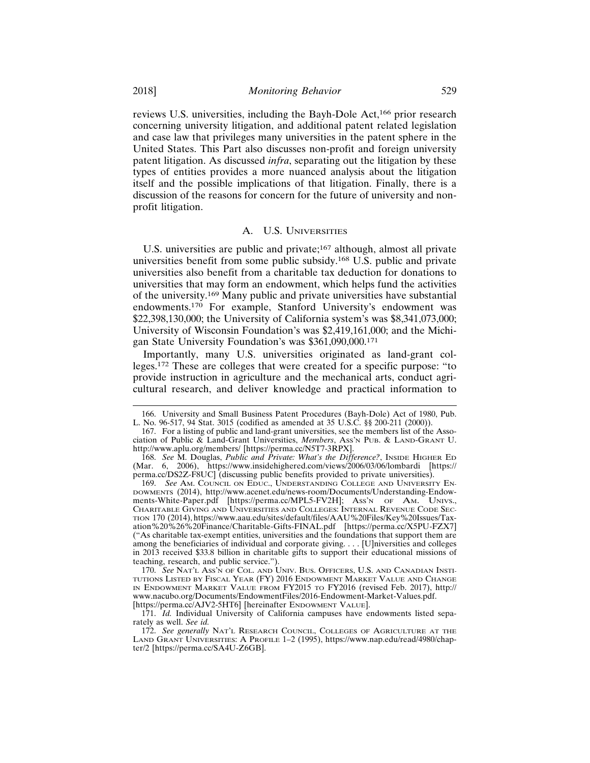reviews U.S. universities, including the Bayh-Dole Act,[166] prior research concerning university litigation, and additional patent related legislation and case law that privileges many universities in the patent sphere in the United States. This Part also discusses non-profit and foreign university patent litigation. As discussed *infra*, separating out the litigation by these types of entities provides a more nuanced analysis about the litigation itself and the possible implications of that litigation. Finally, there is a discussion of the reasons for concern for the future of university and non-profit litigation.

### A. U.S. Universities

U.S. universities are public and private;[167] although, almost all private universities benefit from some public subsidy.[168] U.S. public and private universities also benefit from a charitable tax deduction for donations to universities that may form an endowment, which helps fund the activities of the university.[169] Many public and private universities have substantial endowments.[170] For example, Stanford University's endowment was $22,398,130,000; the University of California system's was $8,341,073,000; University of Wisconsin Foundation's was $2,419,161,000; and the Michigan State University Foundation's was $361,090,000.[171]

Importantly, many U.S. universities originated as land-grant colleges.[172] These are colleges that were created for a specific purpose: "to provide instruction in agriculture and the mechanical arts, conduct agricultural research, and deliver knowledge and practical information to

---

166. University and Small Business Patent Procedures (Bayh-Dole) Act of 1980, Pub. L. No. 96-517, 94 Stat. 3015 (codified as amended at 35 U.S.C. §§ 200-211 (2000)).

167. For a listing of public and land-grant universities, see the members list of the Association of Public & Land-Grant Universities, *Members*, Ass'n Pub. & Land-Grant U. http://www.aplu.org/members/ [https://perma.cc/N5T7-3RPX].

168. *See* M. Douglas, *Public and Private: What's the Difference?*, Inside Higher Ed (Mar. 6, 2006), https://www.insidehighered.com/views/2006/03/06/lombardi [https://perma.cc/DS2Z-F8UC] (discussing public benefits provided to private universities).

169. *See* Am. Council on Educ., Understanding College and University Endowments (2014), http://www.acenet.edu/news-room/Documents/Understanding-Endowments-White-Paper.pdf [https://perma.cc/MPL5-FV2H]; Ass'n of Am. Univs., Charitable Giving and Universities and Colleges: Internal Revenue Code Section 170 (2014), https://www.aau.edu/sites/default/files/AAU%20Files/Key%20Issues/Taxation%20%26%20Finance/Charitable-Gifts-FINAL.pdf [https://perma.cc/X5PU-FZX7] ("As charitable tax-exempt entities, universities and the foundations that support them are among the beneficiaries of individual and corporate giving. . . . [U]niversities and colleges in 2013 received $33.8 billion in charitable gifts to support their educational missions of teaching, research, and public service.").

170. *See* Nat'l Ass'n of Col. and Univ. Bus. Officers, U.S. and Canadian Institutions Listed by Fiscal Year (FY) 2016 Endowment Market Value and Change in Endowment Market Value from FY2015 to FY2016 (revised Feb. 2017), http://www.nacubo.org/Documents/EndowmentFiles/2016-Endowment-Market-Values.pdf. [https://perma.cc/AJV2-5HT6] [hereinafter Endowment Value].

171. *Id.* Individual University of California campuses have endowments listed separately as well. *See id.*

172. *See generally* Nat'l Research Council, Colleges of Agriculture at the Land Grant Universities: A Profile 1–2 (1995), https://www.nap.edu/read/4980/chapter/2 [https://perma.cc/SA4U-Z6GB].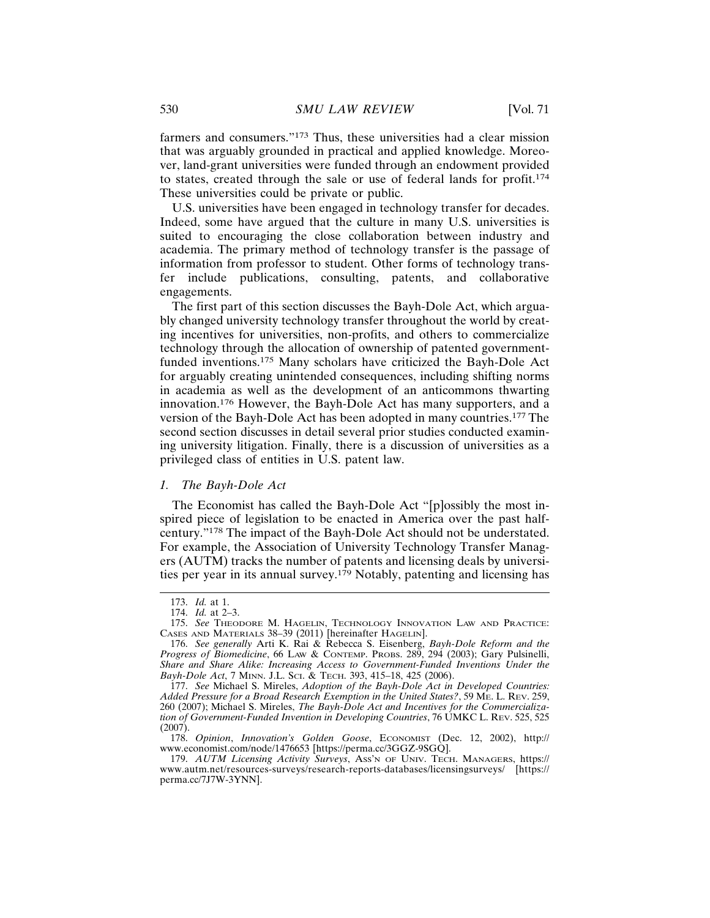farmers and consumers."[173] Thus, these universities had a clear mission that was arguably grounded in practical and applied knowledge. Moreover, land-grant universities were funded through an endowment provided to states, created through the sale or use of federal lands for profit.[174] These universities could be private or public.

U.S. universities have been engaged in technology transfer for decades. Indeed, some have argued that the culture in many U.S. universities is suited to encouraging the close collaboration between industry and academia. The primary method of technology transfer is the passage of information from professor to student. Other forms of technology transfer include publications, consulting, patents, and collaborative engagements.

The first part of this section discusses the Bayh-Dole Act, which arguably changed university technology transfer throughout the world by creating incentives for universities, non-profits, and others to commercialize technology through the allocation of ownership of patented government-funded inventions.[175] Many scholars have criticized the Bayh-Dole Act for arguably creating unintended consequences, including shifting norms in academia as well as the development of an anticommons thwarting innovation.[176] However, the Bayh-Dole Act has many supporters, and a version of the Bayh-Dole Act has been adopted in many countries.[177] The second section discusses in detail several prior studies conducted examining university litigation. Finally, there is a discussion of universities as a privileged class of entities in U.S. patent law.

### *1. The Bayh-Dole Act*

The Economist has called the Bayh-Dole Act "[p]ossibly the most inspired piece of legislation to be enacted in America over the past half-century."[178] The impact of the Bayh-Dole Act should not be understated. For example, the Association of University Technology Transfer Managers (AUTM) tracks the number of patents and licensing deals by universities per year in its annual survey.[179] Notably, patenting and licensing has

---

173. *Id.* at 1.

174. *Id.* at 2–3.

175. *See* Theodore M. Hagelin, Technology Innovation Law and Practice: Cases and Materials 38–39 (2011) [hereinafter Hagelin].

176. *See generally* Arti K. Rai & Rebecca S. Eisenberg, *Bayh-Dole Reform and the Progress of Biomedicine*, 66 Law & Contemp. Probs. 289, 294 (2003); Gary Pulsinelli, *Share and Share Alike: Increasing Access to Government-Funded Inventions Under the Bayh-Dole Act*, 7 Minn. J.L. Sci. & Tech. 393, 415–18, 425 (2006).

177. *See* Michael S. Mireles, *Adoption of the Bayh-Dole Act in Developed Countries: Added Pressure for a Broad Research Exemption in the United States?*, 59 Me. L. Rev. 259, 260 (2007); Michael S. Mireles, *The Bayh-Dole Act and Incentives for the Commercialization of Government-Funded Invention in Developing Countries*, 76 UMKC L. Rev. 525, 525 (2007).

178. *Opinion*, *Innovation's Golden Goose*, Economist (Dec. 12, 2002), http://www.economist.com/node/1476653 [https://perma.cc/3GGZ-9SGQ].

179. *AUTM Licensing Activity Surveys*, Ass'n of Univ. Tech. Managers, https://www.autm.net/resources-surveys/research-reports-databases/licensingsurveys/ [https://perma.cc/7J7W-3YNN].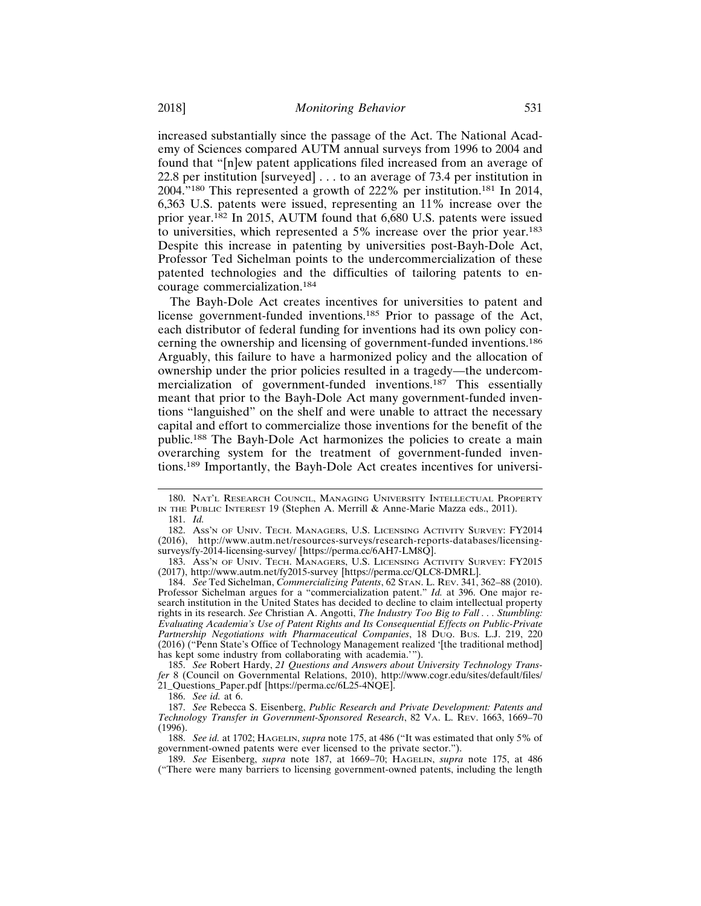increased substantially since the passage of the Act. The National Academy of Sciences compared AUTM annual surveys from 1996 to 2004 and found that "[n]ew patent applications filed increased from an average of 22.8 per institution [surveyed] . . . to an average of 73.4 per institution in 2004."[180] This represented a growth of 222% per institution.[181] In 2014, 6,363 U.S. patents were issued, representing an 11% increase over the prior year.[182] In 2015, AUTM found that 6,680 U.S. patents were issued to universities, which represented a 5% increase over the prior year.[183] Despite this increase in patenting by universities post-Bayh-Dole Act, Professor Ted Sichelman points to the undercommercialization of these patented technologies and the difficulties of tailoring patents to encourage commercialization.[184]

The Bayh-Dole Act creates incentives for universities to patent and license government-funded inventions.[185] Prior to passage of the Act, each distributor of federal funding for inventions had its own policy concerning the ownership and licensing of government-funded inventions.[186] Arguably, this failure to have a harmonized policy and the allocation of ownership under the prior policies resulted in a tragedy—the undercommercialization of government-funded inventions.[187] This essentially meant that prior to the Bayh-Dole Act many government-funded inventions "languished" on the shelf and were unable to attract the necessary capital and effort to commercialize those inventions for the benefit of the public.[188] The Bayh-Dole Act harmonizes the policies to create a main overarching system for the treatment of government-funded inventions.[189] Importantly, the Bayh-Dole Act creates incentives for universi-

180. NAT'L RESEARCH COUNCIL, MANAGING UNIVERSITY INTELLECTUAL PROPERTY IN THE PUBLIC INTEREST 19 (Stephen A. Merrill & Anne-Marie Mazza eds., 2011).

181. *Id.*

182. ASS'N OF UNIV. TECH. MANAGERS, U.S. LICENSING ACTIVITY SURVEY: FY2014 (2016), http://www.autm.net/resources-surveys/research-reports-databases/licensing-surveys/fy-2014-licensing-survey/ [https://perma.cc/6AH7-LM8Q].

183. ASS'N OF UNIV. TECH. MANAGERS, U.S. LICENSING ACTIVITY SURVEY: FY2015 (2017), http://www.autm.net/fy2015-survey [https://perma.cc/QLC8-DMRL].

184. *See* Ted Sichelman, *Commercializing Patents*, 62 STAN. L. REV. 341, 362–88 (2010). Professor Sichelman argues for a "commercialization patent." *Id.* at 396. One major research institution in the United States has decided to decline to claim intellectual property rights in its research. *See* Christian A. Angotti, *The Industry Too Big to Fall . . . Stumbling: Evaluating Academia's Use of Patent Rights and Its Consequential Effects on Public-Private Partnership Negotiations with Pharmaceutical Companies*, 18 DUQ. BUS. L.J. 219, 220 (2016) ("Penn State's Office of Technology Management realized '[the traditional method] has kept some industry from collaborating with academia.'").

185. *See* Robert Hardy, *21 Questions and Answers about University Technology Transfer* 8 (Council on Governmental Relations, 2010), http://www.cogr.edu/sites/default/files/21_Questions_Paper.pdf [https://perma.cc/6L25-4NQE].

186. *See id.* at 6.

187. *See* Rebecca S. Eisenberg, *Public Research and Private Development: Patents and Technology Transfer in Government-Sponsored Research*, 82 VA. L. REV. 1663, 1669–70 (1996).

188. *See id.* at 1702; HAGELIN, *supra* note 175, at 486 ("It was estimated that only 5% of government-owned patents were ever licensed to the private sector.").

189. *See* Eisenberg, *supra* note 187, at 1669–70; HAGELIN, *supra* note 175, at 486 ("There were many barriers to licensing government-owned patents, including the length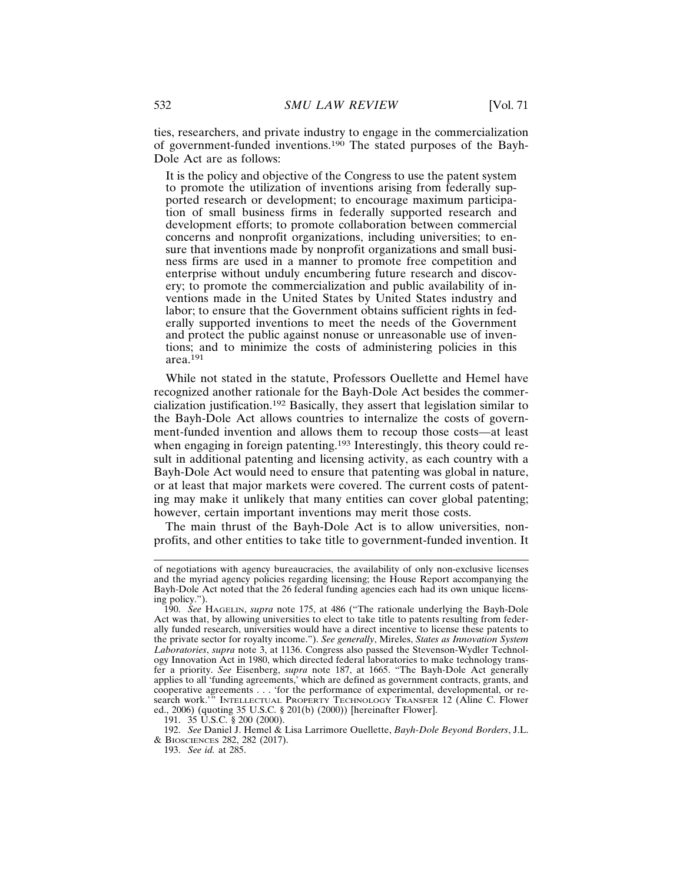ties, researchers, and private industry to engage in the commercialization of government-funded inventions.[190] The stated purposes of the Bayh-Dole Act are as follows:

> It is the policy and objective of the Congress to use the patent system to promote the utilization of inventions arising from federally supported research or development; to encourage maximum participation of small business firms in federally supported research and development efforts; to promote collaboration between commercial concerns and nonprofit organizations, including universities; to ensure that inventions made by nonprofit organizations and small business firms are used in a manner to promote free competition and enterprise without unduly encumbering future research and discovery; to promote the commercialization and public availability of inventions made in the United States by United States industry and labor; to ensure that the Government obtains sufficient rights in federally supported inventions to meet the needs of the Government and protect the public against nonuse or unreasonable use of inventions; and to minimize the costs of administering policies in this area.[191]

While not stated in the statute, Professors Ouellette and Hemel have recognized another rationale for the Bayh-Dole Act besides the commercialization justification.[192] Basically, they assert that legislation similar to the Bayh-Dole Act allows countries to internalize the costs of government-funded invention and allows them to recoup those costs—at least when engaging in foreign patenting.[193] Interestingly, this theory could result in additional patenting and licensing activity, as each country with a Bayh-Dole Act would need to ensure that patenting was global in nature, or at least that major markets were covered. The current costs of patenting may make it unlikely that many entities can cover global patenting; however, certain important inventions may merit those costs.

The main thrust of the Bayh-Dole Act is to allow universities, nonprofits, and other entities to take title to government-funded invention. It

---

of negotiations with agency bureaucracies, the availability of only non-exclusive licenses and the myriad agency policies regarding licensing; the House Report accompanying the Bayh-Dole Act noted that the 26 federal funding agencies each had its own unique licensing policy.").

190. *See* HAGELIN, *supra* note 175, at 486 ("The rationale underlying the Bayh-Dole Act was that, by allowing universities to elect to take title to patents resulting from federally funded research, universities would have a direct incentive to license these patents to the private sector for royalty income."). *See generally*, Mireles, *States as Innovation System Laboratories*, *supra* note 3, at 1136. Congress also passed the Stevenson-Wydler Technology Innovation Act in 1980, which directed federal laboratories to make technology transfer a priority. *See* Eisenberg, *supra* note 187, at 1665. "The Bayh-Dole Act generally applies to all 'funding agreements,' which are defined as government contracts, grants, and cooperative agreements . . . 'for the performance of experimental, developmental, or research work.'" INTELLECTUAL PROPERTY TECHNOLOGY TRANSFER 12 (Aline C. Flower ed., 2006) (quoting 35 U.S.C. § 201(b) (2000)) [hereinafter Flower].

191. 35 U.S.C. § 200 (2000).

192. *See* Daniel J. Hemel & Lisa Larrimore Ouellette, *Bayh-Dole Beyond Borders*, J.L. & BIOSCIENCES 282, 282 (2017).

193. *See id.* at 285.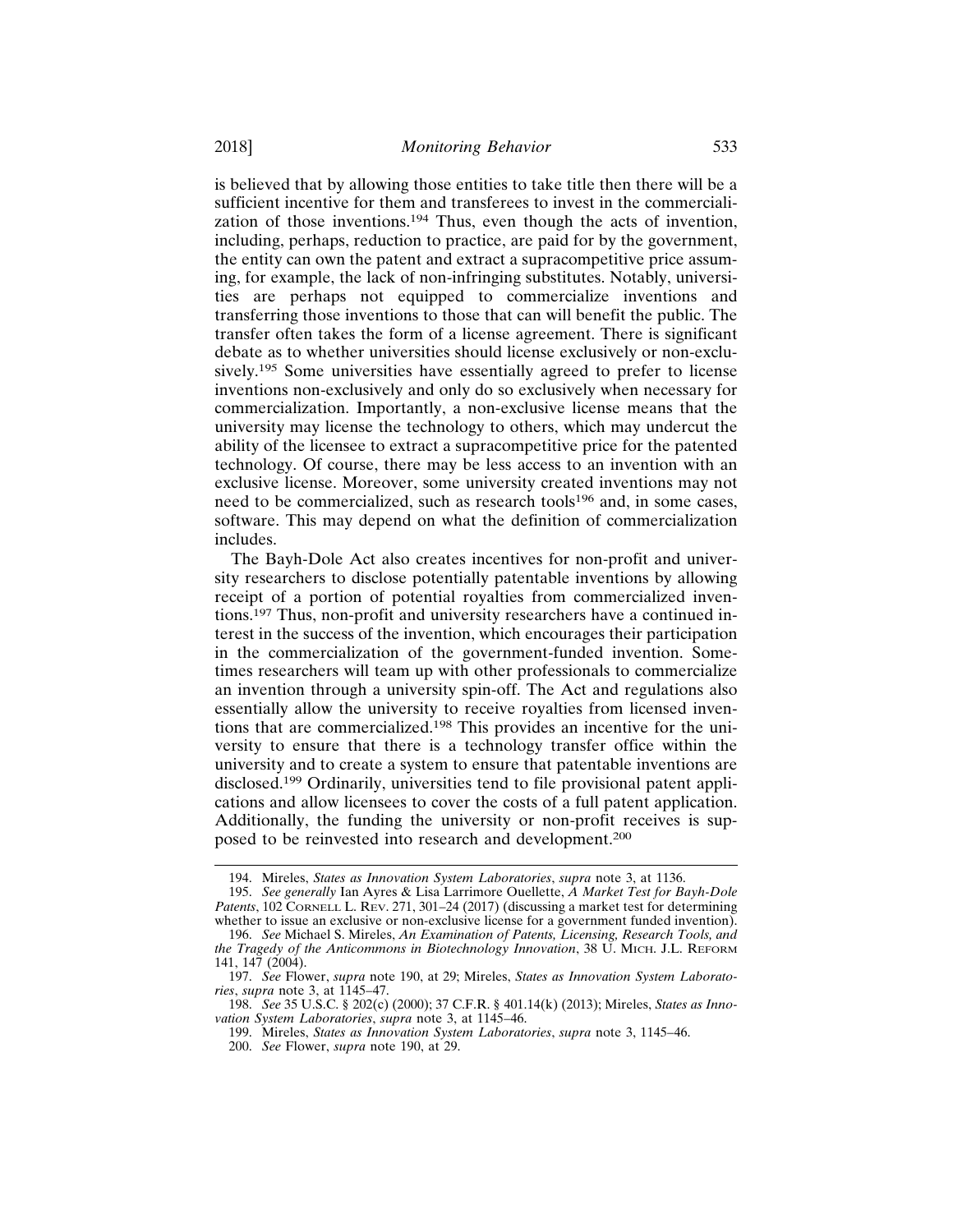is believed that by allowing those entities to take title then there will be a sufficient incentive for them and transferees to invest in the commercialization of those inventions.[194] Thus, even though the acts of invention, including, perhaps, reduction to practice, are paid for by the government, the entity can own the patent and extract a supracompetitive price assuming, for example, the lack of non-infringing substitutes. Notably, universities are perhaps not equipped to commercialize inventions and transferring those inventions to those that can will benefit the public. The transfer often takes the form of a license agreement. There is significant debate as to whether universities should license exclusively or non-exclusively.[195] Some universities have essentially agreed to prefer to license inventions non-exclusively and only do so exclusively when necessary for commercialization. Importantly, a non-exclusive license means that the university may license the technology to others, which may undercut the ability of the licensee to extract a supracompetitive price for the patented technology. Of course, there may be less access to an invention with an exclusive license. Moreover, some university created inventions may not need to be commercialized, such as research tools[196] and, in some cases, software. This may depend on what the definition of commercialization includes.

The Bayh-Dole Act also creates incentives for non-profit and university researchers to disclose potentially patentable inventions by allowing receipt of a portion of potential royalties from commercialized inventions.[197] Thus, non-profit and university researchers have a continued interest in the success of the invention, which encourages their participation in the commercialization of the government-funded invention. Sometimes researchers will team up with other professionals to commercialize an invention through a university spin-off. The Act and regulations also essentially allow the university to receive royalties from licensed inventions that are commercialized.[198] This provides an incentive for the university to ensure that there is a technology transfer office within the university and to create a system to ensure that patentable inventions are disclosed.[199] Ordinarily, universities tend to file provisional patent applications and allow licensees to cover the costs of a full patent application. Additionally, the funding the university or non-profit receives is supposed to be reinvested into research and development.[200]

---

194. Mireles, *States as Innovation System Laboratories*, *supra* note 3, at 1136.

195. *See generally* Ian Ayres & Lisa Larrimore Ouellette, *A Market Test for Bayh-Dole Patents*, 102 CORNELL L. REV. 271, 301–24 (2017) (discussing a market test for determining whether to issue an exclusive or non-exclusive license for a government funded invention).

196. *See* Michael S. Mireles, *An Examination of Patents, Licensing, Research Tools, and the Tragedy of the Anticommons in Biotechnology Innovation*, 38 U. MICH. J.L. REFORM 141, 147 (2004).

197. *See* Flower, *supra* note 190, at 29; Mireles, *States as Innovation System Laboratories*, *supra* note 3, at 1145–47.

198. *See* 35 U.S.C. § 202(c) (2000); 37 C.F.R. § 401.14(k) (2013); Mireles, *States as Innovation System Laboratories*, *supra* note 3, at 1145–46.

199. Mireles, *States as Innovation System Laboratories*, *supra* note 3, 1145–46.

200. *See* Flower, *supra* note 190, at 29.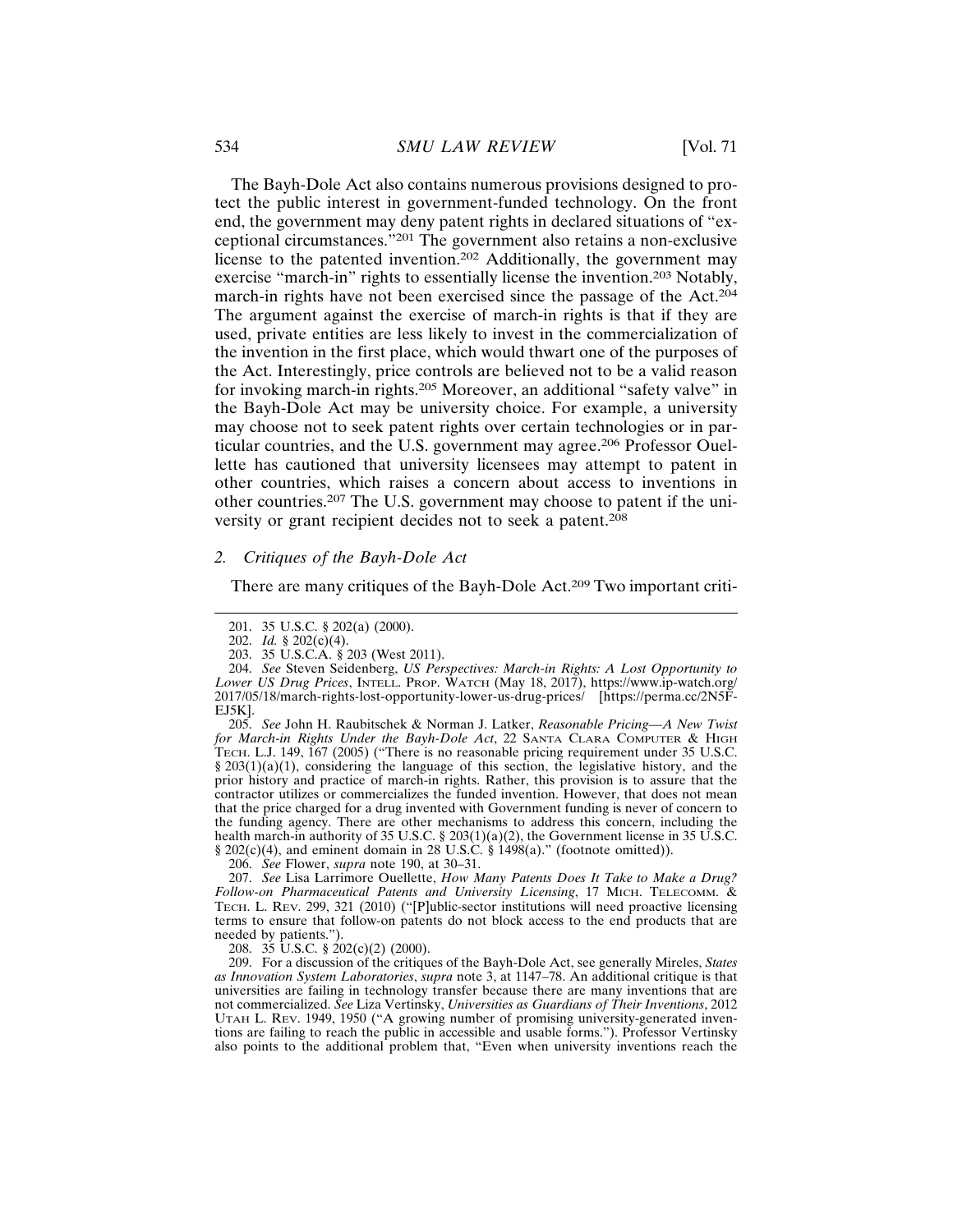The Bayh-Dole Act also contains numerous provisions designed to protect the public interest in government-funded technology. On the front end, the government may deny patent rights in declared situations of "exceptional circumstances."[201] The government also retains a non-exclusive license to the patented invention.[202] Additionally, the government may exercise "march-in" rights to essentially license the invention.[203] Notably, march-in rights have not been exercised since the passage of the Act.[204] The argument against the exercise of march-in rights is that if they are used, private entities are less likely to invest in the commercialization of the invention in the first place, which would thwart one of the purposes of the Act. Interestingly, price controls are believed not to be a valid reason for invoking march-in rights.[205] Moreover, an additional "safety valve" in the Bayh-Dole Act may be university choice. For example, a university may choose not to seek patent rights over certain technologies or in particular countries, and the U.S. government may agree.[206] Professor Ouellette has cautioned that university licensees may attempt to patent in other countries, which raises a concern about access to inventions in other countries.[207] The U.S. government may choose to patent if the university or grant recipient decides not to seek a patent.[208]

### 2. *Critiques of the Bayh-Dole Act*

There are many critiques of the Bayh-Dole Act.[209] Two important criti-

---

201. 35 U.S.C. § 202(a) (2000).

202. *Id.* § 202(c)(4).

203. 35 U.S.C.A. § 203 (West 2011).

204. *See* Steven Seidenberg, *US Perspectives: March-in Rights: A Lost Opportunity to Lower US Drug Prices*, INTELL. PROP. WATCH (May 18, 2017), https://www.ip-watch.org/2017/05/18/march-rights-lost-opportunity-lower-us-drug-prices/ [https://perma.cc/2N5F-EJ5K].

205. *See* John H. Raubitschek & Norman J. Latker, *Reasonable Pricing—A New Twist for March-in Rights Under the Bayh-Dole Act*, 22 SANTA CLARA COMPUTER & HIGH TECH. L.J. 149, 167 (2005) ("There is no reasonable pricing requirement under 35 U.S.C. § 203(1)(a)(1), considering the language of this section, the legislative history, and the prior history and practice of march-in rights. Rather, this provision is to assure that the contractor utilizes or commercializes the funded invention. However, that does not mean that the price charged for a drug invented with Government funding is never of concern to the funding agency. There are other mechanisms to address this concern, including the health march-in authority of 35 U.S.C. § 203(1)(a)(2), the Government license in 35 U.S.C. § 202(c)(4), and eminent domain in 28 U.S.C. § 1498(a)." (footnote omitted)).

206. *See* Flower, *supra* note 190, at 30–31.

207. *See* Lisa Larrimore Ouellette, *How Many Patents Does It Take to Make a Drug? Follow-on Pharmaceutical Patents and University Licensing*, 17 MICH. TELECOMM. & TECH. L. REV. 299, 321 (2010) ("[P]ublic-sector institutions will need proactive licensing terms to ensure that follow-on patents do not block access to the end products that are needed by patients.").

208. 35 U.S.C. § 202(c)(2) (2000).

209. For a discussion of the critiques of the Bayh-Dole Act, see generally Mireles, *States as Innovation System Laboratories*, *supra* note 3, at 1147–78. An additional critique is that universities are failing in technology transfer because there are many inventions that are not commercialized. *See* Liza Vertinsky, *Universities as Guardians of Their Inventions*, 2012 UTAH L. REV. 1949, 1950 ("A growing number of promising university-generated inventions are failing to reach the public in accessible and usable forms."). Professor Vertinsky also points to the additional problem that, "Even when university inventions reach the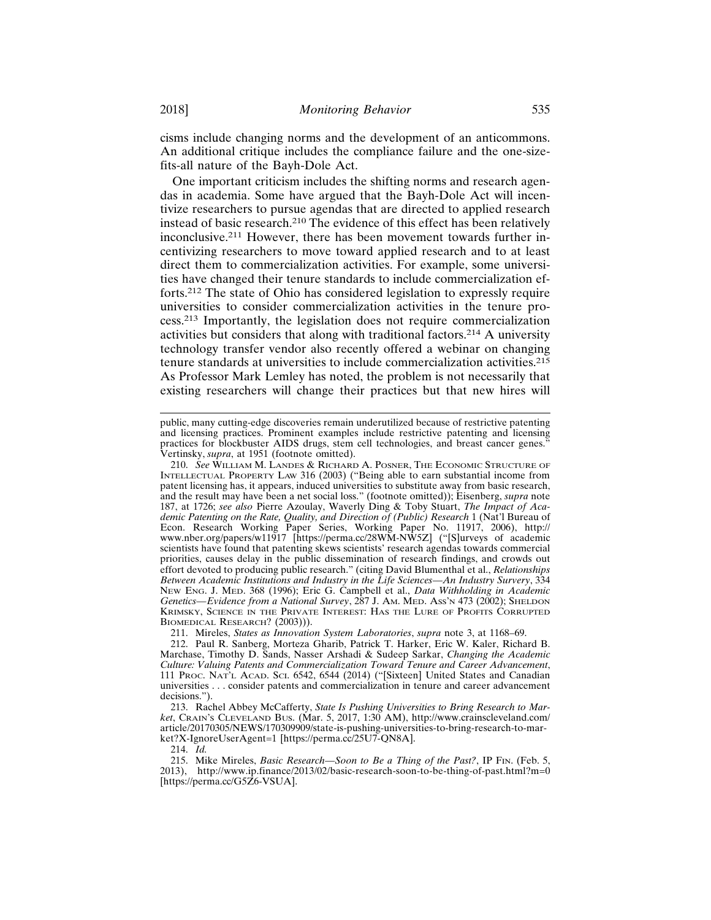cisms include changing norms and the development of an anticommons. An additional critique includes the compliance failure and the one-size-fits-all nature of the Bayh-Dole Act.

One important criticism includes the shifting norms and research agendas in academia. Some have argued that the Bayh-Dole Act will incentivize researchers to pursue agendas that are directed to applied research instead of basic research.[210] The evidence of this effect has been relatively inconclusive.[211] However, there has been movement towards further incentivizing researchers to move toward applied research and to at least direct them to commercialization activities. For example, some universities have changed their tenure standards to include commercialization efforts.[212] The state of Ohio has considered legislation to expressly require universities to consider commercialization activities in the tenure process.[213] Importantly, the legislation does not require commercialization activities but considers that along with traditional factors.[214] A university technology transfer vendor also recently offered a webinar on changing tenure standards at universities to include commercialization activities.[215] As Professor Mark Lemley has noted, the problem is not necessarily that existing researchers will change their practices but that new hires will

---

public, many cutting-edge discoveries remain underutilized because of restrictive patenting and licensing practices. Prominent examples include restrictive patenting and licensing practices for blockbuster AIDS drugs, stem cell technologies, and breast cancer genes." Vertinsky, *supra*, at 1951 (footnote omitted).

210. *See* William M. Landes & Richard A. Posner, The Economic Structure of Intellectual Property Law 316 (2003) ("Being able to earn substantial income from patent licensing has, it appears, induced universities to substitute away from basic research, and the result may have been a net social loss." (footnote omitted)); Eisenberg, *supra* note 187, at 1726; *see also* Pierre Azoulay, Waverly Ding & Toby Stuart, *The Impact of Academic Patenting on the Rate, Quality, and Direction of (Public) Research* 1 (Nat'l Bureau of Econ. Research Working Paper Series, Working Paper No. 11917, 2006), http://www.nber.org/papers/w11917 [https://perma.cc/28WM-NW5Z] ("[S]urveys of academic scientists have found that patenting skews scientists' research agendas towards commercial priorities, causes delay in the public dissemination of research findings, and crowds out effort devoted to producing public research." (citing David Blumenthal et al., *Relationships Between Academic Institutions and Industry in the Life Sciences—An Industry Survery*, 334 New Eng. J. Med. 368 (1996); Eric G. Campbell et al., *Data Withholding in Academic Genetics—Evidence from a National Survey*, 287 J. Am. Med. Ass'n 473 (2002); Sheldon Krimsky, Science in the Private Interest: Has the Lure of Profits Corrupted Biomedical Research? (2003))).

211. Mireles, *States as Innovation System Laboratories*, *supra* note 3, at 1168–69.

212. Paul R. Sanberg, Morteza Gharib, Patrick T. Harker, Eric W. Kaler, Richard B. Marchase, Timothy D. Sands, Nasser Arshadi & Sudeep Sarkar, *Changing the Academic Culture: Valuing Patents and Commercialization Toward Tenure and Career Advancement*, 111 Proc. Nat'l Acad. Sci. 6542, 6544 (2014) ("[Sixteen] United States and Canadian universities . . . consider patents and commercialization in tenure and career advancement decisions.").

213. Rachel Abbey McCafferty, *State Is Pushing Universities to Bring Research to Market*, Crain's Cleveland Bus. (Mar. 5, 2017, 1:30 AM), http://www.crainscleveland.com/article/20170305/NEWS/170309909/state-is-pushing-universities-to-bring-research-to-market?X-IgnoreUserAgent=1 [https://perma.cc/25U7-QN8A].

214. *Id.*

215. Mike Mireles, *Basic Research—Soon to Be a Thing of the Past?*, IP Fin. (Feb. 5, 2013), http://www.ip.finance/2013/02/basic-research-soon-to-be-thing-of-past.html?m=0 [https://perma.cc/G5Z6-VSUA].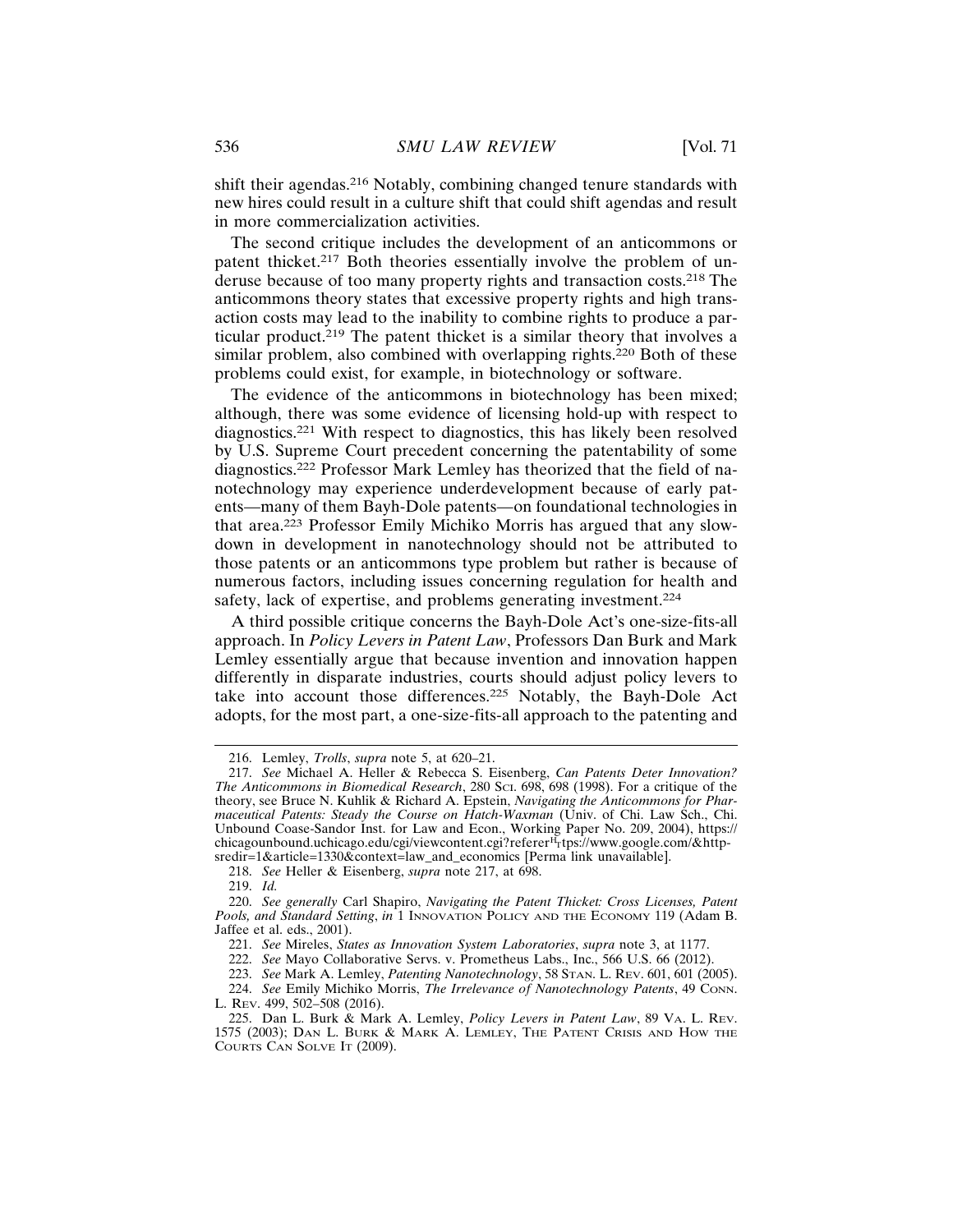shift their agendas.[216] Notably, combining changed tenure standards with new hires could result in a culture shift that could shift agendas and result in more commercialization activities.

The second critique includes the development of an anticommons or patent thicket.[217] Both theories essentially involve the problem of underuse because of too many property rights and transaction costs.[218] The anticommons theory states that excessive property rights and high transaction costs may lead to the inability to combine rights to produce a particular product.[219] The patent thicket is a similar theory that involves a similar problem, also combined with overlapping rights.[220] Both of these problems could exist, for example, in biotechnology or software.

The evidence of the anticommons in biotechnology has been mixed; although, there was some evidence of licensing hold-up with respect to diagnostics.[221] With respect to diagnostics, this has likely been resolved by U.S. Supreme Court precedent concerning the patentability of some diagnostics.[222] Professor Mark Lemley has theorized that the field of nanotechnology may experience underdevelopment because of early patents—many of them Bayh-Dole patents—on foundational technologies in that area.[223] Professor Emily Michiko Morris has argued that any slowdown in development in nanotechnology should not be attributed to those patents or an anticommons type problem but rather is because of numerous factors, including issues concerning regulation for health and safety, lack of expertise, and problems generating investment.[224]

A third possible critique concerns the Bayh-Dole Act's one-size-fits-all approach. In *Policy Levers in Patent Law*, Professors Dan Burk and Mark Lemley essentially argue that because invention and innovation happen differently in disparate industries, courts should adjust policy levers to take into account those differences.[225] Notably, the Bayh-Dole Act adopts, for the most part, a one-size-fits-all approach to the patenting and

---

216. Lemley, *Trolls*, *supra* note 5, at 620–21.

217. *See* Michael A. Heller & Rebecca S. Eisenberg, *Can Patents Deter Innovation? The Anticommons in Biomedical Research*, 280 SCI. 698, 698 (1998). For a critique of the theory, see Bruce N. Kuhlik & Richard A. Epstein, *Navigating the Anticommons for Pharmaceutical Patents: Steady the Course on Hatch-Waxman* (Univ. of Chi. Law Sch., Chi. Unbound Coase-Sandor Inst. for Law and Econ., Working Paper No. 209, 2004), https://chicagounbound.uchicago.edu/cgi/viewcontent.cgi?referer=https://www.google.com/&httpsredir=1&article=1330&context=law_and_economics [Perma link unavailable].

218. *See* Heller & Eisenberg, *supra* note 217, at 698.

219. *Id.*

220. *See generally* Carl Shapiro, *Navigating the Patent Thicket: Cross Licenses, Patent Pools, and Standard Setting*, *in* 1 INNOVATION POLICY AND THE ECONOMY 119 (Adam B. Jaffee et al. eds., 2001).

221. *See* Mireles, *States as Innovation System Laboratories*, *supra* note 3, at 1177.

222. *See* Mayo Collaborative Servs. v. Prometheus Labs., Inc., 566 U.S. 66 (2012).

223. *See* Mark A. Lemley, *Patenting Nanotechnology*, 58 STAN. L. REV. 601, 601 (2005).

224. *See* Emily Michiko Morris, *The Irrelevance of Nanotechnology Patents*, 49 CONN. L. REV. 499, 502–508 (2016).

225. Dan L. Burk & Mark A. Lemley, *Policy Levers in Patent Law*, 89 VA. L. REV. 1575 (2003); DAN L. BURK & MARK A. LEMLEY, THE PATENT CRISIS AND HOW THE COURTS CAN SOLVE IT (2009).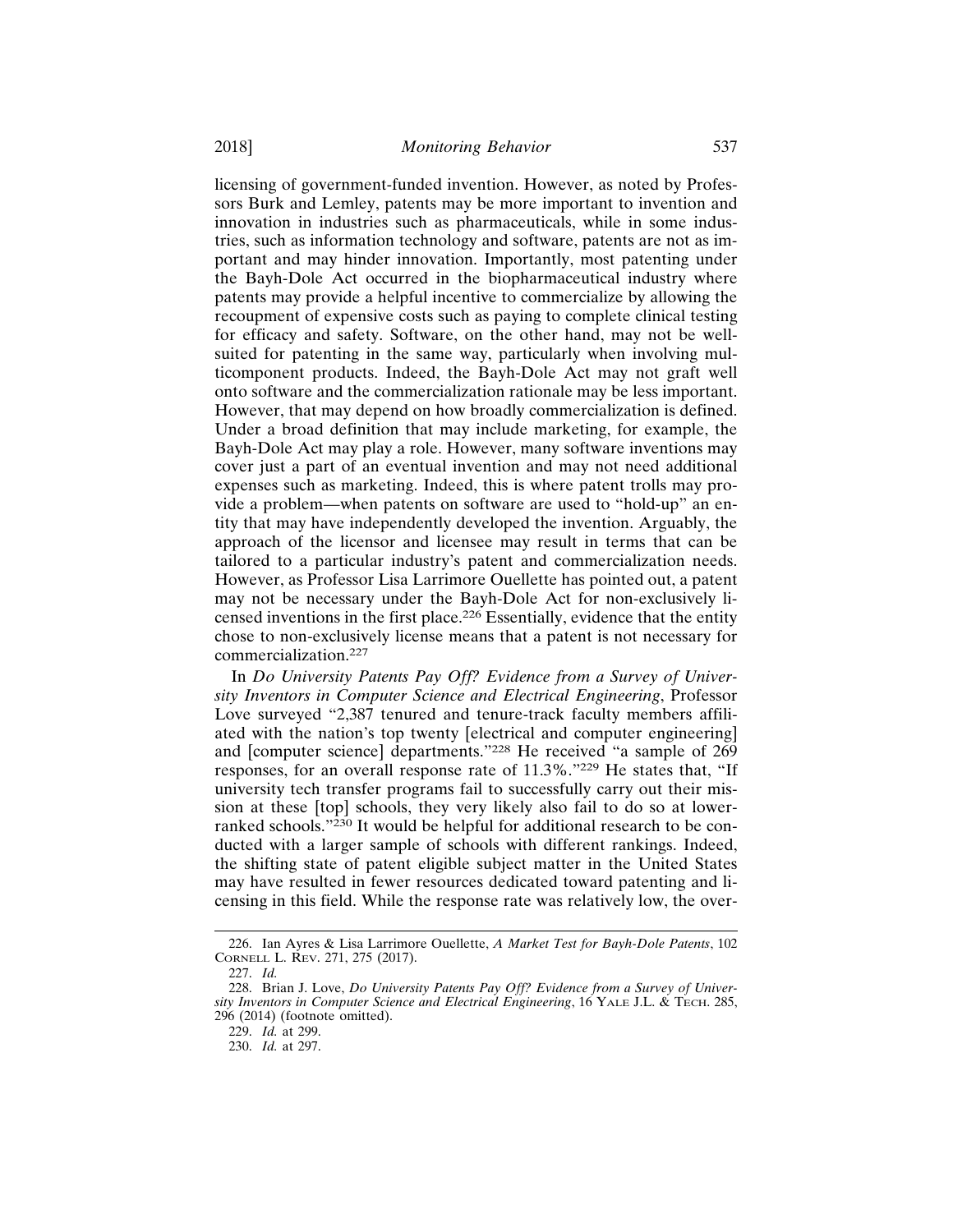licensing of government-funded invention. However, as noted by Professors Burk and Lemley, patents may be more important to invention and innovation in industries such as pharmaceuticals, while in some industries, such as information technology and software, patents are not as important and may hinder innovation. Importantly, most patenting under the Bayh-Dole Act occurred in the biopharmaceutical industry where patents may provide a helpful incentive to commercialize by allowing the recoupment of expensive costs such as paying to complete clinical testing for efficacy and safety. Software, on the other hand, may not be well-suited for patenting in the same way, particularly when involving multicomponent products. Indeed, the Bayh-Dole Act may not graft well onto software and the commercialization rationale may be less important. However, that may depend on how broadly commercialization is defined. Under a broad definition that may include marketing, for example, the Bayh-Dole Act may play a role. However, many software inventions may cover just a part of an eventual invention and may not need additional expenses such as marketing. Indeed, this is where patent trolls may provide a problem—when patents on software are used to "hold-up" an entity that may have independently developed the invention. Arguably, the approach of the licensor and licensee may result in terms that can be tailored to a particular industry's patent and commercialization needs. However, as Professor Lisa Larrimore Ouellette has pointed out, a patent may not be necessary under the Bayh-Dole Act for non-exclusively licensed inventions in the first place.[226] Essentially, evidence that the entity chose to non-exclusively license means that a patent is not necessary for commercialization.[227]

In *Do University Patents Pay Off? Evidence from a Survey of University Inventors in Computer Science and Electrical Engineering*, Professor Love surveyed "2,387 tenured and tenure-track faculty members affiliated with the nation's top twenty [electrical and computer engineering] and [computer science] departments."[228] He received "a sample of 269 responses, for an overall response rate of 11.3%."[229] He states that, "If university tech transfer programs fail to successfully carry out their mission at these [top] schools, they very likely also fail to do so at lower-ranked schools."[230] It would be helpful for additional research to be conducted with a larger sample of schools with different rankings. Indeed, the shifting state of patent eligible subject matter in the United States may have resulted in fewer resources dedicated toward patenting and licensing in this field. While the response rate was relatively low, the over-

226. Ian Ayres & Lisa Larrimore Ouellette, *A Market Test for Bayh-Dole Patents*, 102 CORNELL L. REV. 271, 275 (2017).

227. *Id.*

228. Brian J. Love, *Do University Patents Pay Off? Evidence from a Survey of University Inventors in Computer Science and Electrical Engineering*, 16 YALE J.L. & TECH. 285, 296 (2014) (footnote omitted).

229. *Id.* at 299.

230. *Id.* at 297.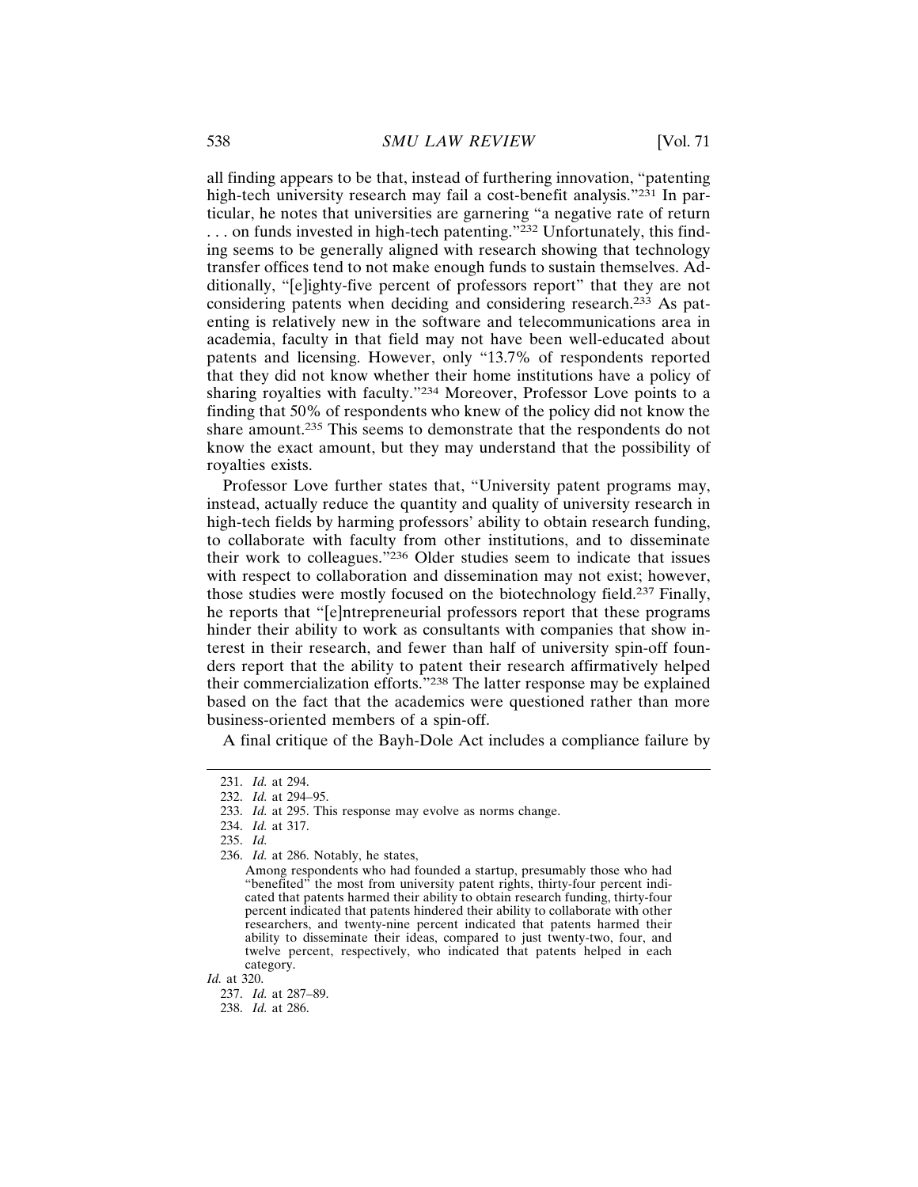all finding appears to be that, instead of furthering innovation, "patenting high-tech university research may fail a cost-benefit analysis."[231] In particular, he notes that universities are garnering "a negative rate of return . . . on funds invested in high-tech patenting."[232] Unfortunately, this finding seems to be generally aligned with research showing that technology transfer offices tend to not make enough funds to sustain themselves. Additionally, "[e]ighty-five percent of professors report" that they are not considering patents when deciding and considering research.[233] As patenting is relatively new in the software and telecommunications area in academia, faculty in that field may not have been well-educated about patents and licensing. However, only "13.7% of respondents reported that they did not know whether their home institutions have a policy of sharing royalties with faculty."[234] Moreover, Professor Love points to a finding that 50% of respondents who knew of the policy did not know the share amount.[235] This seems to demonstrate that the respondents do not know the exact amount, but they may understand that the possibility of royalties exists.

Professor Love further states that, "University patent programs may, instead, actually reduce the quantity and quality of university research in high-tech fields by harming professors' ability to obtain research funding, to collaborate with faculty from other institutions, and to disseminate their work to colleagues."[236] Older studies seem to indicate that issues with respect to collaboration and dissemination may not exist; however, those studies were mostly focused on the biotechnology field.[237] Finally, he reports that "[e]ntrepreneurial professors report that these programs hinder their ability to work as consultants with companies that show interest in their research, and fewer than half of university spin-off founders report that the ability to patent their research affirmatively helped their commercialization efforts."[238] The latter response may be explained based on the fact that the academics were questioned rather than more business-oriented members of a spin-off.

A final critique of the Bayh-Dole Act includes a compliance failure by

---

231. *Id.* at 294.

232. *Id.* at 294–95.

233. *Id.* at 295. This response may evolve as norms change.

234. *Id.* at 317.

235. *Id.*

236. *Id.* at 286. Notably, he states,

> Among respondents who had founded a startup, presumably those who had "benefited" the most from university patent rights, thirty-four percent indicated that patents harmed their ability to obtain research funding, thirty-four percent indicated that patents hindered their ability to collaborate with other researchers, and twenty-nine percent indicated that patents harmed their ability to disseminate their ideas, compared to just twenty-two, four, and twelve percent, respectively, who indicated that patents helped in each category.

*Id.* at 320.

237. *Id.* at 287–89.

238. *Id.* at 286.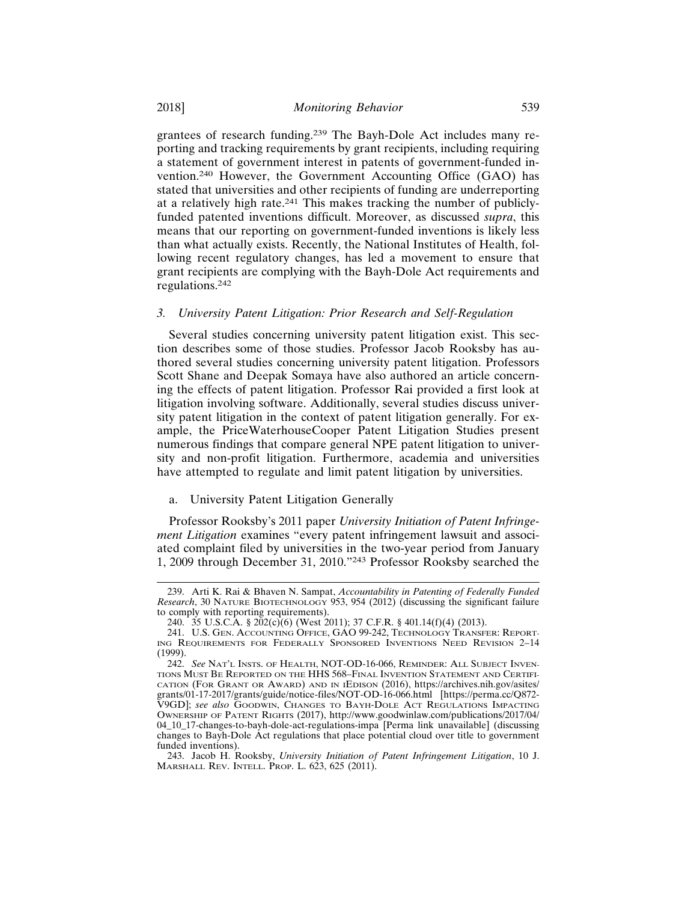grantees of research funding.[239] The Bayh-Dole Act includes many reporting and tracking requirements by grant recipients, including requiring a statement of government interest in patents of government-funded invention.[240] However, the Government Accounting Office (GAO) has stated that universities and other recipients of funding are underreporting at a relatively high rate.[241] This makes tracking the number of publicly-funded patented inventions difficult. Moreover, as discussed *supra*, this means that our reporting on government-funded inventions is likely less than what actually exists. Recently, the National Institutes of Health, following recent regulatory changes, has led a movement to ensure that grant recipients are complying with the Bayh-Dole Act requirements and regulations.[242]

### *3. University Patent Litigation: Prior Research and Self-Regulation*

Several studies concerning university patent litigation exist. This section describes some of those studies. Professor Jacob Rooksby has authored several studies concerning university patent litigation. Professors Scott Shane and Deepak Somaya have also authored an article concerning the effects of patent litigation. Professor Rai provided a first look at litigation involving software. Additionally, several studies discuss university patent litigation in the context of patent litigation generally. For example, the PriceWaterhouseCooper Patent Litigation Studies present numerous findings that compare general NPE patent litigation to university and non-profit litigation. Furthermore, academia and universities have attempted to regulate and limit patent litigation by universities.

#### a. University Patent Litigation Generally

Professor Rooksby's 2011 paper *University Initiation of Patent Infringement Litigation* examines "every patent infringement lawsuit and associated complaint filed by universities in the two-year period from January 1, 2009 through December 31, 2010."[243] Professor Rooksby searched the

---

239. Arti K. Rai & Bhaven N. Sampat, *Accountability in Patenting of Federally Funded Research*, 30 NATURE BIOTECHNOLOGY 953, 954 (2012) (discussing the significant failure to comply with reporting requirements).

240. 35 U.S.C.A. § 202(c)(6) (West 2011); 37 C.F.R. § 401.14(f)(4) (2013).

241. U.S. GEN. ACCOUNTING OFFICE, GAO 99-242, TECHNOLOGY TRANSFER: REPORTING REQUIREMENTS FOR FEDERALLY SPONSORED INVENTIONS NEED REVISION 2–14 (1999).

242. *See* NAT'L INSTS. OF HEALTH, NOT-OD-16-066, REMINDER: ALL SUBJECT INVENTIONS MUST BE REPORTED ON THE HHS 568–FINAL INVENTION STATEMENT AND CERTIFICATION (FOR GRANT OR AWARD) AND IN IEDISON (2016), https://archives.nih.gov/asites/grants/01-17-2017/grants/guide/notice-files/NOT-OD-16-066.html [https://perma.cc/Q872-V9GD]; *see also* GOODWIN, CHANGES TO BAYH-DOLE ACT REGULATIONS IMPACTING OWNERSHIP OF PATENT RIGHTS (2017), http://www.goodwinlaw.com/publications/2017/04/04_10_17-changes-to-bayh-dole-act-regulations-impa [Perma link unavailable] (discussing changes to Bayh-Dole Act regulations that place potential cloud over title to government funded inventions).

243. Jacob H. Rooksby, *University Initiation of Patent Infringement Litigation*, 10 J. MARSHALL REV. INTELL. PROP. L. 623, 625 (2011).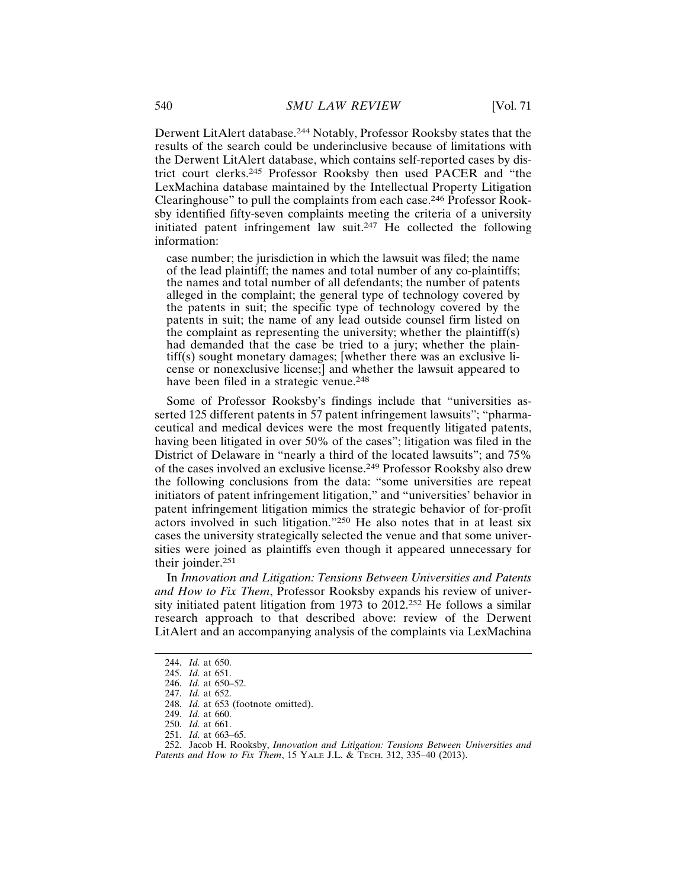Derwent LitAlert database.[244] Notably, Professor Rooksby states that the results of the search could be underinclusive because of limitations with the Derwent LitAlert database, which contains self-reported cases by district court clerks.[245] Professor Rooksby then used PACER and "the LexMachina database maintained by the Intellectual Property Litigation Clearinghouse" to pull the complaints from each case.[246] Professor Rooksby identified fifty-seven complaints meeting the criteria of a university initiated patent infringement law suit.[247] He collected the following information:

> case number; the jurisdiction in which the lawsuit was filed; the name of the lead plaintiff; the names and total number of any co-plaintiffs; the names and total number of all defendants; the number of patents alleged in the complaint; the general type of technology covered by the patents in suit; the specific type of technology covered by the patents in suit; the name of any lead outside counsel firm listed on the complaint as representing the university; whether the plaintiff(s) had demanded that the case be tried to a jury; whether the plaintiff(s) sought monetary damages; [whether there was an exclusive license or nonexclusive license;] and whether the lawsuit appeared to have been filed in a strategic venue.[248]

Some of Professor Rooksby's findings include that "universities asserted 125 different patents in 57 patent infringement lawsuits"; "pharmaceutical and medical devices were the most frequently litigated patents, having been litigated in over 50% of the cases"; litigation was filed in the District of Delaware in "nearly a third of the located lawsuits"; and 75% of the cases involved an exclusive license.[249] Professor Rooksby also drew the following conclusions from the data: "some universities are repeat initiators of patent infringement litigation," and "universities' behavior in patent infringement litigation mimics the strategic behavior of for-profit actors involved in such litigation."[250] He also notes that in at least six cases the university strategically selected the venue and that some universities were joined as plaintiffs even though it appeared unnecessary for their joinder.[251]

In *Innovation and Litigation: Tensions Between Universities and Patents and How to Fix Them*, Professor Rooksby expands his review of university initiated patent litigation from 1973 to 2012.[252] He follows a similar research approach to that described above: review of the Derwent LitAlert and an accompanying analysis of the complaints via LexMachina

244. *Id.* at 650.

245. *Id.* at 651.

246. *Id.* at 650–52.

247. *Id.* at 652.

248. *Id.* at 653 (footnote omitted).

249. *Id.* at 660.

250. *Id.* at 661.

251. *Id.* at 663–65.

252. Jacob H. Rooksby, *Innovation and Litigation: Tensions Between Universities and Patents and How to Fix Them*, 15 YALE J.L. & TECH. 312, 335–40 (2013).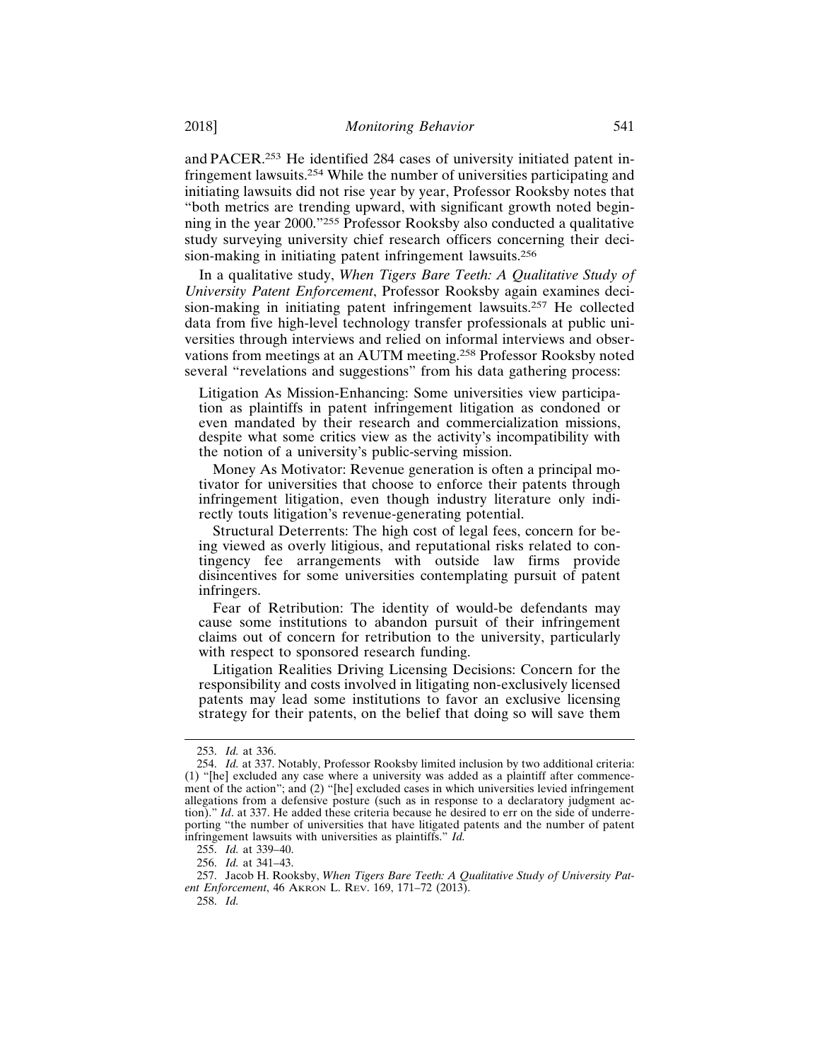and PACER.[253] He identified 284 cases of university initiated patent infringement lawsuits.[254] While the number of universities participating and initiating lawsuits did not rise year by year, Professor Rooksby notes that "both metrics are trending upward, with significant growth noted beginning in the year 2000."[255] Professor Rooksby also conducted a qualitative study surveying university chief research officers concerning their decision-making in initiating patent infringement lawsuits.[256]

In a qualitative study, *When Tigers Bare Teeth: A Qualitative Study of University Patent Enforcement*, Professor Rooksby again examines decision-making in initiating patent infringement lawsuits.[257] He collected data from five high-level technology transfer professionals at public universities through interviews and relied on informal interviews and observations from meetings at an AUTM meeting.[258] Professor Rooksby noted several "revelations and suggestions" from his data gathering process:

> Litigation As Mission-Enhancing: Some universities view participation as plaintiffs in patent infringement litigation as condoned or even mandated by their research and commercialization missions, despite what some critics view as the activity's incompatibility with the notion of a university's public-serving mission.
>
> Money As Motivator: Revenue generation is often a principal motivator for universities that choose to enforce their patents through infringement litigation, even though industry literature only indirectly touts litigation's revenue-generating potential.
>
> Structural Deterrents: The high cost of legal fees, concern for being viewed as overly litigious, and reputational risks related to contingency fee arrangements with outside law firms provide disincentives for some universities contemplating pursuit of patent infringers.
>
> Fear of Retribution: The identity of would-be defendants may cause some institutions to abandon pursuit of their infringement claims out of concern for retribution to the university, particularly with respect to sponsored research funding.
>
> Litigation Realities Driving Licensing Decisions: Concern for the responsibility and costs involved in litigating non-exclusively licensed patents may lead some institutions to favor an exclusive licensing strategy for their patents, on the belief that doing so will save them

---

253. *Id.* at 336.

254. *Id.* at 337. Notably, Professor Rooksby limited inclusion by two additional criteria: (1) "[he] excluded any case where a university was added as a plaintiff after commencement of the action"; and (2) "[he] excluded cases in which universities levied infringement allegations from a defensive posture (such as in response to a declaratory judgment action)." *Id*. at 337. He added these criteria because he desired to err on the side of underreporting "the number of universities that have litigated patents and the number of patent infringement lawsuits with universities as plaintiffs." *Id.*

255. *Id.* at 339–40.

256. *Id.* at 341–43.

257. Jacob H. Rooksby, *When Tigers Bare Teeth: A Qualitative Study of University Patent Enforcement*, 46 AKRON L. REV. 169, 171–72 (2013).

258. *Id.*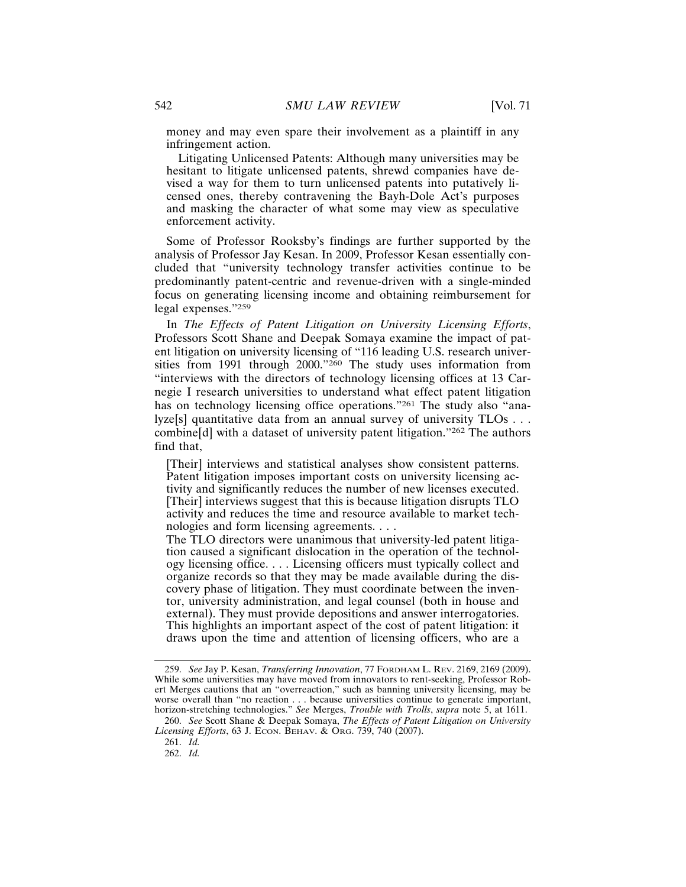money and may even spare their involvement as a plaintiff in any infringement action.

Litigating Unlicensed Patents: Although many universities may be hesitant to litigate unlicensed patents, shrewd companies have devised a way for them to turn unlicensed patents into putatively licensed ones, thereby contravening the Bayh-Dole Act's purposes and masking the character of what some may view as speculative enforcement activity.

Some of Professor Rooksby's findings are further supported by the analysis of Professor Jay Kesan. In 2009, Professor Kesan essentially concluded that "university technology transfer activities continue to be predominantly patent-centric and revenue-driven with a single-minded focus on generating licensing income and obtaining reimbursement for legal expenses."[259]

In *The Effects of Patent Litigation on University Licensing Efforts*, Professors Scott Shane and Deepak Somaya examine the impact of patent litigation on university licensing of "116 leading U.S. research universities from 1991 through 2000."[260] The study uses information from "interviews with the directors of technology licensing offices at 13 Carnegie I research universities to understand what effect patent litigation has on technology licensing office operations."[261] The study also "analyze[s] quantitative data from an annual survey of university TLOs . . . combine[d] with a dataset of university patent litigation."[262] The authors find that,

> [Their] interviews and statistical analyses show consistent patterns. Patent litigation imposes important costs on university licensing activity and significantly reduces the number of new licenses executed. [Their] interviews suggest that this is because litigation disrupts TLO activity and reduces the time and resource available to market technologies and form licensing agreements. . . .
>
> The TLO directors were unanimous that university-led patent litigation caused a significant dislocation in the operation of the technology licensing office. . . . Licensing officers must typically collect and organize records so that they may be made available during the discovery phase of litigation. They must coordinate between the inventor, university administration, and legal counsel (both in house and external). They must provide depositions and answer interrogatories. This highlights an important aspect of the cost of patent litigation: it draws upon the time and attention of licensing officers, who are a

---

259. *See* Jay P. Kesan, *Transferring Innovation*, 77 FORDHAM L. REV. 2169, 2169 (2009). While some universities may have moved from innovators to rent-seeking, Professor Robert Merges cautions that an "overreaction," such as banning university licensing, may be worse overall than "no reaction . . . because universities continue to generate important, horizon-stretching technologies." *See* Merges, *Trouble with Trolls*, *supra* note 5, at 1611.

260. *See* Scott Shane & Deepak Somaya, *The Effects of Patent Litigation on University Licensing Efforts*, 63 J. ECON. BEHAV. & ORG. 739, 740 (2007).

261. *Id.*

262. *Id.*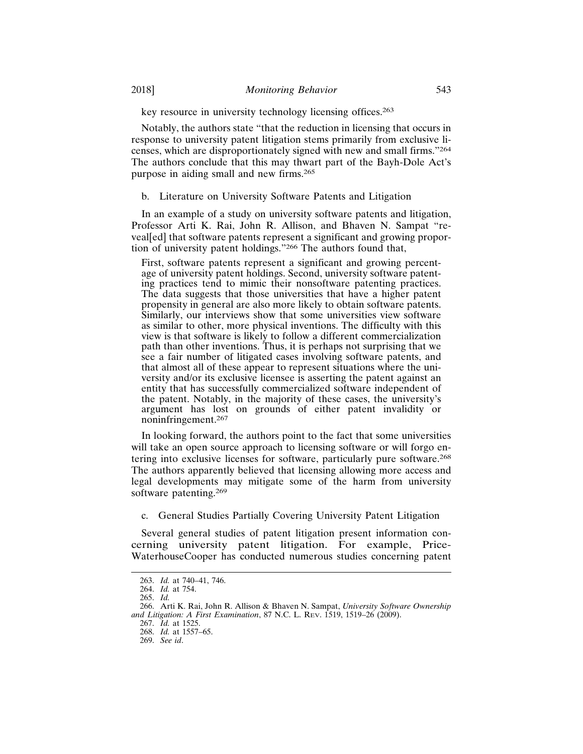key resource in university technology licensing offices.[263]

Notably, the authors state "that the reduction in licensing that occurs in response to university patent litigation stems primarily from exclusive licenses, which are disproportionately signed with new and small firms."[264] The authors conclude that this may thwart part of the Bayh-Dole Act's purpose in aiding small and new firms.[265]

b. Literature on University Software Patents and Litigation

In an example of a study on university software patents and litigation, Professor Arti K. Rai, John R. Allison, and Bhaven N. Sampat "reveal[ed] that software patents represent a significant and growing proportion of university patent holdings."[266] The authors found that,

> First, software patents represent a significant and growing percentage of university patent holdings. Second, university software patenting practices tend to mimic their nonsoftware patenting practices. The data suggests that those universities that have a higher patent propensity in general are also more likely to obtain software patents. Similarly, our interviews show that some universities view software as similar to other, more physical inventions. The difficulty with this view is that software is likely to follow a different commercialization path than other inventions. Thus, it is perhaps not surprising that we see a fair number of litigated cases involving software patents, and that almost all of these appear to represent situations where the university and/or its exclusive licensee is asserting the patent against an entity that has successfully commercialized software independent of the patent. Notably, in the majority of these cases, the university's argument has lost on grounds of either patent invalidity or noninfringement.[267]

In looking forward, the authors point to the fact that some universities will take an open source approach to licensing software or will forgo entering into exclusive licenses for software, particularly pure software.[268] The authors apparently believed that licensing allowing more access and legal developments may mitigate some of the harm from university software patenting.[269]

c. General Studies Partially Covering University Patent Litigation

Several general studies of patent litigation present information concerning university patent litigation. For example, Price-WaterhouseCooper has conducted numerous studies concerning patent

---

263. *Id.* at 740–41, 746.

264. *Id.* at 754.

265. *Id.*

266. Arti K. Rai, John R. Allison & Bhaven N. Sampat, *University Software Ownership and Litigation: A First Examination*, 87 N.C. L. Rev. 1519, 1519–26 (2009).

267. *Id.* at 1525.

268. *Id.* at 1557–65.

269. *See id*.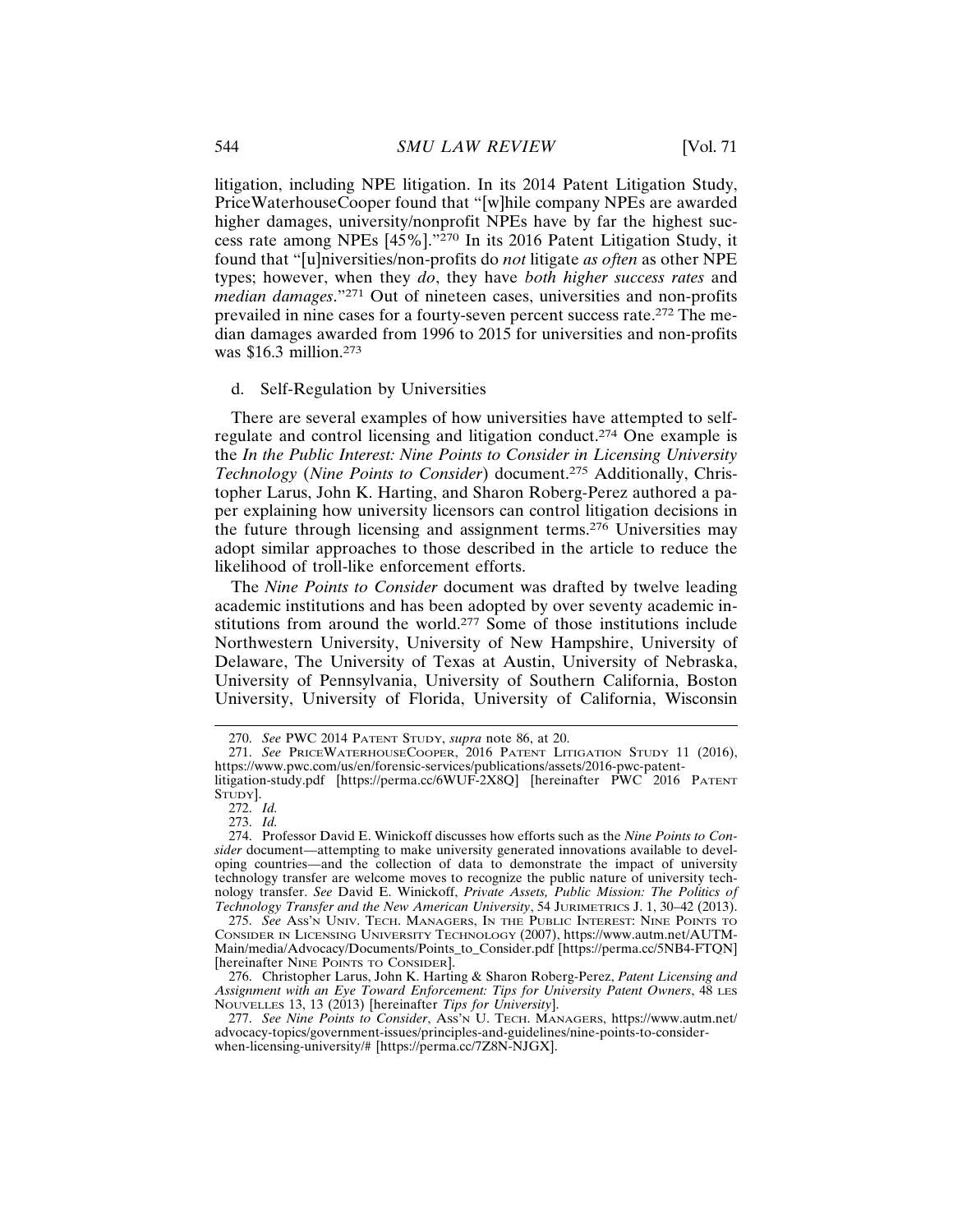litigation, including NPE litigation. In its 2014 Patent Litigation Study, PriceWaterhouseCooper found that "[w]hile company NPEs are awarded higher damages, university/nonprofit NPEs have by far the highest success rate among NPEs [45%]."[270] In its 2016 Patent Litigation Study, it found that "[u]niversities/non-profits do *not* litigate *as often* as other NPE types; however, when they *do*, they have *both higher success rates* and *median damages*."[271] Out of nineteen cases, universities and non-profits prevailed in nine cases for a fourty-seven percent success rate.[272] The median damages awarded from 1996 to 2015 for universities and non-profits was $16.3 million.[273]

d. Self-Regulation by Universities

There are several examples of how universities have attempted to self-regulate and control licensing and litigation conduct.[274] One example is the *In the Public Interest: Nine Points to Consider in Licensing University Technology* (*Nine Points to Consider*) document.[275] Additionally, Christopher Larus, John K. Harting, and Sharon Roberg-Perez authored a paper explaining how university licensors can control litigation decisions in the future through licensing and assignment terms.[276] Universities may adopt similar approaches to those described in the article to reduce the likelihood of troll-like enforcement efforts.

The *Nine Points to Consider* document was drafted by twelve leading academic institutions and has been adopted by over seventy academic institutions from around the world.[277] Some of those institutions include Northwestern University, University of New Hampshire, University of Delaware, The University of Texas at Austin, University of Nebraska, University of Pennsylvania, University of Southern California, Boston University, University of Florida, University of California, Wisconsin

---

270. *See* PWC 2014 PATENT STUDY, *supra* note 86, at 20.

271. *See* PRICEWATERHOUSECOOPER, 2016 PATENT LITIGATION STUDY 11 (2016), https://www.pwc.com/us/en/forensic-services/publications/assets/2016-pwc-patent-litigation-study.pdf [https://perma.cc/6WUF-2X8Q] [hereinafter PWC 2016 PATENT STUDY].

272. *Id.*

273. *Id.*

274. Professor David E. Winickoff discusses how efforts such as the *Nine Points to Consider* document—attempting to make university generated innovations available to developing countries—and the collection of data to demonstrate the impact of university technology transfer are welcome moves to recognize the public nature of university technology transfer. *See* David E. Winickoff, *Private Assets, Public Mission: The Politics of Technology Transfer and the New American University*, 54 JURIMETRICS J. 1, 30–42 (2013).

275. *See* ASS'N UNIV. TECH. MANAGERS, IN THE PUBLIC INTEREST: NINE POINTS TO CONSIDER IN LICENSING UNIVERSITY TECHNOLOGY (2007), https://www.autm.net/AUTM-Main/media/Advocacy/Documents/Points_to_Consider.pdf [https://perma.cc/5NB4-FTQN] [hereinafter NINE POINTS TO CONSIDER].

276. Christopher Larus, John K. Harting & Sharon Roberg-Perez, *Patent Licensing and Assignment with an Eye Toward Enforcement: Tips for University Patent Owners*, 48 LES NOUVELLES 13, 13 (2013) [hereinafter *Tips for University*].

277. *See Nine Points to Consider*, ASS'N U. TECH. MANAGERS, https://www.autm.net/advocacy-topics/government-issues/principles-and-guidelines/nine-points-to-consider-when-licensing-university/# [https://perma.cc/7Z8N-NJGX].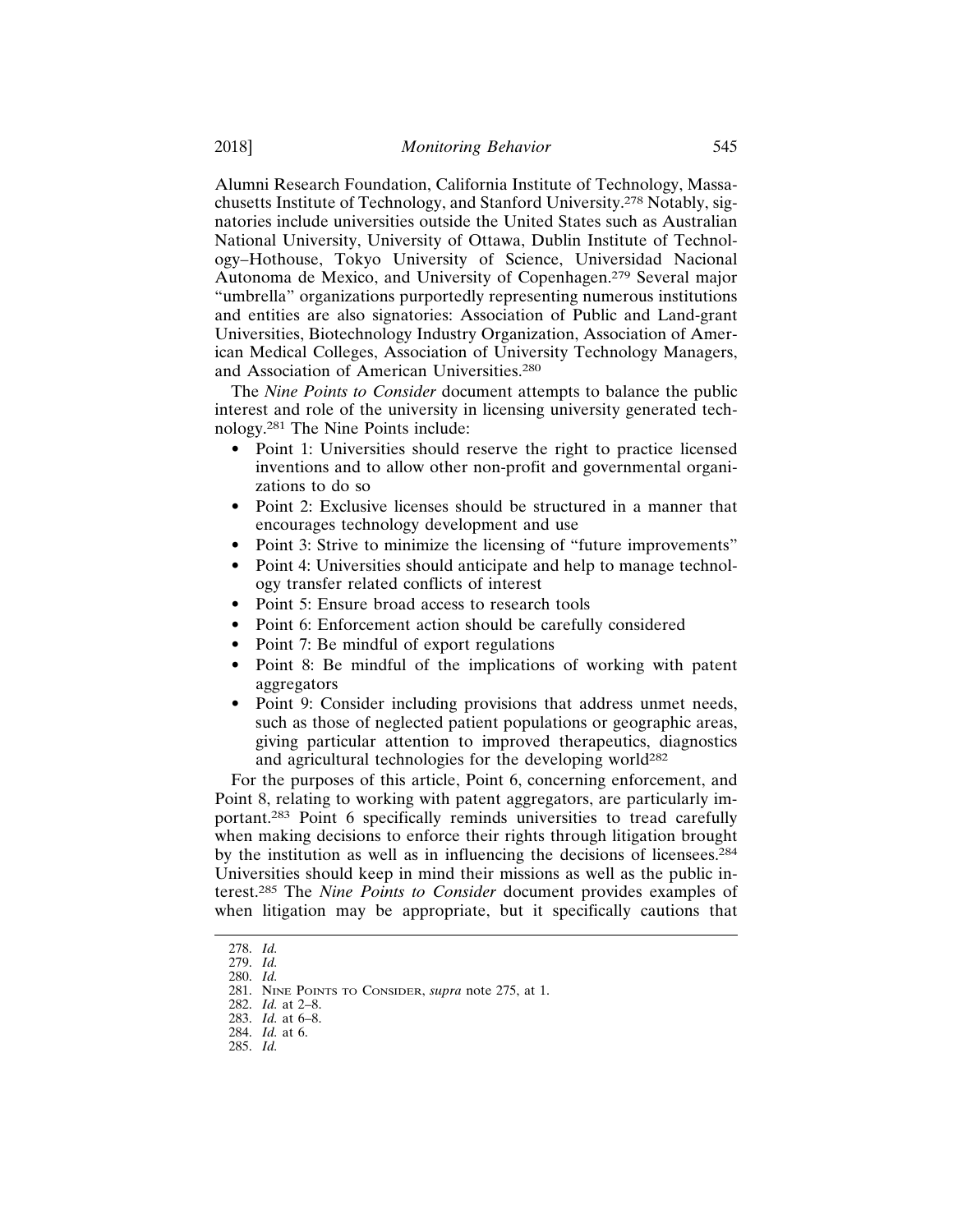Alumni Research Foundation, California Institute of Technology, Massachusetts Institute of Technology, and Stanford University.[278] Notably, signatories include universities outside the United States such as Australian National University, University of Ottawa, Dublin Institute of Technology–Hothouse, Tokyo University of Science, Universidad Nacional Autonoma de Mexico, and University of Copenhagen.[279] Several major "umbrella" organizations purportedly representing numerous institutions and entities are also signatories: Association of Public and Land-grant Universities, Biotechnology Industry Organization, Association of American Medical Colleges, Association of University Technology Managers, and Association of American Universities.[280]

The *Nine Points to Consider* document attempts to balance the public interest and role of the university in licensing university generated technology.[281] The Nine Points include:

- Point 1: Universities should reserve the right to practice licensed inventions and to allow other non-profit and governmental organizations to do so
- Point 2: Exclusive licenses should be structured in a manner that encourages technology development and use
- Point 3: Strive to minimize the licensing of "future improvements"
- Point 4: Universities should anticipate and help to manage technology transfer related conflicts of interest
- Point 5: Ensure broad access to research tools
- Point 6: Enforcement action should be carefully considered
- Point 7: Be mindful of export regulations
- Point 8: Be mindful of the implications of working with patent aggregators
- Point 9: Consider including provisions that address unmet needs, such as those of neglected patient populations or geographic areas, giving particular attention to improved therapeutics, diagnostics and agricultural technologies for the developing world[282]

For the purposes of this article, Point 6, concerning enforcement, and Point 8, relating to working with patent aggregators, are particularly important.[283] Point 6 specifically reminds universities to tread carefully when making decisions to enforce their rights through litigation brought by the institution as well as in influencing the decisions of licensees.[284] Universities should keep in mind their missions as well as the public interest.[285] The *Nine Points to Consider* document provides examples of when litigation may be appropriate, but it specifically cautions that

278. *Id.*
279. *Id.*
280. *Id.*
281. Nine Points to Consider, *supra* note 275, at 1.
282. *Id.* at 2–8.
283. *Id.* at 6–8.
284. *Id.* at 6.
285. *Id.*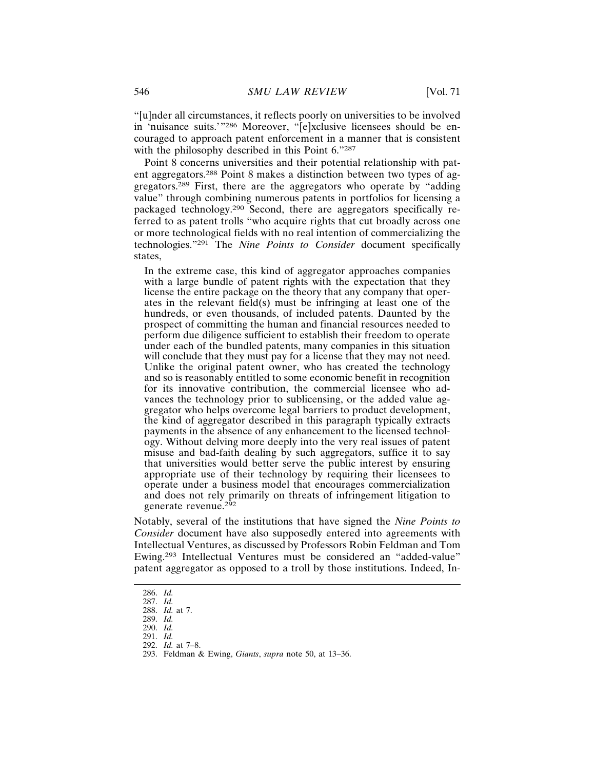"[u]nder all circumstances, it reflects poorly on universities to be involved in 'nuisance suits.'"[286] Moreover, "[e]xclusive licensees should be encouraged to approach patent enforcement in a manner that is consistent with the philosophy described in this Point 6."[287]

Point 8 concerns universities and their potential relationship with patent aggregators.[288] Point 8 makes a distinction between two types of aggregators.[289] First, there are the aggregators who operate by "adding value" through combining numerous patents in portfolios for licensing a packaged technology.[290] Second, there are aggregators specifically referred to as patent trolls "who acquire rights that cut broadly across one or more technological fields with no real intention of commercializing the technologies."[291] The *Nine Points to Consider* document specifically states,

> In the extreme case, this kind of aggregator approaches companies with a large bundle of patent rights with the expectation that they license the entire package on the theory that any company that operates in the relevant field(s) must be infringing at least one of the hundreds, or even thousands, of included patents. Daunted by the prospect of committing the human and financial resources needed to perform due diligence sufficient to establish their freedom to operate under each of the bundled patents, many companies in this situation will conclude that they must pay for a license that they may not need. Unlike the original patent owner, who has created the technology and so is reasonably entitled to some economic benefit in recognition for its innovative contribution, the commercial licensee who advances the technology prior to sublicensing, or the added value aggregator who helps overcome legal barriers to product development, the kind of aggregator described in this paragraph typically extracts payments in the absence of any enhancement to the licensed technology. Without delving more deeply into the very real issues of patent misuse and bad-faith dealing by such aggregators, suffice it to say that universities would better serve the public interest by ensuring appropriate use of their technology by requiring their licensees to operate under a business model that encourages commercialization and does not rely primarily on threats of infringement litigation to generate revenue.[292]

Notably, several of the institutions that have signed the *Nine Points to Consider* document have also supposedly entered into agreements with Intellectual Ventures, as discussed by Professors Robin Feldman and Tom Ewing.[293] Intellectual Ventures must be considered an "added-value" patent aggregator as opposed to a troll by those institutions. Indeed, In-

---

286. *Id.*
287. *Id.*
288. *Id.* at 7.
289. *Id.*
290. *Id.*
291. *Id.*
292. *Id.* at 7–8.
293. Feldman & Ewing, *Giants*, *supra* note 50, at 13–36.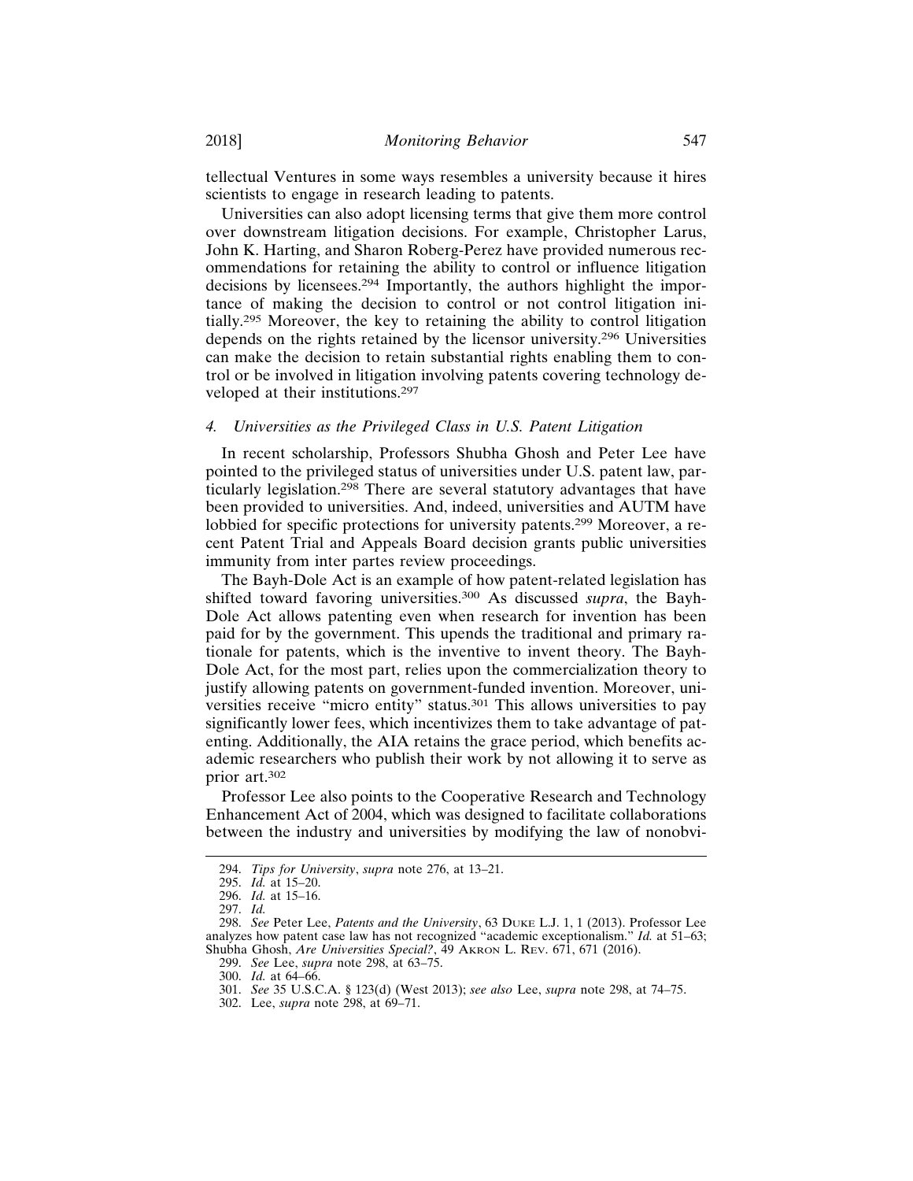tellectual Ventures in some ways resembles a university because it hires scientists to engage in research leading to patents.

Universities can also adopt licensing terms that give them more control over downstream litigation decisions. For example, Christopher Larus, John K. Harting, and Sharon Roberg-Perez have provided numerous recommendations for retaining the ability to control or influence litigation decisions by licensees.[294] Importantly, the authors highlight the importance of making the decision to control or not control litigation initially.[295] Moreover, the key to retaining the ability to control litigation depends on the rights retained by the licensor university.[296] Universities can make the decision to retain substantial rights enabling them to control or be involved in litigation involving patents covering technology developed at their institutions.[297]

### 4. *Universities as the Privileged Class in U.S. Patent Litigation*

In recent scholarship, Professors Shubha Ghosh and Peter Lee have pointed to the privileged status of universities under U.S. patent law, particularly legislation.[298] There are several statutory advantages that have been provided to universities. And, indeed, universities and AUTM have lobbied for specific protections for university patents.[299] Moreover, a recent Patent Trial and Appeals Board decision grants public universities immunity from inter partes review proceedings.

The Bayh-Dole Act is an example of how patent-related legislation has shifted toward favoring universities.[300] As discussed *supra*, the Bayh-Dole Act allows patenting even when research for invention has been paid for by the government. This upends the traditional and primary rationale for patents, which is the inventive to invent theory. The Bayh-Dole Act, for the most part, relies upon the commercialization theory to justify allowing patents on government-funded invention. Moreover, universities receive "micro entity" status.[301] This allows universities to pay significantly lower fees, which incentivizes them to take advantage of patenting. Additionally, the AIA retains the grace period, which benefits academic researchers who publish their work by not allowing it to serve as prior art.[302]

Professor Lee also points to the Cooperative Research and Technology Enhancement Act of 2004, which was designed to facilitate collaborations between the industry and universities by modifying the law of nonobvi-

---

294. *Tips for University*, *supra* note 276, at 13–21.

295. *Id.* at 15–20.

296. *Id.* at 15–16.

297. *Id.*

298. *See* Peter Lee, *Patents and the University*, 63 DUKE L.J. 1, 1 (2013). Professor Lee analyzes how patent case law has not recognized "academic exceptionalism." *Id.* at 51–63; Shubha Ghosh, *Are Universities Special?*, 49 AKRON L. REV. 671, 671 (2016).

299. *See* Lee, *supra* note 298, at 63–75.

300. *Id.* at 64–66.

301. *See* 35 U.S.C.A. § 123(d) (West 2013); *see also* Lee, *supra* note 298, at 74–75.

302. Lee, *supra* note 298, at 69–71.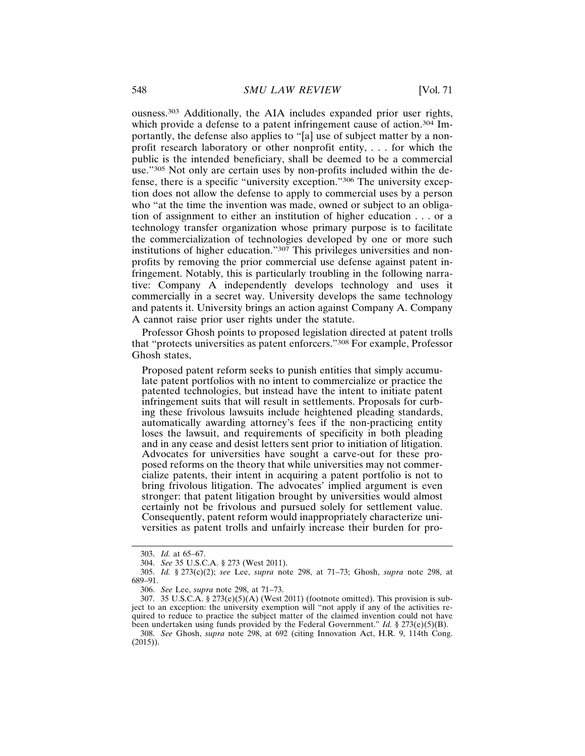ousness.[303] Additionally, the AIA includes expanded prior user rights, which provide a defense to a patent infringement cause of action.[304] Importantly, the defense also applies to "[a] use of subject matter by a nonprofit research laboratory or other nonprofit entity, . . . for which the public is the intended beneficiary, shall be deemed to be a commercial use."[305] Not only are certain uses by non-profits included within the defense, there is a specific "university exception."[306] The university exception does not allow the defense to apply to commercial uses by a person who "at the time the invention was made, owned or subject to an obligation of assignment to either an institution of higher education . . . or a technology transfer organization whose primary purpose is to facilitate the commercialization of technologies developed by one or more such institutions of higher education."[307] This privileges universities and nonprofits by removing the prior commercial use defense against patent infringement. Notably, this is particularly troubling in the following narrative: Company A independently develops technology and uses it commercially in a secret way. University develops the same technology and patents it. University brings an action against Company A. Company A cannot raise prior user rights under the statute.

Professor Ghosh points to proposed legislation directed at patent trolls that "protects universities as patent enforcers."[308] For example, Professor Ghosh states,

> Proposed patent reform seeks to punish entities that simply accumulate patent portfolios with no intent to commercialize or practice the patented technologies, but instead have the intent to initiate patent infringement suits that will result in settlements. Proposals for curbing these frivolous lawsuits include heightened pleading standards, automatically awarding attorney's fees if the non-practicing entity loses the lawsuit, and requirements of specificity in both pleading and in any cease and desist letters sent prior to initiation of litigation. Advocates for universities have sought a carve-out for these proposed reforms on the theory that while universities may not commercialize patents, their intent in acquiring a patent portfolio is not to bring frivolous litigation. The advocates' implied argument is even stronger: that patent litigation brought by universities would almost certainly not be frivolous and pursued solely for settlement value. Consequently, patent reform would inappropriately characterize universities as patent trolls and unfairly increase their burden for pro-

303. *Id.* at 65–67.

304. *See* 35 U.S.C.A. § 273 (West 2011).

305. *Id.* § 273(c)(2); *see* Lee, *supra* note 298, at 71–73; Ghosh, *supra* note 298, at 689–91.

306. *See* Lee, *supra* note 298, at 71–73.

307. 35 U.S.C.A. § 273(e)(5)(A) (West 2011) (footnote omitted). This provision is subject to an exception: the university exemption will "not apply if any of the activities required to reduce to practice the subject matter of the claimed invention could not have been undertaken using funds provided by the Federal Government." *Id.* § 273(e)(5)(B).

308. *See* Ghosh, *supra* note 298, at 692 (citing Innovation Act, H.R. 9, 114th Cong. (2015)).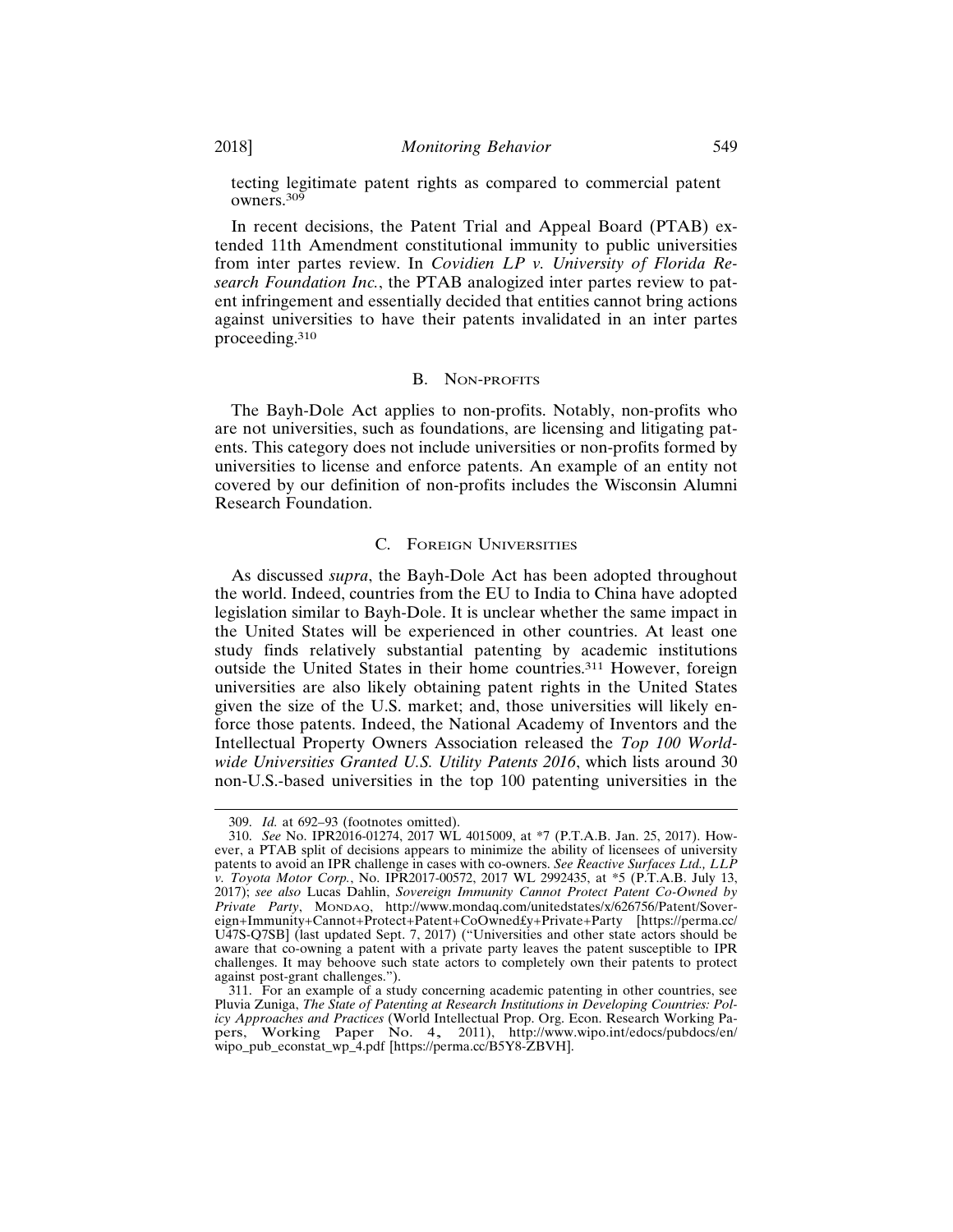tecting legitimate patent rights as compared to commercial patent owners.[309]

In recent decisions, the Patent Trial and Appeal Board (PTAB) extended 11th Amendment constitutional immunity to public universities from inter partes review. In *Covidien LP v. University of Florida Research Foundation Inc.*, the PTAB analogized inter partes review to patent infringement and essentially decided that entities cannot bring actions against universities to have their patents invalidated in an inter partes proceeding.[310]

### B. Non-profits

The Bayh-Dole Act applies to non-profits. Notably, non-profits who are not universities, such as foundations, are licensing and litigating patents. This category does not include universities or non-profits formed by universities to license and enforce patents. An example of an entity not covered by our definition of non-profits includes the Wisconsin Alumni Research Foundation.

### C. Foreign Universities

As discussed *supra*, the Bayh-Dole Act has been adopted throughout the world. Indeed, countries from the EU to India to China have adopted legislation similar to Bayh-Dole. It is unclear whether the same impact in the United States will be experienced in other countries. At least one study finds relatively substantial patenting by academic institutions outside the United States in their home countries.[311] However, foreign universities are also likely obtaining patent rights in the United States given the size of the U.S. market; and, those universities will likely enforce those patents. Indeed, the National Academy of Inventors and the Intellectual Property Owners Association released the *Top 100 Worldwide Universities Granted U.S. Utility Patents 2016*, which lists around 30 non-U.S.-based universities in the top 100 patenting universities in the

---

309. *Id.* at 692–93 (footnotes omitted).

310. *See* No. IPR2016-01274, 2017 WL 4015009, at *7 (P.T.A.B. Jan. 25, 2017). However, a PTAB split of decisions appears to minimize the ability of licensees of university patents to avoid an IPR challenge in cases with co-owners. *See Reactive Surfaces Ltd., LLP v. Toyota Motor Corp.*, No. IPR2017-00572, 2017 WL 2992435, at *5 (P.T.A.B. July 13, 2017); *see also* Lucas Dahlin, *Sovereign Immunity Cannot Protect Patent Co-Owned by Private Party*, Mondaq, http://www.mondaq.com/unitedstates/x/626756/Patent/Sovereign+Immunity+Cannot+Protect+Patent+CoOwned£y+Private+Party [https://perma.cc/U47S-Q7SB] (last updated Sept. 7, 2017) ("Universities and other state actors should be aware that co-owning a patent with a private party leaves the patent susceptible to IPR challenges. It may behoove such state actors to completely own their patents to protect against post-grant challenges.").

311. For an example of a study concerning academic patenting in other countries, see Pluvia Zuniga, *The State of Patenting at Research Institutions in Developing Countries: Policy Approaches and Practices* (World Intellectual Prop. Org. Econ. Research Working Papers, Working Paper No. 4, 2011), http://www.wipo.int/edocs/pubdocs/en/wipo_pub_econstat_wp_4.pdf [https://perma.cc/B5Y8-ZBVH].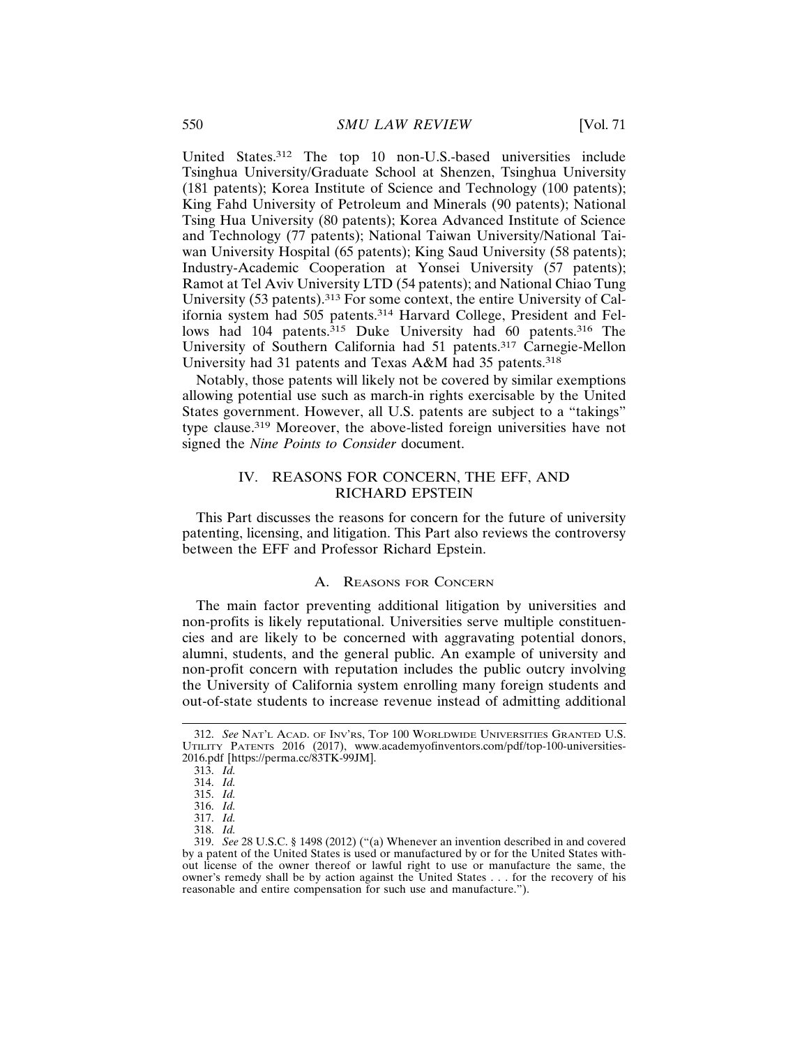United States.[312] The top 10 non-U.S.-based universities include Tsinghua University/Graduate School at Shenzen, Tsinghua University (181 patents); Korea Institute of Science and Technology (100 patents); King Fahd University of Petroleum and Minerals (90 patents); National Tsing Hua University (80 patents); Korea Advanced Institute of Science and Technology (77 patents); National Taiwan University/National Taiwan University Hospital (65 patents); King Saud University (58 patents); Industry-Academic Cooperation at Yonsei University (57 patents); Ramot at Tel Aviv University LTD (54 patents); and National Chiao Tung University (53 patents).[313] For some context, the entire University of California system had 505 patents.[314] Harvard College, President and Fellows had 104 patents.[315] Duke University had 60 patents.[316] The University of Southern California had 51 patents.[317] Carnegie-Mellon University had 31 patents and Texas A&M had 35 patents.[318]

Notably, those patents will likely not be covered by similar exemptions allowing potential use such as march-in rights exercisable by the United States government. However, all U.S. patents are subject to a "takings" type clause.[319] Moreover, the above-listed foreign universities have not signed the *Nine Points to Consider* document.

## IV. REASONS FOR CONCERN, THE EFF, AND RICHARD EPSTEIN

This Part discusses the reasons for concern for the future of university patenting, licensing, and litigation. This Part also reviews the controversy between the EFF and Professor Richard Epstein.

### A. Reasons for Concern

The main factor preventing additional litigation by universities and non-profits is likely reputational. Universities serve multiple constituencies and are likely to be concerned with aggravating potential donors, alumni, students, and the general public. An example of university and non-profit concern with reputation includes the public outcry involving the University of California system enrolling many foreign students and out-of-state students to increase revenue instead of admitting additional

---

312. *See* Nat'l Acad. of Inv'rs, Top 100 Worldwide Universities Granted U.S. Utility Patents 2016 (2017), www.academyofinventors.com/pdf/top-100-universities-2016.pdf [https://perma.cc/83TK-99JM].

313. *Id.*

314. *Id.*

315. *Id.*

316. *Id.*

317. *Id.*

318. *Id.*

319. *See* 28 U.S.C. § 1498 (2012) ("(a) Whenever an invention described in and covered by a patent of the United States is used or manufactured by or for the United States without license of the owner thereof or lawful right to use or manufacture the same, the owner's remedy shall be by action against the United States . . . for the recovery of his reasonable and entire compensation for such use and manufacture.").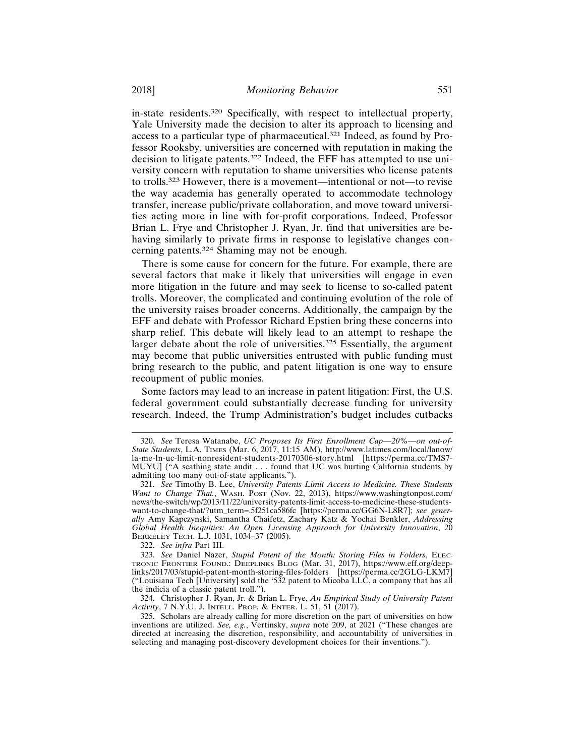in-state residents.[320] Specifically, with respect to intellectual property, Yale University made the decision to alter its approach to licensing and access to a particular type of pharmaceutical.[321] Indeed, as found by Professor Rooksby, universities are concerned with reputation in making the decision to litigate patents.[322] Indeed, the EFF has attempted to use university concern with reputation to shame universities who license patents to trolls.[323] However, there is a movement—intentional or not—to revise the way academia has generally operated to accommodate technology transfer, increase public/private collaboration, and move toward universities acting more in line with for-profit corporations. Indeed, Professor Brian L. Frye and Christopher J. Ryan, Jr. find that universities are behaving similarly to private firms in response to legislative changes concerning patents.[324] Shaming may not be enough.

There is some cause for concern for the future. For example, there are several factors that make it likely that universities will engage in even more litigation in the future and may seek to license to so-called patent trolls. Moreover, the complicated and continuing evolution of the role of the university raises broader concerns. Additionally, the campaign by the EFF and debate with Professor Richard Epstien bring these concerns into sharp relief. This debate will likely lead to an attempt to reshape the larger debate about the role of universities.[325] Essentially, the argument may become that public universities entrusted with public funding must bring research to the public, and patent litigation is one way to ensure recoupment of public monies.

Some factors may lead to an increase in patent litigation: First, the U.S. federal government could substantially decrease funding for university research. Indeed, the Trump Administration's budget includes cutbacks

---

320. *See* Teresa Watanabe, *UC Proposes Its First Enrollment Cap—20%—on out-of-State Students*, L.A. TIMES (Mar. 6, 2017, 11:15 AM), http://www.latimes.com/local/lanow/la-me-ln-uc-limit-nonresident-students-20170306-story.html [https://perma.cc/TMS7-MUYU] ("A scathing state audit . . . found that UC was hurting California students by admitting too many out-of-state applicants.").

321. *See* Timothy B. Lee, *University Patents Limit Access to Medicine. These Students Want to Change That.*, WASH. POST (Nov. 22, 2013), https://www.washingtonpost.com/news/the-switch/wp/2013/11/22/university-patents-limit-access-to-medicine-these-students-want-to-change-that/?utm_term=.5f251ca586fc [https://perma.cc/GG6N-L8R7]; *see generally* Amy Kapczynski, Samantha Chaifetz, Zachary Katz & Yochai Benkler, *Addressing Global Health Inequities: An Open Licensing Approach for University Innovation*, 20 BERKELEY TECH. L.J. 1031, 1034–37 (2005).

322. *See infra* Part III.

323. *See* Daniel Nazer, *Stupid Patent of the Month: Storing Files in Folders*, ELECTRONIC FRONTIER FOUND.: DEEPLINKS BLOG (Mar. 31, 2017), https://www.eff.org/deeplinks/2017/03/stupid-patent-month-storing-files-folders [https://perma.cc/2GLG-LKM7] ("Louisiana Tech [University] sold the '532 patent to Micoba LLC, a company that has all the indicia of a classic patent troll.").

324. Christopher J. Ryan, Jr. & Brian L. Frye, *An Empirical Study of University Patent Activity*, 7 N.Y.U. J. INTELL. PROP. & ENTER. L. 51, 51 (2017).

325. Scholars are already calling for more discretion on the part of universities on how inventions are utilized. *See, e.g.*, Vertinsky, *supra* note 209, at 2021 ("These changes are directed at increasing the discretion, responsibility, and accountability of universities in selecting and managing post-discovery development choices for their inventions.").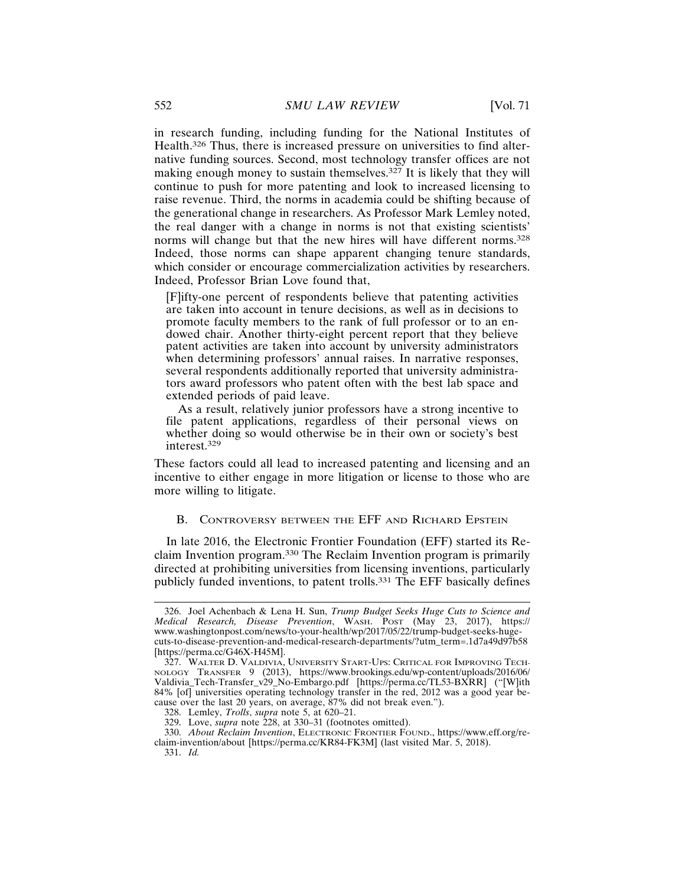in research funding, including funding for the National Institutes of Health.[326] Thus, there is increased pressure on universities to find alternative funding sources. Second, most technology transfer offices are not making enough money to sustain themselves.[327] It is likely that they will continue to push for more patenting and look to increased licensing to raise revenue. Third, the norms in academia could be shifting because of the generational change in researchers. As Professor Mark Lemley noted, the real danger with a change in norms is not that existing scientists' norms will change but that the new hires will have different norms.[328] Indeed, those norms can shape apparent changing tenure standards, which consider or encourage commercialization activities by researchers. Indeed, Professor Brian Love found that,

> [F]ifty-one percent of respondents believe that patenting activities are taken into account in tenure decisions, as well as in decisions to promote faculty members to the rank of full professor or to an endowed chair. Another thirty-eight percent report that they believe patent activities are taken into account by university administrators when determining professors' annual raises. In narrative responses, several respondents additionally reported that university administrators award professors who patent often with the best lab space and extended periods of paid leave.
>
> As a result, relatively junior professors have a strong incentive to file patent applications, regardless of their personal views on whether doing so would otherwise be in their own or society's best interest.[329]

These factors could all lead to increased patenting and licensing and an incentive to either engage in more litigation or license to those who are more willing to litigate.

### B. Controversy between the EFF and Richard Epstein

In late 2016, the Electronic Frontier Foundation (EFF) started its Reclaim Invention program.[330] The Reclaim Invention program is primarily directed at prohibiting universities from licensing inventions, particularly publicly funded inventions, to patent trolls.[331] The EFF basically defines

---

326. Joel Achenbach & Lena H. Sun, *Trump Budget Seeks Huge Cuts to Science and Medical Research, Disease Prevention*, Wash. Post (May 23, 2017), https://www.washingtonpost.com/news/to-your-health/wp/2017/05/22/trump-budget-seeks-huge-cuts-to-disease-prevention-and-medical-research-departments/?utm_term=.1d7a49d97b58 [https://perma.cc/G46X-H45M].

327. Walter D. Valdivia, University Start-Ups: Critical for Improving Technology Transfer 9 (2013), https://www.brookings.edu/wp-content/uploads/2016/06/Valdivia_Tech-Transfer_v29_No-Embargo.pdf [https://perma.cc/TL53-BXRR] ("[W]ith 84% [of] universities operating technology transfer in the red, 2012 was a good year because over the last 20 years, on average, 87% did not break even.").

328. Lemley, *Trolls*, *supra* note 5, at 620–21.

329. Love, *supra* note 228, at 330–31 (footnotes omitted).

330. *About Reclaim Invention*, Electronic Frontier Found., https://www.eff.org/reclaim-invention/about [https://perma.cc/KR84-FK3M] (last visited Mar. 5, 2018).

331. *Id.*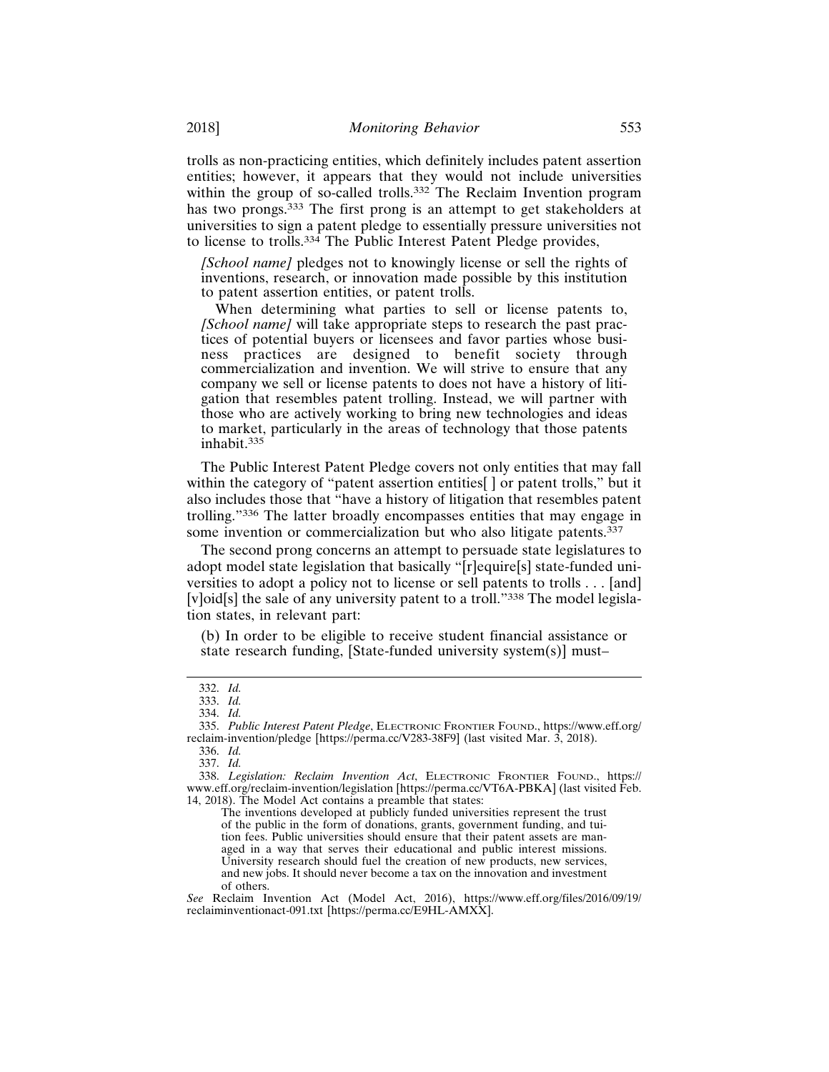trolls as non-practicing entities, which definitely includes patent assertion entities; however, it appears that they would not include universities within the group of so-called trolls.[332] The Reclaim Invention program has two prongs.[333] The first prong is an attempt to get stakeholders at universities to sign a patent pledge to essentially pressure universities not to license to trolls.[334] The Public Interest Patent Pledge provides,

> *[School name]* pledges not to knowingly license or sell the rights of inventions, research, or innovation made possible by this institution to patent assertion entities, or patent trolls.
>
> When determining what parties to sell or license patents to, *[School name]* will take appropriate steps to research the past practices of potential buyers or licensees and favor parties whose business practices are designed to benefit society through commercialization and invention. We will strive to ensure that any company we sell or license patents to does not have a history of litigation that resembles patent trolling. Instead, we will partner with those who are actively working to bring new technologies and ideas to market, particularly in the areas of technology that those patents inhabit.[335]

The Public Interest Patent Pledge covers not only entities that may fall within the category of "patent assertion entities[ ] or patent trolls," but it also includes those that "have a history of litigation that resembles patent trolling."[336] The latter broadly encompasses entities that may engage in some invention or commercialization but who also litigate patents.[337]

The second prong concerns an attempt to persuade state legislatures to adopt model state legislation that basically "[r]equire[s] state-funded universities to adopt a policy not to license or sell patents to trolls . . . [and] [v]oid[s] the sale of any university patent to a troll."[338] The model legislation states, in relevant part:

> (b) In order to be eligible to receive student financial assistance or state research funding, [State-funded university system(s)] must–

---

332. *Id.*

333. *Id.*

334. *Id.*

335. *Public Interest Patent Pledge*, ELECTRONIC FRONTIER FOUND., https://www.eff.org/reclaim-invention/pledge [https://perma.cc/V283-38F9] (last visited Mar. 3, 2018).

336. *Id.*

337. *Id.*

338. *Legislation: Reclaim Invention Act*, ELECTRONIC FRONTIER FOUND., https://www.eff.org/reclaim-invention/legislation [https://perma.cc/VT6A-PBKA] (last visited Feb. 14, 2018). The Model Act contains a preamble that states:

> The inventions developed at publicly funded universities represent the trust of the public in the form of donations, grants, government funding, and tuition fees. Public universities should ensure that their patent assets are managed in a way that serves their educational and public interest missions. University research should fuel the creation of new products, new services, and new jobs. It should never become a tax on the innovation and investment of others.

*See* Reclaim Invention Act (Model Act, 2016), https://www.eff.org/files/2016/09/19/reclaiminventionact-091.txt [https://perma.cc/E9HL-AMXX].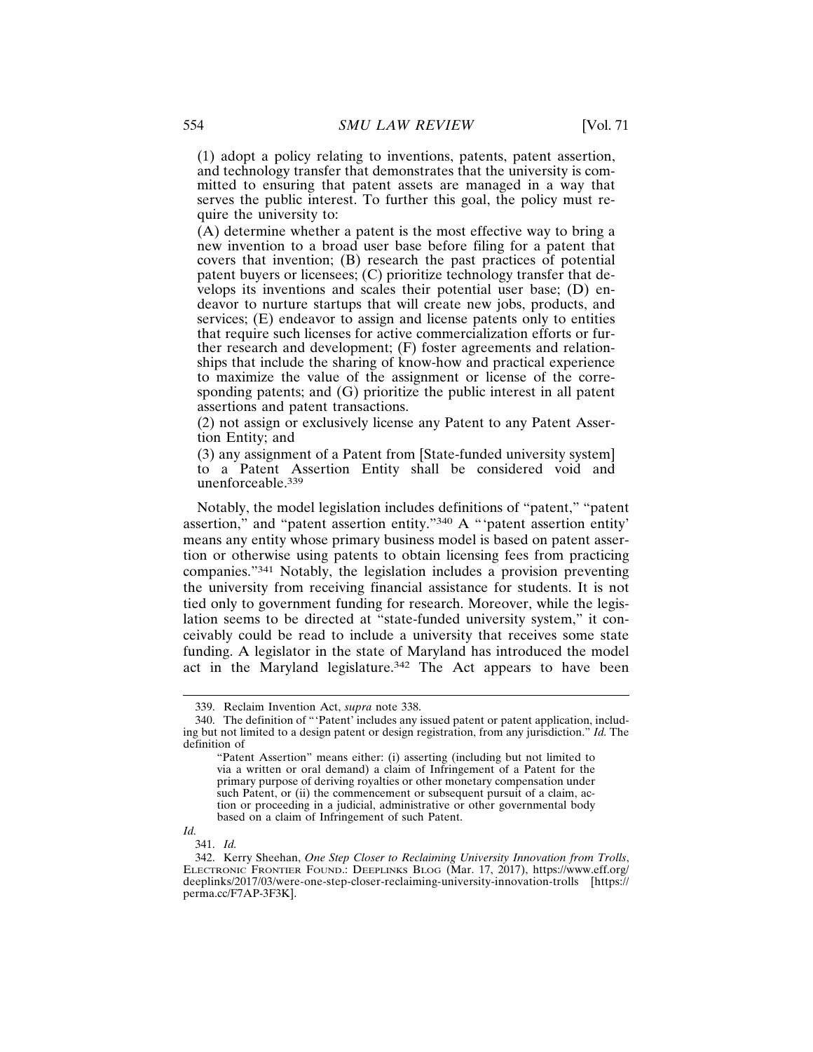(1) adopt a policy relating to inventions, patents, patent assertion, and technology transfer that demonstrates that the university is committed to ensuring that patent assets are managed in a way that serves the public interest. To further this goal, the policy must require the university to:

(A) determine whether a patent is the most effective way to bring a new invention to a broad user base before filing for a patent that covers that invention; (B) research the past practices of potential patent buyers or licensees; (C) prioritize technology transfer that develops its inventions and scales their potential user base; (D) endeavor to nurture startups that will create new jobs, products, and services; (E) endeavor to assign and license patents only to entities that require such licenses for active commercialization efforts or further research and development; (F) foster agreements and relationships that include the sharing of know-how and practical experience to maximize the value of the assignment or license of the corresponding patents; and (G) prioritize the public interest in all patent assertions and patent transactions.

(2) not assign or exclusively license any Patent to any Patent Assertion Entity; and

(3) any assignment of a Patent from [State-funded university system] to a Patent Assertion Entity shall be considered void and unenforceable.[339]

Notably, the model legislation includes definitions of "patent," "patent assertion," and "patent assertion entity."[340] A "'patent assertion entity' means any entity whose primary business model is based on patent assertion or otherwise using patents to obtain licensing fees from practicing companies."[341] Notably, the legislation includes a provision preventing the university from receiving financial assistance for students. It is not tied only to government funding for research. Moreover, while the legislation seems to be directed at "state-funded university system," it conceivably could be read to include a university that receives some state funding. A legislator in the state of Maryland has introduced the model act in the Maryland legislature.[342] The Act appears to have been

---

339. Reclaim Invention Act, *supra* note 338.

340. The definition of "'Patent' includes any issued patent or patent application, including but not limited to a design patent or design registration, from any jurisdiction." *Id.* The definition of

> "Patent Assertion" means either: (i) asserting (including but not limited to via a written or oral demand) a claim of Infringement of a Patent for the primary purpose of deriving royalties or other monetary compensation under such Patent, or (ii) the commencement or subsequent pursuit of a claim, action or proceeding in a judicial, administrative or other governmental body based on a claim of Infringement of such Patent.

*Id.*

341. *Id.*

342. Kerry Sheehan, *One Step Closer to Reclaiming University Innovation from Trolls*, ELECTRONIC FRONTIER FOUND.: DEEPLINKS BLOG (Mar. 17, 2017), https://www.eff.org/deeplinks/2017/03/were-one-step-closer-reclaiming-university-innovation-trolls [https://perma.cc/F7AP-3F3K].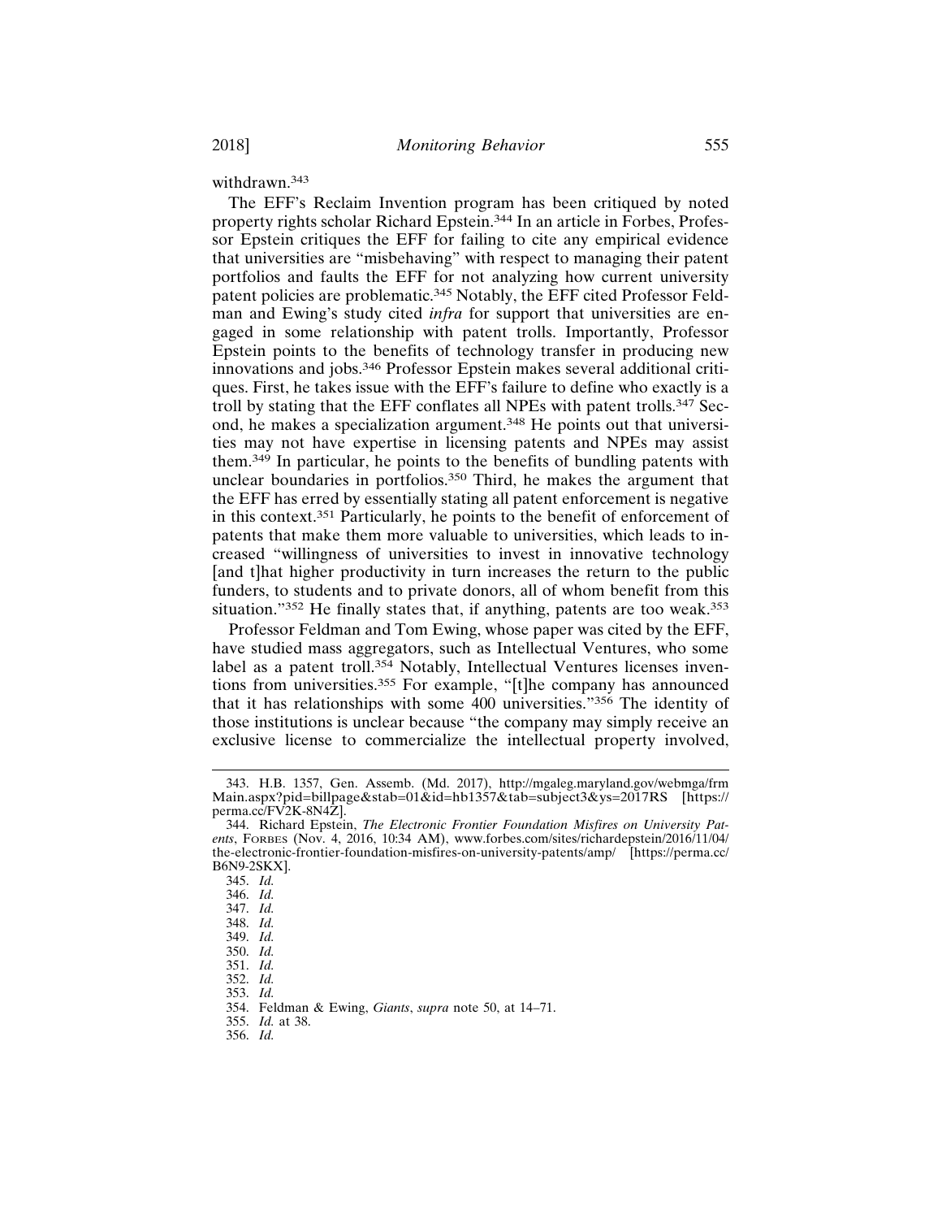withdrawn.[343]

The EFF's Reclaim Invention program has been critiqued by noted property rights scholar Richard Epstein.[344] In an article in Forbes, Professor Epstein critiques the EFF for failing to cite any empirical evidence that universities are "misbehaving" with respect to managing their patent portfolios and faults the EFF for not analyzing how current university patent policies are problematic.[345] Notably, the EFF cited Professor Feldman and Ewing's study cited *infra* for support that universities are engaged in some relationship with patent trolls. Importantly, Professor Epstein points to the benefits of technology transfer in producing new innovations and jobs.[346] Professor Epstein makes several additional critiques. First, he takes issue with the EFF's failure to define who exactly is a troll by stating that the EFF conflates all NPEs with patent trolls.[347] Second, he makes a specialization argument.[348] He points out that universities may not have expertise in licensing patents and NPEs may assist them.[349] In particular, he points to the benefits of bundling patents with unclear boundaries in portfolios.[350] Third, he makes the argument that the EFF has erred by essentially stating all patent enforcement is negative in this context.[351] Particularly, he points to the benefit of enforcement of patents that make them more valuable to universities, which leads to increased "willingness of universities to invest in innovative technology [and t]hat higher productivity in turn increases the return to the public funders, to students and to private donors, all of whom benefit from this situation."[352] He finally states that, if anything, patents are too weak.[353]

Professor Feldman and Tom Ewing, whose paper was cited by the EFF, have studied mass aggregators, such as Intellectual Ventures, who some label as a patent troll.[354] Notably, Intellectual Ventures licenses inventions from universities.[355] For example, "[t]he company has announced that it has relationships with some 400 universities."[356] The identity of those institutions is unclear because "the company may simply receive an exclusive license to commercialize the intellectual property involved,

343. H.B. 1357, Gen. Assemb. (Md. 2017), http://mgaleg.maryland.gov/webmga/frmMain.aspx?pid=billpage&stab=01&id=hb1357&tab=subject3&ys=2017RS [https://perma.cc/FV2K-8N4Z].

344. Richard Epstein, *The Electronic Frontier Foundation Misfires on University Patents*, FORBES (Nov. 4, 2016, 10:34 AM), www.forbes.com/sites/richardepstein/2016/11/04/the-electronic-frontier-foundation-misfires-on-university-patents/amp/ [https://perma.cc/B6N9-2SKX].

345. *Id.*

346. *Id.*

347. *Id.*

348. *Id.*

349. *Id.*

350. *Id.*

351. *Id.*

352. *Id.*

353. *Id.*

354. Feldman & Ewing, *Giants*, *supra* note 50, at 14–71.

355. *Id.* at 38.

356. *Id.*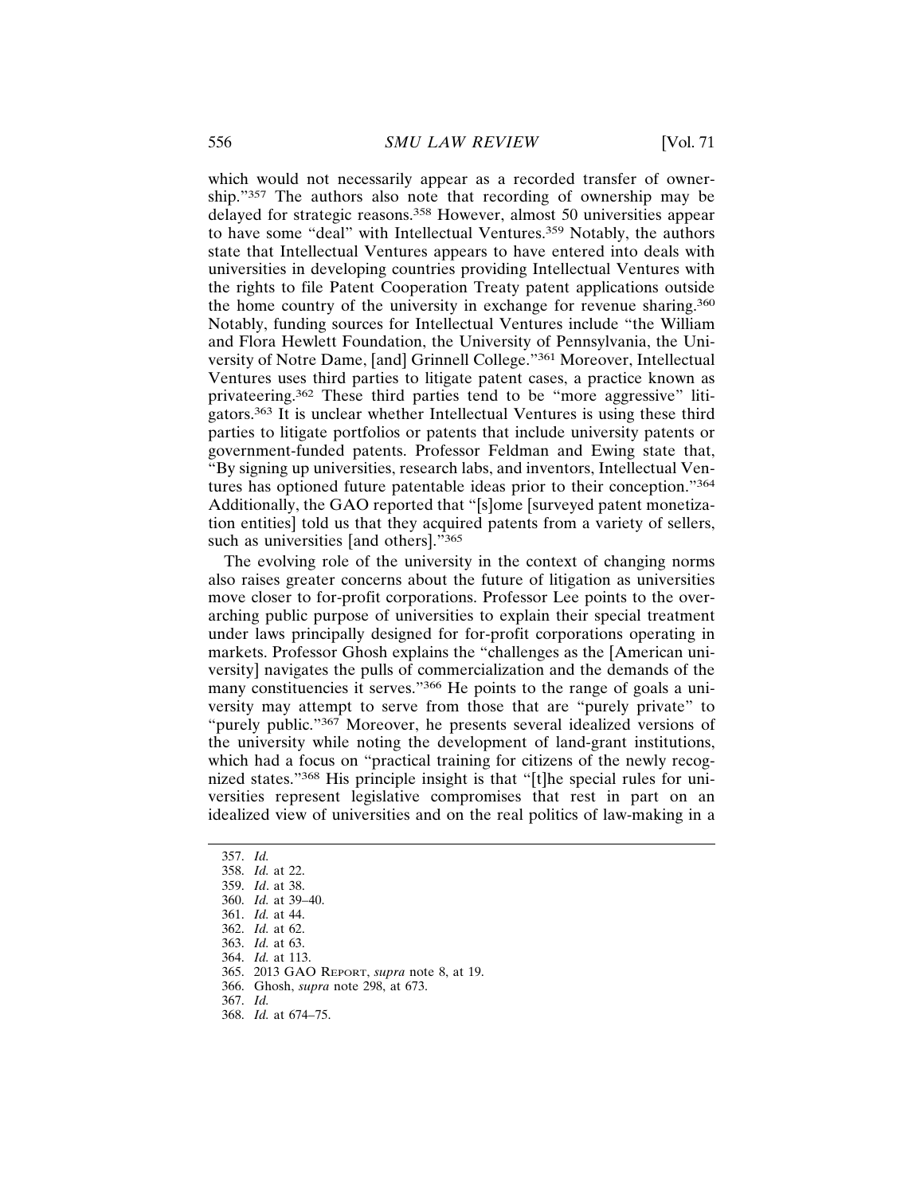which would not necessarily appear as a recorded transfer of ownership."[357] The authors also note that recording of ownership may be delayed for strategic reasons.[358] However, almost 50 universities appear to have some "deal" with Intellectual Ventures.[359] Notably, the authors state that Intellectual Ventures appears to have entered into deals with universities in developing countries providing Intellectual Ventures with the rights to file Patent Cooperation Treaty patent applications outside the home country of the university in exchange for revenue sharing.[360] Notably, funding sources for Intellectual Ventures include "the William and Flora Hewlett Foundation, the University of Pennsylvania, the University of Notre Dame, [and] Grinnell College."[361] Moreover, Intellectual Ventures uses third parties to litigate patent cases, a practice known as privateering.[362] These third parties tend to be "more aggressive" litigators.[363] It is unclear whether Intellectual Ventures is using these third parties to litigate portfolios or patents that include university patents or government-funded patents. Professor Feldman and Ewing state that, "By signing up universities, research labs, and inventors, Intellectual Ventures has optioned future patentable ideas prior to their conception."[364] Additionally, the GAO reported that "[s]ome [surveyed patent monetization entities] told us that they acquired patents from a variety of sellers, such as universities [and others]."[365]

The evolving role of the university in the context of changing norms also raises greater concerns about the future of litigation as universities move closer to for-profit corporations. Professor Lee points to the overarching public purpose of universities to explain their special treatment under laws principally designed for for-profit corporations operating in markets. Professor Ghosh explains the "challenges as the [American university] navigates the pulls of commercialization and the demands of the many constituencies it serves."[366] He points to the range of goals a university may attempt to serve from those that are "purely private" to "purely public."[367] Moreover, he presents several idealized versions of the university while noting the development of land-grant institutions, which had a focus on "practical training for citizens of the newly recognized states."[368] His principle insight is that "[t]he special rules for universities represent legislative compromises that rest in part on an idealized view of universities and on the real politics of law-making in a

---

357. *Id.*
358. *Id.* at 22.
359. *Id*. at 38.
360. *Id.* at 39–40.
361. *Id.* at 44.
362. *Id.* at 62.
363. *Id.* at 63.
364. *Id.* at 113.
365. 2013 GAO REPORT, *supra* note 8, at 19.
366. Ghosh, *supra* note 298, at 673.
367. *Id.*
368. *Id.* at 674–75.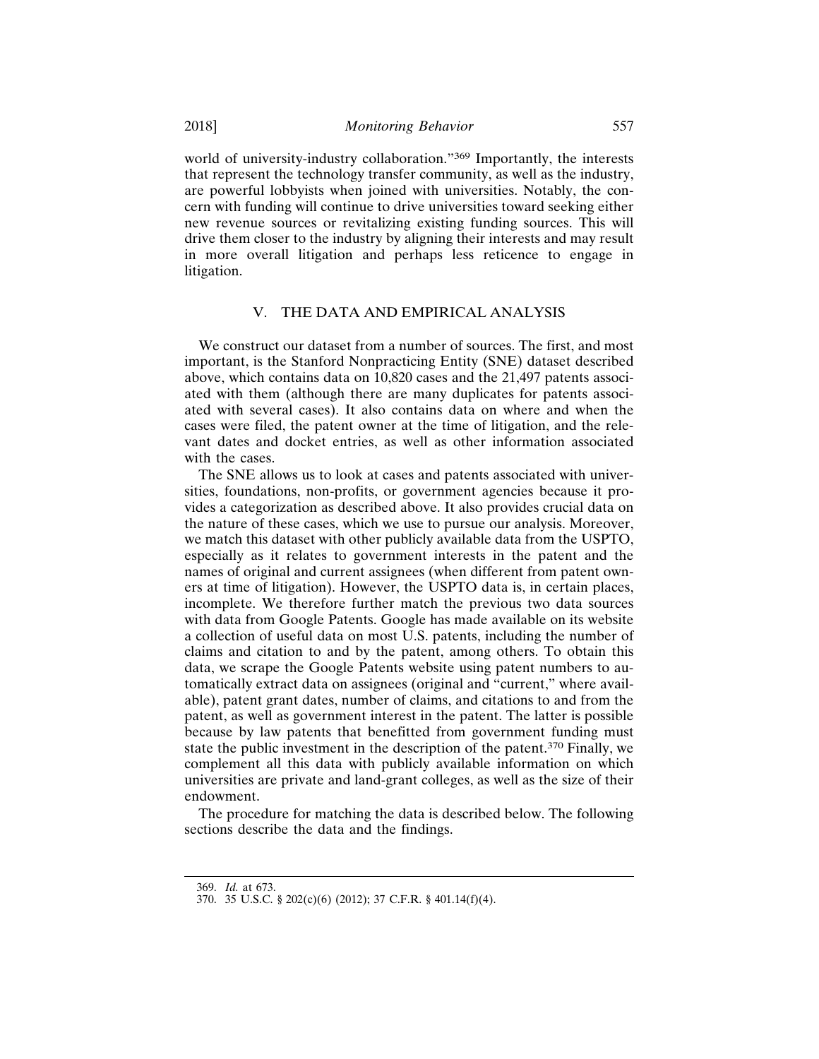world of university-industry collaboration."[369] Importantly, the interests that represent the technology transfer community, as well as the industry, are powerful lobbyists when joined with universities. Notably, the concern with funding will continue to drive universities toward seeking either new revenue sources or revitalizing existing funding sources. This will drive them closer to the industry by aligning their interests and may result in more overall litigation and perhaps less reticence to engage in litigation.

## V. THE DATA AND EMPIRICAL ANALYSIS

We construct our dataset from a number of sources. The first, and most important, is the Stanford Nonpracticing Entity (SNE) dataset described above, which contains data on 10,820 cases and the 21,497 patents associated with them (although there are many duplicates for patents associated with several cases). It also contains data on where and when the cases were filed, the patent owner at the time of litigation, and the relevant dates and docket entries, as well as other information associated with the cases.

The SNE allows us to look at cases and patents associated with universities, foundations, non-profits, or government agencies because it provides a categorization as described above. It also provides crucial data on the nature of these cases, which we use to pursue our analysis. Moreover, we match this dataset with other publicly available data from the USPTO, especially as it relates to government interests in the patent and the names of original and current assignees (when different from patent owners at time of litigation). However, the USPTO data is, in certain places, incomplete. We therefore further match the previous two data sources with data from Google Patents. Google has made available on its website a collection of useful data on most U.S. patents, including the number of claims and citation to and by the patent, among others. To obtain this data, we scrape the Google Patents website using patent numbers to automatically extract data on assignees (original and "current," where available), patent grant dates, number of claims, and citations to and from the patent, as well as government interest in the patent. The latter is possible because by law patents that benefitted from government funding must state the public investment in the description of the patent.[370] Finally, we complement all this data with publicly available information on which universities are private and land-grant colleges, as well as the size of their endowment.

The procedure for matching the data is described below. The following sections describe the data and the findings.

---

369. *Id.* at 673.

370. 35 U.S.C. § 202(c)(6) (2012); 37 C.F.R. § 401.14(f)(4).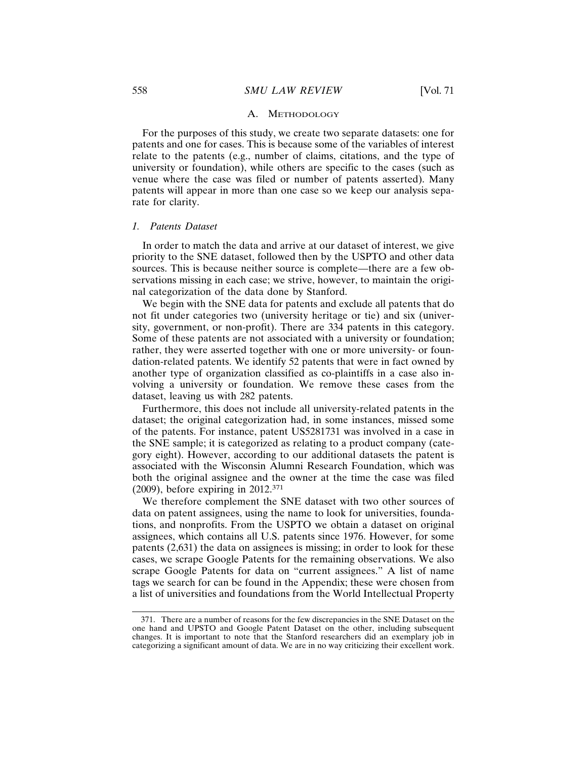### A. Methodology

For the purposes of this study, we create two separate datasets: one for patents and one for cases. This is because some of the variables of interest relate to the patents (e.g., number of claims, citations, and the type of university or foundation), while others are specific to the cases (such as venue where the case was filed or number of patents asserted). Many patents will appear in more than one case so we keep our analysis separate for clarity.

#### *1. Patents Dataset*

In order to match the data and arrive at our dataset of interest, we give priority to the SNE dataset, followed then by the USPTO and other data sources. This is because neither source is complete—there are a few observations missing in each case; we strive, however, to maintain the original categorization of the data done by Stanford.

We begin with the SNE data for patents and exclude all patents that do not fit under categories two (university heritage or tie) and six (university, government, or non-profit). There are 334 patents in this category. Some of these patents are not associated with a university or foundation; rather, they were asserted together with one or more university- or foundation-related patents. We identify 52 patents that were in fact owned by another type of organization classified as co-plaintiffs in a case also involving a university or foundation. We remove these cases from the dataset, leaving us with 282 patents.

Furthermore, this does not include all university-related patents in the dataset; the original categorization had, in some instances, missed some of the patents. For instance, patent US5281731 was involved in a case in the SNE sample; it is categorized as relating to a product company (category eight). However, according to our additional datasets the patent is associated with the Wisconsin Alumni Research Foundation, which was both the original assignee and the owner at the time the case was filed (2009), before expiring in 2012.[371]

We therefore complement the SNE dataset with two other sources of data on patent assignees, using the name to look for universities, foundations, and nonprofits. From the USPTO we obtain a dataset on original assignees, which contains all U.S. patents since 1976. However, for some patents (2,631) the data on assignees is missing; in order to look for these cases, we scrape Google Patents for the remaining observations. We also scrape Google Patents for data on "current assignees." A list of name tags we search for can be found in the Appendix; these were chosen from a list of universities and foundations from the World Intellectual Property

---

371. There are a number of reasons for the few discrepancies in the SNE Dataset on the one hand and UPSTO and Google Patent Dataset on the other, including subsequent changes. It is important to note that the Stanford researchers did an exemplary job in categorizing a significant amount of data. We are in no way criticizing their excellent work.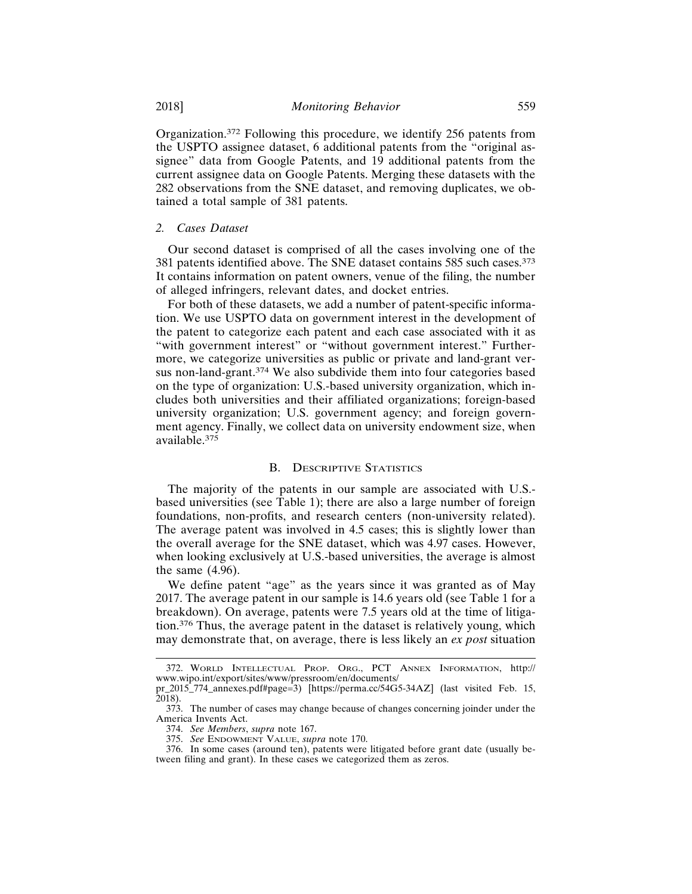Organization.[372] Following this procedure, we identify 256 patents from the USPTO assignee dataset, 6 additional patents from the "original assignee" data from Google Patents, and 19 additional patents from the current assignee data on Google Patents. Merging these datasets with the 282 observations from the SNE dataset, and removing duplicates, we obtained a total sample of 381 patents.

### *2. Cases Dataset*

Our second dataset is comprised of all the cases involving one of the 381 patents identified above. The SNE dataset contains 585 such cases.[373] It contains information on patent owners, venue of the filing, the number of alleged infringers, relevant dates, and docket entries.

For both of these datasets, we add a number of patent-specific information. We use USPTO data on government interest in the development of the patent to categorize each patent and each case associated with it as "with government interest" or "without government interest." Furthermore, we categorize universities as public or private and land-grant versus non-land-grant.[374] We also subdivide them into four categories based on the type of organization: U.S.-based university organization, which includes both universities and their affiliated organizations; foreign-based university organization; U.S. government agency; and foreign government agency. Finally, we collect data on university endowment size, when available.[375]

## B. Descriptive Statistics

The majority of the patents in our sample are associated with U.S.-based universities (see Table 1); there are also a large number of foreign foundations, non-profits, and research centers (non-university related). The average patent was involved in 4.5 cases; this is slightly lower than the overall average for the SNE dataset, which was 4.97 cases. However, when looking exclusively at U.S.-based universities, the average is almost the same (4.96).

We define patent "age" as the years since it was granted as of May 2017. The average patent in our sample is 14.6 years old (see Table 1 for a breakdown). On average, patents were 7.5 years old at the time of litigation.[376] Thus, the average patent in the dataset is relatively young, which may demonstrate that, on average, there is less likely an *ex post* situation

---

372. World Intellectual Prop. Org., PCT Annex Information, http://www.wipo.int/export/sites/www/pressroom/en/documents/pr_2015_774_annexes.pdf#page=3) [https://perma.cc/54G5-34AZ] (last visited Feb. 15, 2018).

373. The number of cases may change because of changes concerning joinder under the America Invents Act.

374. *See Members*, *supra* note 167.

375. *See* Endowment Value, *supra* note 170.

376. In some cases (around ten), patents were litigated before grant date (usually between filing and grant). In these cases we categorized them as zeros.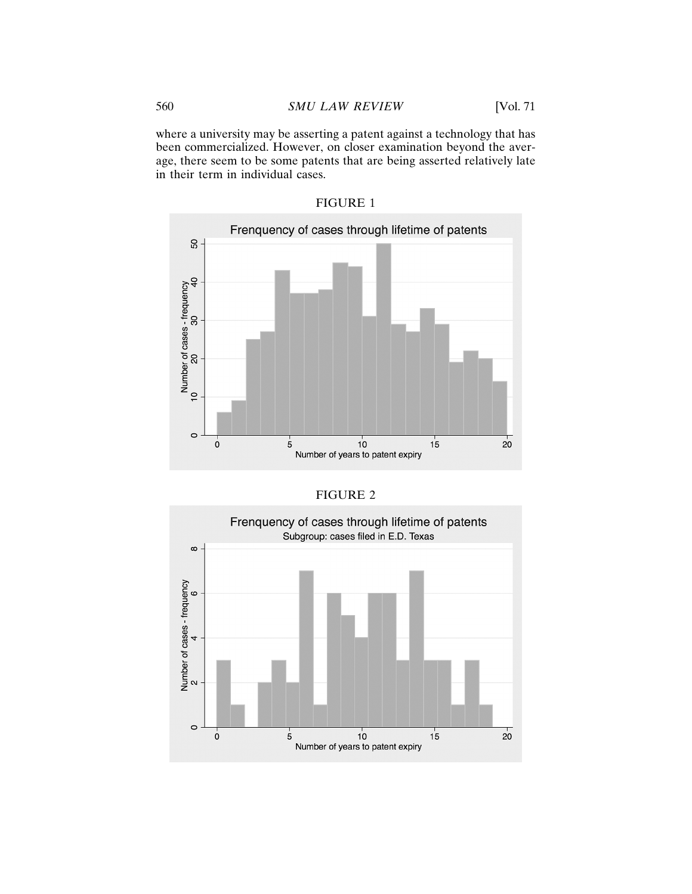where a university may be asserting a patent against a technology that has been commercialized. However, on closer examination beyond the average, there seem to be some patents that are being asserted relatively late in their term in individual cases.

FIGURE 1

Frenquency of cases through lifetime of patents

Number of cases - frequency

0
10
20
30
40
50

0
5
10
15
20

Number of years to patent expiry

FIGURE 2

Frenquency of cases through lifetime of patents

Subgroup: cases filed in E.D. Texas

Number of cases - frequency

0
2
4
6
8

0
5
10
15
20

Number of years to patent expiry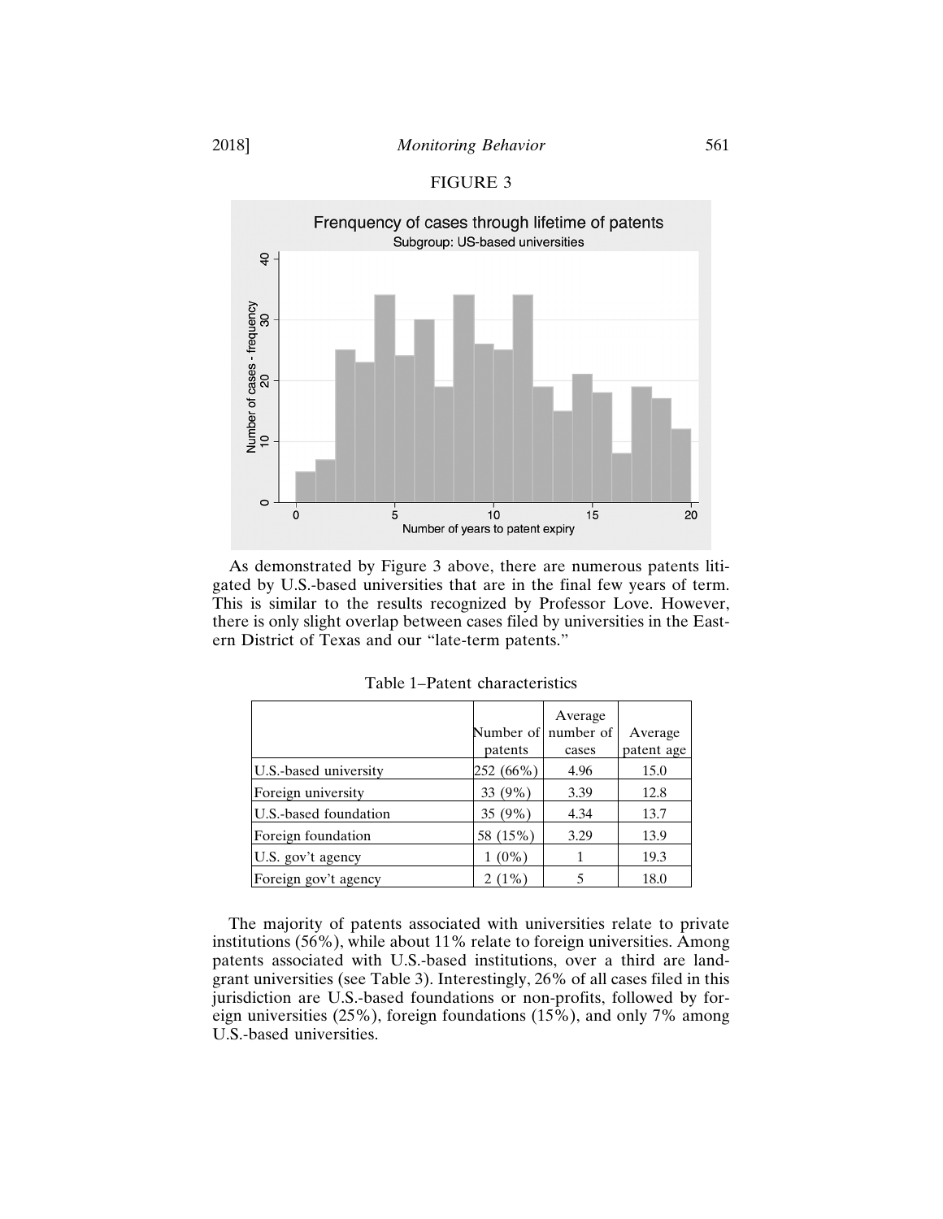FIGURE 3

Frenquency of cases through lifetime of patents

Subgroup: US-based universities

Number of cases - frequency

0
10
20
30
40

0
5
10
15
20

Number of years to patent expiry

As demonstrated by Figure 3 above, there are numerous patents litigated by U.S.-based universities that are in the final few years of term. This is similar to the results recognized by Professor Love. However, there is only slight overlap between cases filed by universities in the Eastern District of Texas and our "late-term patents."

Table 1–Patent characteristics

| | Number of patents | Average number of cases | Average patent age |
|---|---|---|---|
| U.S.-based university | 252 (66%) | 4.96 | 15.0 |
| Foreign university | 33 (9%) | 3.39 | 12.8 |
| U.S.-based foundation | 35 (9%) | 4.34 | 13.7 |
| Foreign foundation | 58 (15%) | 3.29 | 13.9 |
| U.S. gov't agency | 1 (0%) | 1 | 19.3 |
| Foreign gov't agency | 2 (1%) | 5 | 18.0 |

The majority of patents associated with universities relate to private institutions (56%), while about 11% relate to foreign universities. Among patents associated with U.S.-based institutions, over a third are land-grant universities (see Table 3). Interestingly, 26% of all cases filed in this jurisdiction are U.S.-based foundations or non-profits, followed by foreign universities (25%), foreign foundations (15%), and only 7% among U.S.-based universities.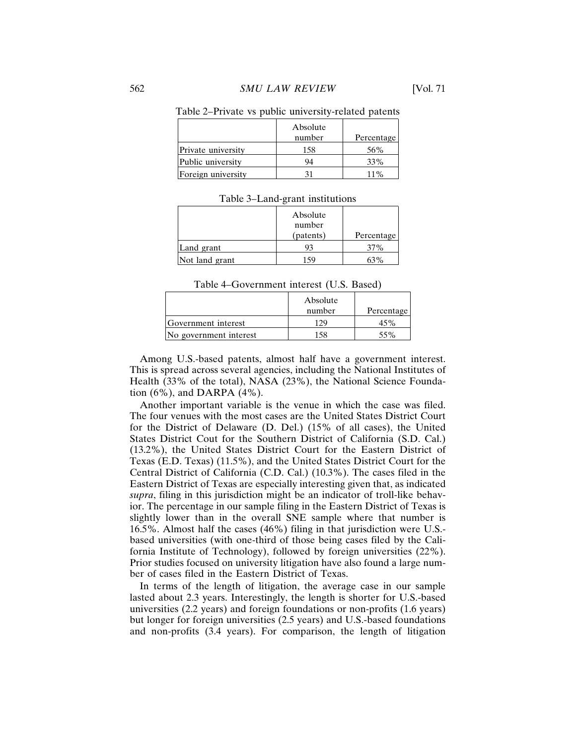Table 2–Private vs public university-related patents

| | Absolute number | Percentage |
|---|---|---|
| Private university | 158 | 56% |
| Public university | 94 | 33% |
| Foreign university | 31 | 11% |

Table 3–Land-grant institutions

| | Absolute number (patents) | Percentage |
|---|---|---|
| Land grant | 93 | 37% |
| Not land grant | 159 | 63% |

Table 4–Government interest (U.S. Based)

| | Absolute number | Percentage |
|---|---|---|
| Government interest | 129 | 45% |
| No government interest | 158 | 55% |

Among U.S.-based patents, almost half have a government interest. This is spread across several agencies, including the National Institutes of Health (33% of the total), NASA (23%), the National Science Foundation (6%), and DARPA (4%).

Another important variable is the venue in which the case was filed. The four venues with the most cases are the United States District Court for the District of Delaware (D. Del.) (15% of all cases), the United States District Cout for the Southern District of California (S.D. Cal.) (13.2%), the United States District Court for the Eastern District of Texas (E.D. Texas) (11.5%), and the United States District Court for the Central District of California (C.D. Cal.) (10.3%). The cases filed in the Eastern District of Texas are especially interesting given that, as indicated *supra*, filing in this jurisdiction might be an indicator of troll-like behavior. The percentage in our sample filing in the Eastern District of Texas is slightly lower than in the overall SNE sample where that number is 16.5%. Almost half the cases (46%) filing in that jurisdiction were U.S.-based universities (with one-third of those being cases filed by the California Institute of Technology), followed by foreign universities (22%). Prior studies focused on university litigation have also found a large number of cases filed in the Eastern District of Texas.

In terms of the length of litigation, the average case in our sample lasted about 2.3 years. Interestingly, the length is shorter for U.S.-based universities (2.2 years) and foreign foundations or non-profits (1.6 years) but longer for foreign universities (2.5 years) and U.S.-based foundations and non-profits (3.4 years). For comparison, the length of litigation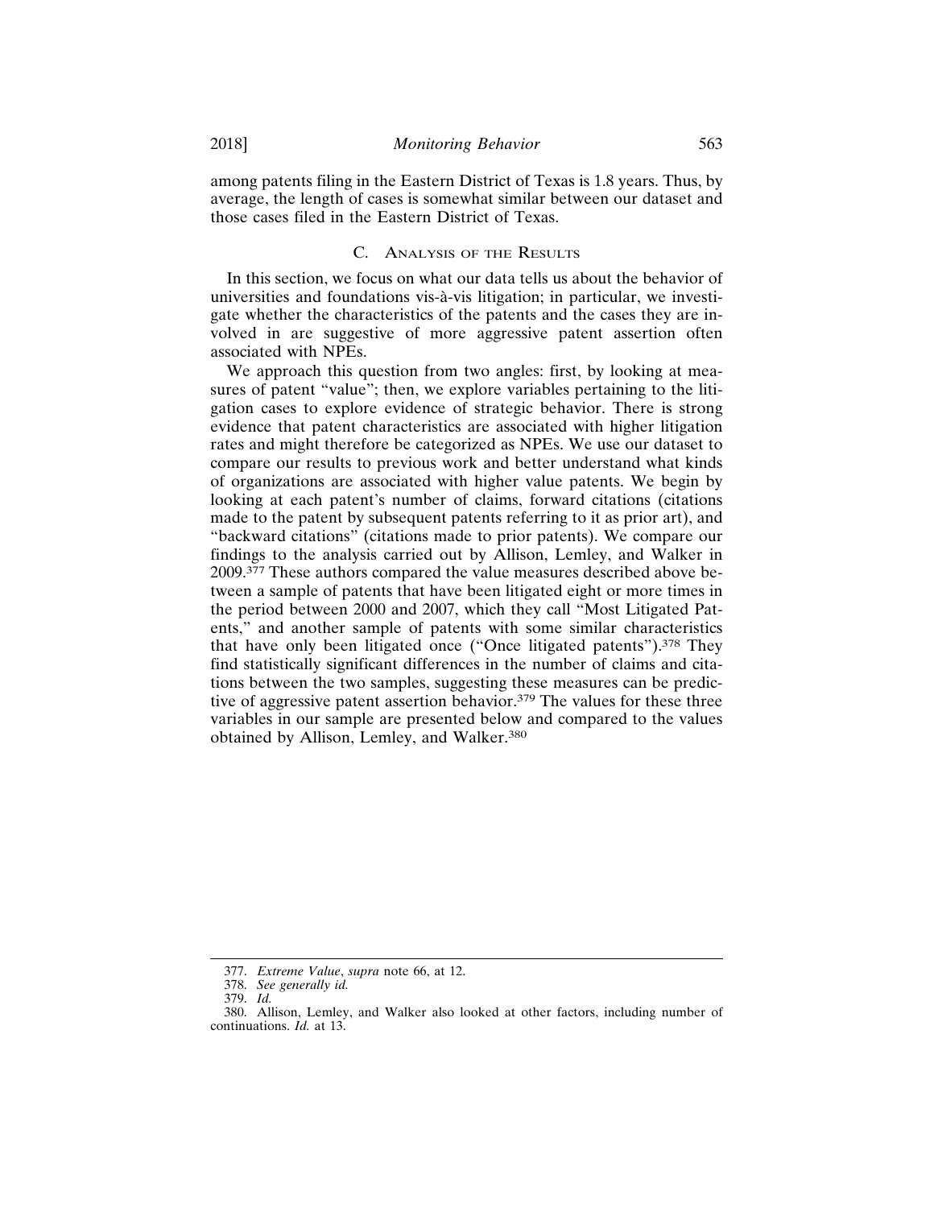among patents filing in the Eastern District of Texas is 1.8 years. Thus, by average, the length of cases is somewhat similar between our dataset and those cases filed in the Eastern District of Texas.

### C. Analysis of the Results

In this section, we focus on what our data tells us about the behavior of universities and foundations vis-à-vis litigation; in particular, we investigate whether the characteristics of the patents and the cases they are involved in are suggestive of more aggressive patent assertion often associated with NPEs.

We approach this question from two angles: first, by looking at measures of patent "value"; then, we explore variables pertaining to the litigation cases to explore evidence of strategic behavior. There is strong evidence that patent characteristics are associated with higher litigation rates and might therefore be categorized as NPEs. We use our dataset to compare our results to previous work and better understand what kinds of organizations are associated with higher value patents. We begin by looking at each patent's number of claims, forward citations (citations made to the patent by subsequent patents referring to it as prior art), and "backward citations" (citations made to prior patents). We compare our findings to the analysis carried out by Allison, Lemley, and Walker in 2009.[377] These authors compared the value measures described above between a sample of patents that have been litigated eight or more times in the period between 2000 and 2007, which they call "Most Litigated Patents," and another sample of patents with some similar characteristics that have only been litigated once ("Once litigated patents").[378] They find statistically significant differences in the number of claims and citations between the two samples, suggesting these measures can be predictive of aggressive patent assertion behavior.[379] The values for these three variables in our sample are presented below and compared to the values obtained by Allison, Lemley, and Walker.[380]

---

377. *Extreme Value*, *supra* note 66, at 12.

378. *See generally id.*

379. *Id.*

380. Allison, Lemley, and Walker also looked at other factors, including number of continuations. *Id.* at 13.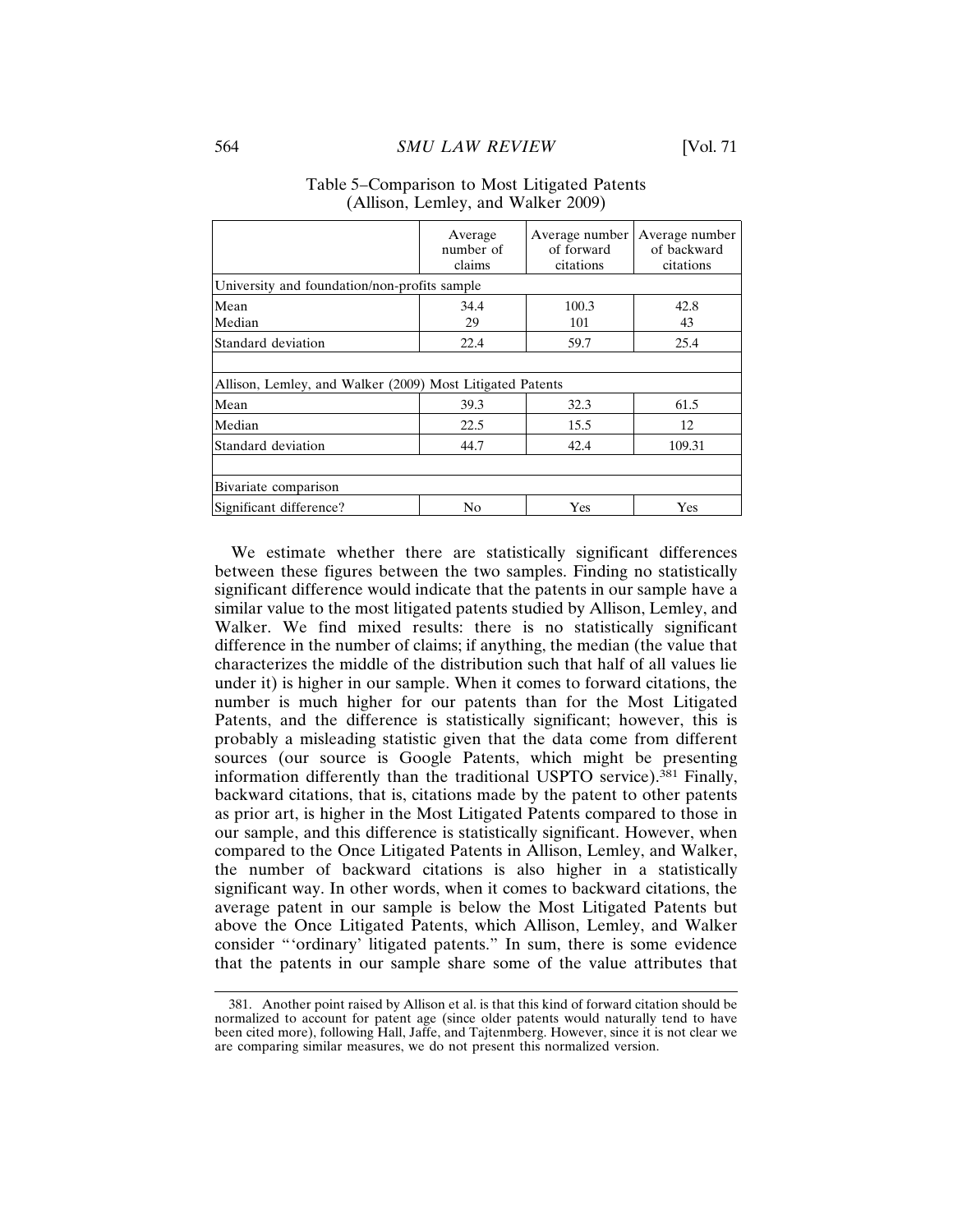Table 5–Comparison to Most Litigated Patents (Allison, Lemley, and Walker 2009)

| | Average number of claims | Average number of forward citations | Average number of backward citations |
|---|---|---|---|
| University and foundation/non-profits sample | | | |
| Mean | 34.4 | 100.3 | 42.8 |
| Median | 29 | 101 | 43 |
| Standard deviation | 22.4 | 59.7 | 25.4 |
| | | | |
| Allison, Lemley, and Walker (2009) Most Litigated Patents | | | |
| Mean | 39.3 | 32.3 | 61.5 |
| Median | 22.5 | 15.5 | 12 |
| Standard deviation | 44.7 | 42.4 | 109.31 |
| | | | |
| Bivariate comparison | | | |
| Significant difference? | No | Yes | Yes |

We estimate whether there are statistically significant differences between these figures between the two samples. Finding no statistically significant difference would indicate that the patents in our sample have a similar value to the most litigated patents studied by Allison, Lemley, and Walker. We find mixed results: there is no statistically significant difference in the number of claims; if anything, the median (the value that characterizes the middle of the distribution such that half of all values lie under it) is higher in our sample. When it comes to forward citations, the number is much higher for our patents than for the Most Litigated Patents, and the difference is statistically significant; however, this is probably a misleading statistic given that the data come from different sources (our source is Google Patents, which might be presenting information differently than the traditional USPTO service).[381] Finally, backward citations, that is, citations made by the patent to other patents as prior art, is higher in the Most Litigated Patents compared to those in our sample, and this difference is statistically significant. However, when compared to the Once Litigated Patents in Allison, Lemley, and Walker, the number of backward citations is also higher in a statistically significant way. In other words, when it comes to backward citations, the average patent in our sample is below the Most Litigated Patents but above the Once Litigated Patents, which Allison, Lemley, and Walker consider "'ordinary' litigated patents." In sum, there is some evidence that the patents in our sample share some of the value attributes that

381. Another point raised by Allison et al. is that this kind of forward citation should be normalized to account for patent age (since older patents would naturally tend to have been cited more), following Hall, Jaffe, and Tajtenmberg. However, since it is not clear we are comparing similar measures, we do not present this normalized version.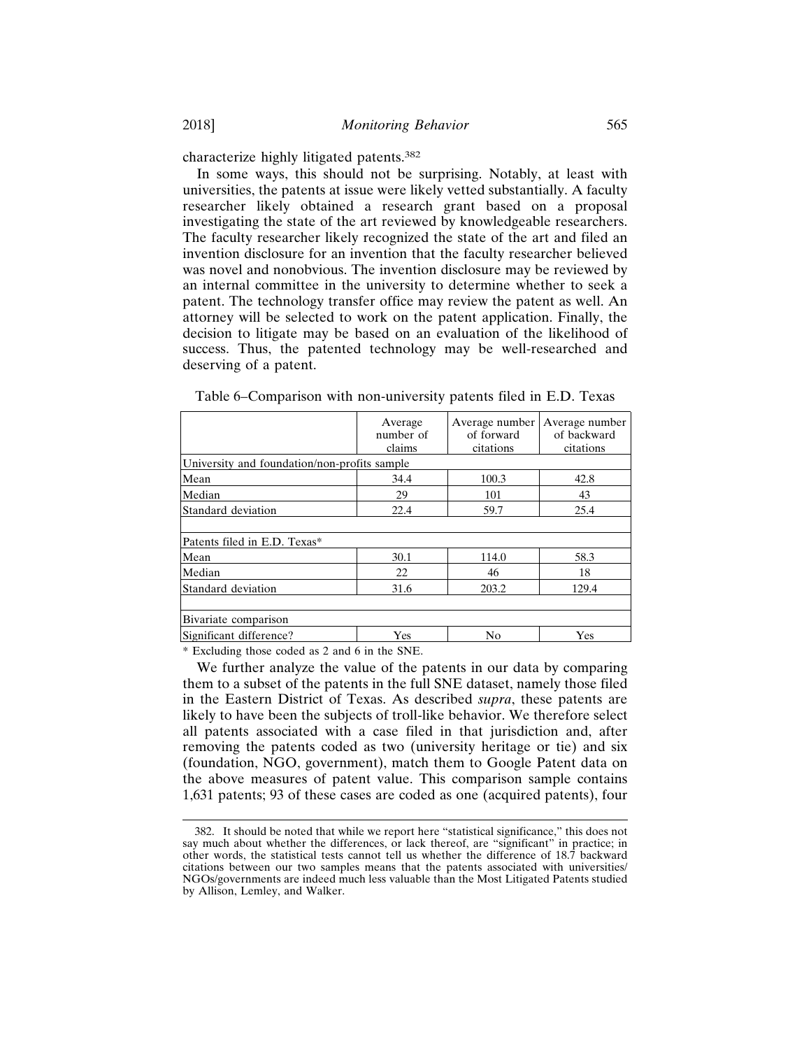characterize highly litigated patents.[382]

In some ways, this should not be surprising. Notably, at least with universities, the patents at issue were likely vetted substantially. A faculty researcher likely obtained a research grant based on a proposal investigating the state of the art reviewed by knowledgeable researchers. The faculty researcher likely recognized the state of the art and filed an invention disclosure for an invention that the faculty researcher believed was novel and nonobvious. The invention disclosure may be reviewed by an internal committee in the university to determine whether to seek a patent. The technology transfer office may review the patent as well. An attorney will be selected to work on the patent application. Finally, the decision to litigate may be based on an evaluation of the likelihood of success. Thus, the patented technology may be well-researched and deserving of a patent.

Table 6–Comparison with non-university patents filed in E.D. Texas

| | Average number of claims | Average number of forward citations | Average number of backward citations |
|---|---|---|---|
| University and foundation/non-profits sample | | | |
| Mean | 34.4 | 100.3 | 42.8 |
| Median | 29 | 101 | 43 |
| Standard deviation | 22.4 | 59.7 | 25.4 |
| | | | |
| Patents filed in E.D. Texas* | | | |
| Mean | 30.1 | 114.0 | 58.3 |
| Median | 22 | 46 | 18 |
| Standard deviation | 31.6 | 203.2 | 129.4 |
| | | | |
| Bivariate comparison | | | |
| Significant difference? | Yes | No | Yes |

\* Excluding those coded as 2 and 6 in the SNE.

We further analyze the value of the patents in our data by comparing them to a subset of the patents in the full SNE dataset, namely those filed in the Eastern District of Texas. As described *supra*, these patents are likely to have been the subjects of troll-like behavior. We therefore select all patents associated with a case filed in that jurisdiction and, after removing the patents coded as two (university heritage or tie) and six (foundation, NGO, government), match them to Google Patent data on the above measures of patent value. This comparison sample contains 1,631 patents; 93 of these cases are coded as one (acquired patents), four

382. It should be noted that while we report here "statistical significance," this does not say much about whether the differences, or lack thereof, are "significant" in practice; in other words, the statistical tests cannot tell us whether the difference of 18.7 backward citations between our two samples means that the patents associated with universities/NGOs/governments are indeed much less valuable than the Most Litigated Patents studied by Allison, Lemley, and Walker.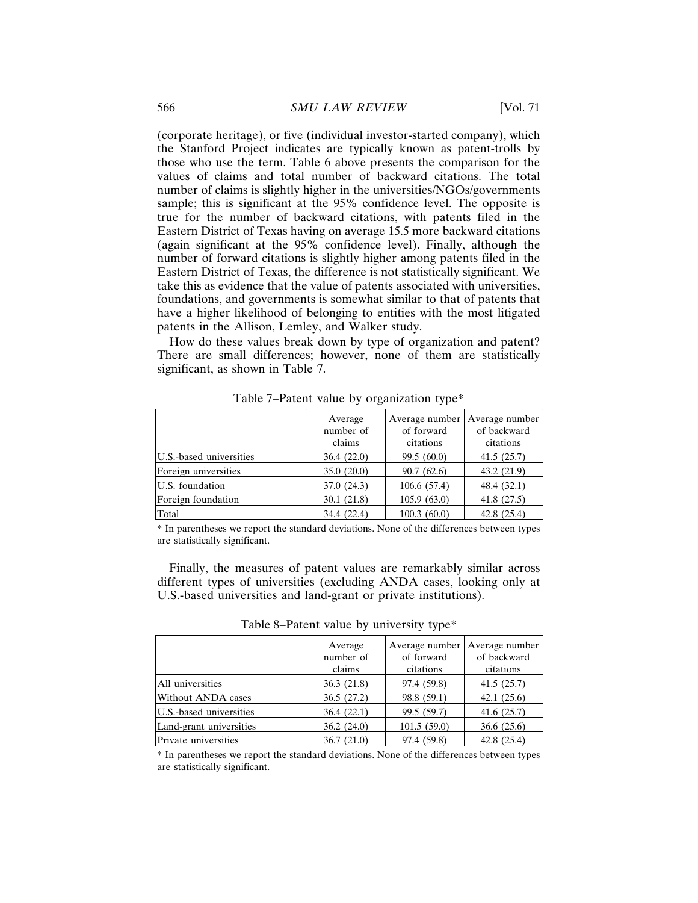(corporate heritage), or five (individual investor-started company), which the Stanford Project indicates are typically known as patent-trolls by those who use the term. Table 6 above presents the comparison for the values of claims and total number of backward citations. The total number of claims is slightly higher in the universities/NGOs/governments sample; this is significant at the 95% confidence level. The opposite is true for the number of backward citations, with patents filed in the Eastern District of Texas having on average 15.5 more backward citations (again significant at the 95% confidence level). Finally, although the number of forward citations is slightly higher among patents filed in the Eastern District of Texas, the difference is not statistically significant. We take this as evidence that the value of patents associated with universities, foundations, and governments is somewhat similar to that of patents that have a higher likelihood of belonging to entities with the most litigated patents in the Allison, Lemley, and Walker study.

How do these values break down by type of organization and patent? There are small differences; however, none of them are statistically significant, as shown in Table 7.

Table 7–Patent value by organization type*

| | Average number of claims | Average number of forward citations | Average number of backward citations |
|---|---|---|---|
| U.S.-based universities | 36.4 (22.0) | 99.5 (60.0) | 41.5 (25.7) |
| Foreign universities | 35.0 (20.0) | 90.7 (62.6) | 43.2 (21.9) |
| U.S. foundation | 37.0 (24.3) | 106.6 (57.4) | 48.4 (32.1) |
| Foreign foundation | 30.1 (21.8) | 105.9 (63.0) | 41.8 (27.5) |
| Total | 34.4 (22.4) | 100.3 (60.0) | 42.8 (25.4) |

* In parentheses we report the standard deviations. None of the differences between types are statistically significant.

Finally, the measures of patent values are remarkably similar across different types of universities (excluding ANDA cases, looking only at U.S.-based universities and land-grant or private institutions).

Table 8–Patent value by university type*

| | Average number of claims | Average number of forward citations | Average number of backward citations |
|---|---|---|---|
| All universities | 36.3 (21.8) | 97.4 (59.8) | 41.5 (25.7) |
| Without ANDA cases | 36.5 (27.2) | 98.8 (59.1) | 42.1 (25.6) |
| U.S.-based universities | 36.4 (22.1) | 99.5 (59.7) | 41.6 (25.7) |
| Land-grant universities | 36.2 (24.0) | 101.5 (59.0) | 36.6 (25.6) |
| Private universities | 36.7 (21.0) | 97.4 (59.8) | 42.8 (25.4) |

* In parentheses we report the standard deviations. None of the differences between types are statistically significant.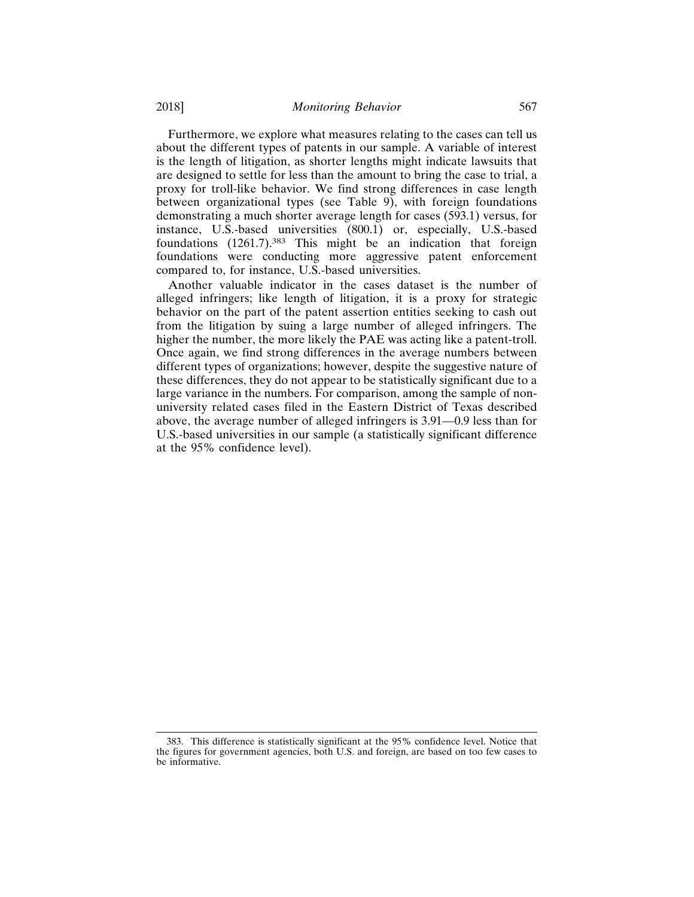Furthermore, we explore what measures relating to the cases can tell us about the different types of patents in our sample. A variable of interest is the length of litigation, as shorter lengths might indicate lawsuits that are designed to settle for less than the amount to bring the case to trial, a proxy for troll-like behavior. We find strong differences in case length between organizational types (see Table 9), with foreign foundations demonstrating a much shorter average length for cases (593.1) versus, for instance, U.S.-based universities (800.1) or, especially, U.S.-based foundations (1261.7).[383] This might be an indication that foreign foundations were conducting more aggressive patent enforcement compared to, for instance, U.S.-based universities.

Another valuable indicator in the cases dataset is the number of alleged infringers; like length of litigation, it is a proxy for strategic behavior on the part of the patent assertion entities seeking to cash out from the litigation by suing a large number of alleged infringers. The higher the number, the more likely the PAE was acting like a patent-troll. Once again, we find strong differences in the average numbers between different types of organizations; however, despite the suggestive nature of these differences, they do not appear to be statistically significant due to a large variance in the numbers. For comparison, among the sample of non-university related cases filed in the Eastern District of Texas described above, the average number of alleged infringers is 3.91—0.9 less than for U.S.-based universities in our sample (a statistically significant difference at the 95% confidence level).

383. This difference is statistically significant at the 95% confidence level. Notice that the figures for government agencies, both U.S. and foreign, are based on too few cases to be informative.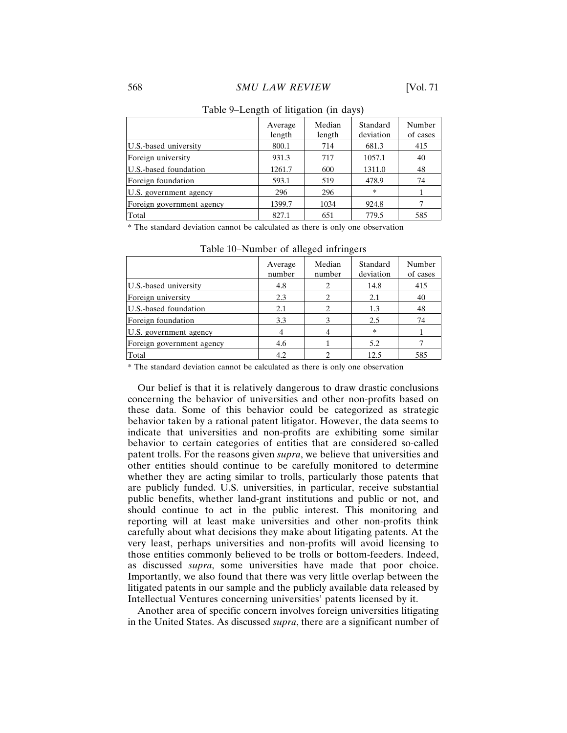Table 9–Length of litigation (in days)

| | Average length | Median length | Standard deviation | Number of cases |
|---|---|---|---|---|
| U.S.-based university | 800.1 | 714 | 681.3 | 415 |
| Foreign university | 931.3 | 717 | 1057.1 | 40 |
| U.S.-based foundation | 1261.7 | 600 | 1311.0 | 48 |
| Foreign foundation | 593.1 | 519 | 478.9 | 74 |
| U.S. government agency | 296 | 296 | * | 1 |
| Foreign government agency | 1399.7 | 1034 | 924.8 | 7 |
| Total | 827.1 | 651 | 779.5 | 585 |

* The standard deviation cannot be calculated as there is only one observation

Table 10–Number of alleged infringers

| | Average number | Median number | Standard deviation | Number of cases |
|---|---|---|---|---|
| U.S.-based university | 4.8 | 2 | 14.8 | 415 |
| Foreign university | 2.3 | 2 | 2.1 | 40 |
| U.S.-based foundation | 2.1 | 2 | 1.3 | 48 |
| Foreign foundation | 3.3 | 3 | 2.5 | 74 |
| U.S. government agency | 4 | 4 | * | 1 |
| Foreign government agency | 4.6 | 1 | 5.2 | 7 |
| Total | 4.2 | 2 | 12.5 | 585 |

* The standard deviation cannot be calculated as there is only one observation

Our belief is that it is relatively dangerous to draw drastic conclusions concerning the behavior of universities and other non-profits based on these data. Some of this behavior could be categorized as strategic behavior taken by a rational patent litigator. However, the data seems to indicate that universities and non-profits are exhibiting some similar behavior to certain categories of entities that are considered so-called patent trolls. For the reasons given *supra*, we believe that universities and other entities should continue to be carefully monitored to determine whether they are acting similar to trolls, particularly those patents that are publicly funded. U.S. universities, in particular, receive substantial public benefits, whether land-grant institutions and public or not, and should continue to act in the public interest. This monitoring and reporting will at least make universities and other non-profits think carefully about what decisions they make about litigating patents. At the very least, perhaps universities and non-profits will avoid licensing to those entities commonly believed to be trolls or bottom-feeders. Indeed, as discussed *supra*, some universities have made that poor choice. Importantly, we also found that there was very little overlap between the litigated patents in our sample and the publicly available data released by Intellectual Ventures concerning universities' patents licensed by it.

Another area of specific concern involves foreign universities litigating in the United States. As discussed *supra*, there are a significant number of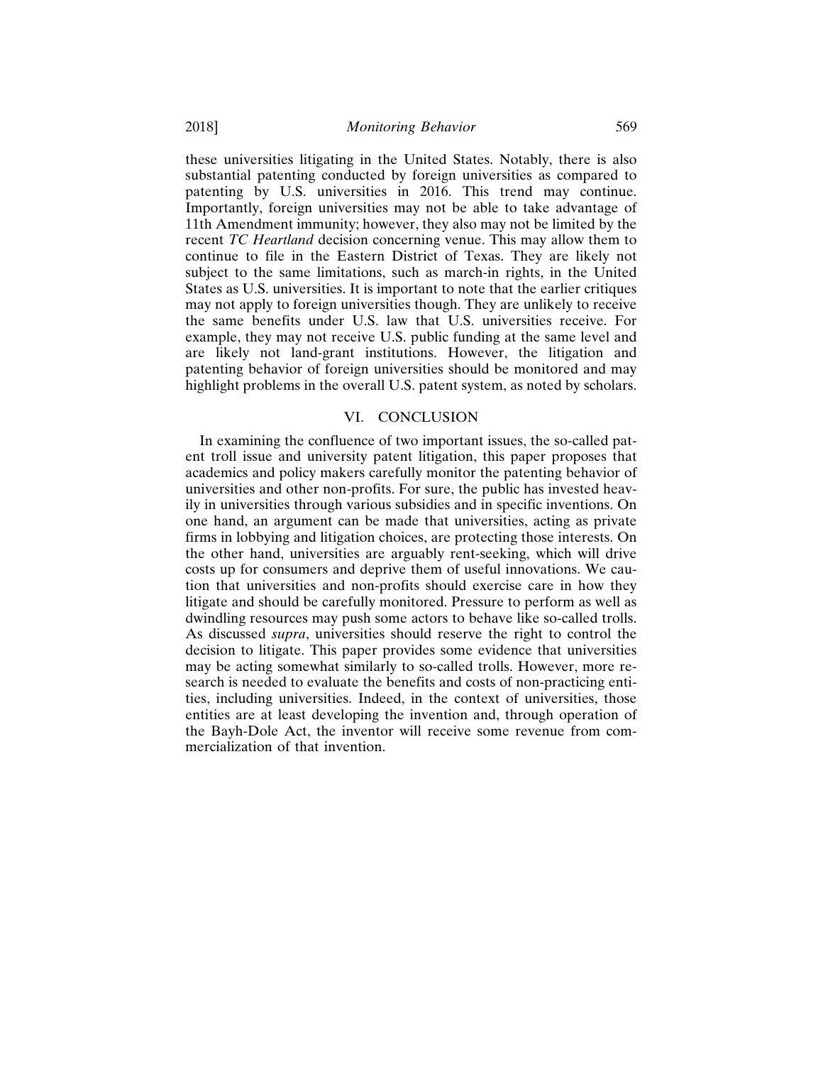these universities litigating in the United States. Notably, there is also substantial patenting conducted by foreign universities as compared to patenting by U.S. universities in 2016. This trend may continue. Importantly, foreign universities may not be able to take advantage of 11th Amendment immunity; however, they also may not be limited by the recent *TC Heartland* decision concerning venue. This may allow them to continue to file in the Eastern District of Texas. They are likely not subject to the same limitations, such as march-in rights, in the United States as U.S. universities. It is important to note that the earlier critiques may not apply to foreign universities though. They are unlikely to receive the same benefits under U.S. law that U.S. universities receive. For example, they may not receive U.S. public funding at the same level and are likely not land-grant institutions. However, the litigation and patenting behavior of foreign universities should be monitored and may highlight problems in the overall U.S. patent system, as noted by scholars.

## VI. CONCLUSION

In examining the confluence of two important issues, the so-called patent troll issue and university patent litigation, this paper proposes that academics and policy makers carefully monitor the patenting behavior of universities and other non-profits. For sure, the public has invested heavily in universities through various subsidies and in specific inventions. On one hand, an argument can be made that universities, acting as private firms in lobbying and litigation choices, are protecting those interests. On the other hand, universities are arguably rent-seeking, which will drive costs up for consumers and deprive them of useful innovations. We caution that universities and non-profits should exercise care in how they litigate and should be carefully monitored. Pressure to perform as well as dwindling resources may push some actors to behave like so-called trolls. As discussed *supra*, universities should reserve the right to control the decision to litigate. This paper provides some evidence that universities may be acting somewhat similarly to so-called trolls. However, more research is needed to evaluate the benefits and costs of non-practicing entities, including universities. Indeed, in the context of universities, those entities are at least developing the invention and, through operation of the Bayh-Dole Act, the inventor will receive some revenue from commercialization of that invention.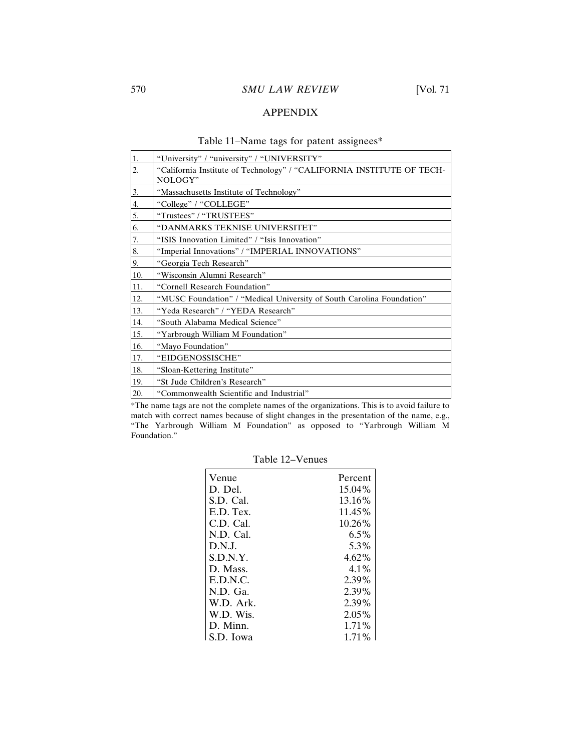## APPENDIX

Table 11–Name tags for patent assignees*

| | |
|---|---|
| 1. | "University" / "university" / "UNIVERSITY" |
| 2. | "California Institute of Technology" / "CALIFORNIA INSTITUTE OF TECHNOLOGY" |
| 3. | "Massachusetts Institute of Technology" |
| 4. | "College" / "COLLEGE" |
| 5. | "Trustees" / "TRUSTEES" |
| 6. | "DANMARKS TEKNISE UNIVERSITET" |
| 7. | "ISIS Innovation Limited" / "Isis Innovation" |
| 8. | "Imperial Innovations" / "IMPERIAL INNOVATIONS" |
| 9. | "Georgia Tech Research" |
| 10. | "Wisconsin Alumni Research" |
| 11. | "Cornell Research Foundation" |
| 12. | "MUSC Foundation" / "Medical University of South Carolina Foundation" |
| 13. | "Yeda Research" / "YEDA Research" |
| 14. | "South Alabama Medical Science" |
| 15. | "Yarbrough William M Foundation" |
| 16. | "Mayo Foundation" |
| 17. | "EIDGENOSSISCHE" |
| 18. | "Sloan-Kettering Institute" |
| 19. | "St Jude Children's Research" |
| 20. | "Commonwealth Scientific and Industrial" |

*The name tags are not the complete names of the organizations. This is to avoid failure to match with correct names because of slight changes in the presentation of the name, e.g., "The Yarbrough William M Foundation" as opposed to "Yarbrough William M Foundation."

Table 12–Venues

| Venue | Percent |
|---|---|
| D. Del. | 15.04% |
| S.D. Cal. | 13.16% |
| E.D. Tex. | 11.45% |
| C.D. Cal. | 10.26% |
| N.D. Cal. | 6.5% |
| D.N.J. | 5.3% |
| S.D.N.Y. | 4.62% |
| D. Mass. | 4.1% |
| E.D.N.C. | 2.39% |
| N.D. Ga. | 2.39% |
| W.D. Ark. | 2.39% |
| W.D. Wis. | 2.05% |
| D. Minn. | 1.71% |
| S.D. Iowa | 1.71% |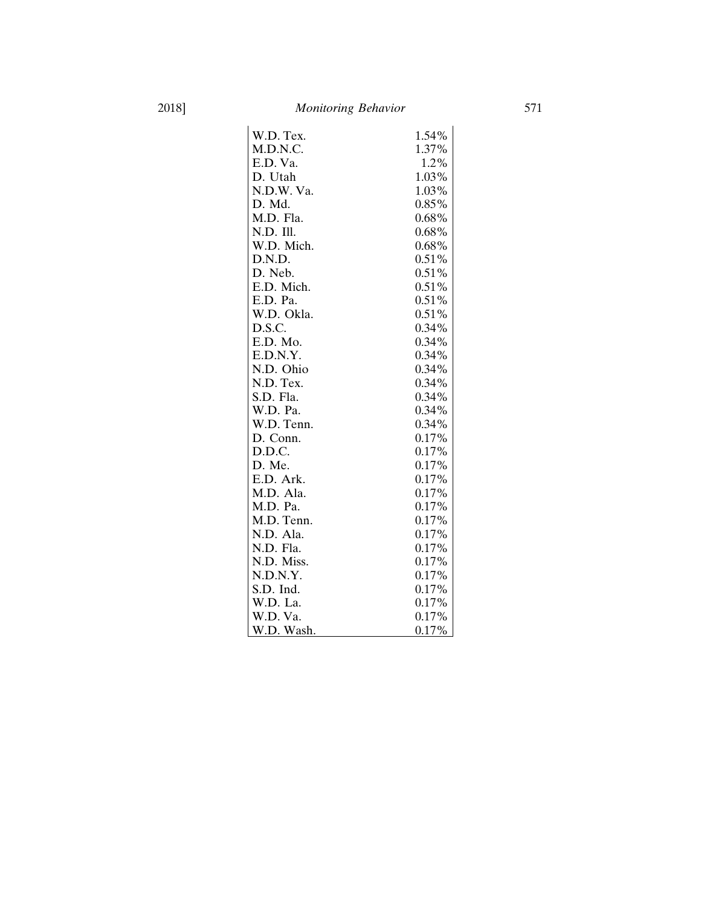| | |
|---|---|
| W.D. Tex. | 1.54% |
| M.D.N.C. | 1.37% |
| E.D. Va. | 1.2% |
| D. Utah | 1.03% |
| N.D.W. Va. | 1.03% |
| D. Md. | 0.85% |
| M.D. Fla. | 0.68% |
| N.D. Ill. | 0.68% |
| W.D. Mich. | 0.68% |
| D.N.D. | 0.51% |
| D. Neb. | 0.51% |
| E.D. Mich. | 0.51% |
| E.D. Pa. | 0.51% |
| W.D. Okla. | 0.51% |
| D.S.C. | 0.34% |
| E.D. Mo. | 0.34% |
| E.D.N.Y. | 0.34% |
| N.D. Ohio | 0.34% |
| N.D. Tex. | 0.34% |
| S.D. Fla. | 0.34% |
| W.D. Pa. | 0.34% |
| W.D. Tenn. | 0.34% |
| D. Conn. | 0.17% |
| D.D.C. | 0.17% |
| D. Me. | 0.17% |
| E.D. Ark. | 0.17% |
| M.D. Ala. | 0.17% |
| M.D. Pa. | 0.17% |
| M.D. Tenn. | 0.17% |
| N.D. Ala. | 0.17% |
| N.D. Fla. | 0.17% |
| N.D. Miss. | 0.17% |
| N.D.N.Y. | 0.17% |
| S.D. Ind. | 0.17% |
| W.D. La. | 0.17% |
| W.D. Va. | 0.17% |
| W.D. Wash. | 0.17% |